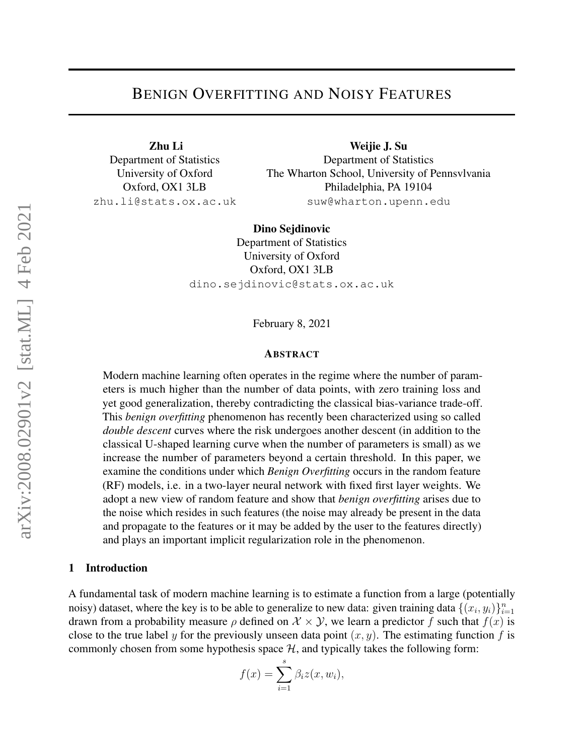# Benign Overfitting and Noisy Features

**Zhu Li**
Department of Statistics
University of Oxford
Oxford, OX1 3LB
zhu.li@stats.ox.ac.uk

**Weijie J. Su**
Department of Statistics
The Wharton School, University of Pennsvlvania
Philadelphia, PA 19104
suw@wharton.upenn.edu

**Dino Sejdinovic**
Department of Statistics
University of Oxford
Oxford, OX1 3LB
dino.sejdinovic@stats.ox.ac.uk

February 8, 2021

## Abstract

Modern machine learning often operates in the regime where the number of parameters is much higher than the number of data points, with zero training loss and yet good generalization, thereby contradicting the classical bias-variance trade-off. This *benign overfitting* phenomenon has recently been characterized using so called *double descent* curves where the risk undergoes another descent (in addition to the classical U-shaped learning curve when the number of parameters is small) as we increase the number of parameters beyond a certain threshold. In this paper, we examine the conditions under which *Benign Overfitting* occurs in the random feature (RF) models, i.e. in a two-layer neural network with fixed first layer weights. We adopt a new view of random feature and show that *benign overfitting* arises due to the noise which resides in such features (the noise may already be present in the data and propagate to the features or it may be added by the user to the features directly) and plays an important implicit regularization role in the phenomenon.

## 1 Introduction

A fundamental task of modern machine learning is to estimate a function from a large (potentially noisy) dataset, where the key is to be able to generalize to new data: given training data $\{(x_i, y_i)\}_{i=1}^n$ drawn from a probability measure $\rho$ defined on $\mathcal{X} \times \mathcal{Y}$, we learn a predictor $f$ such that $f(x)$ is close to the true label $y$ for the previously unseen data point $(x, y)$. The estimating function $f$ is commonly chosen from some hypothesis space $\mathcal{H}$, and typically takes the following form:

$$f(x) = \sum_{i=1}^{s} \beta_i z(x, w_i),$$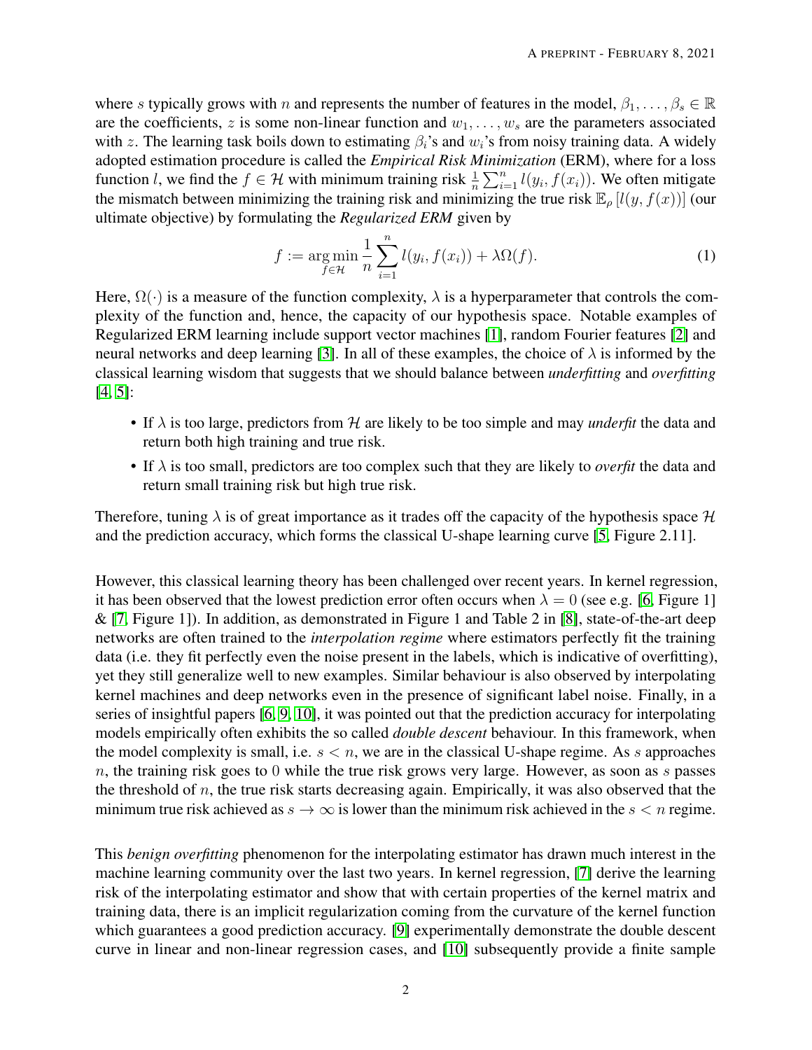where $s$ typically grows with $n$ and represents the number of features in the model, $\beta_1, \ldots, \beta_s \in \mathbb{R}$ are the coefficients, $z$ is some non-linear function and $w_1, \ldots, w_s$ are the parameters associated with $z$. The learning task boils down to estimating $\beta_i$'s and $w_i$'s from noisy training data. A widely adopted estimation procedure is called the *Empirical Risk Minimization* (ERM), where for a loss function $l$, we find the $f \in \mathcal{H}$ with minimum training risk $\frac{1}{n}\sum_{i=1}^{n} l(y_i, f(x_i))$. We often mitigate the mismatch between minimizing the training risk and minimizing the true risk $\mathbb{E}_\rho\left[l(y, f(x))\right]$ (our ultimate objective) by formulating the *Regularized ERM* given by

$$f := \underset{f \in \mathcal{H}}{\arg\min} \frac{1}{n} \sum_{i=1}^{n} l(y_i, f(x_i)) + \lambda \Omega(f). \tag{1}$$

Here, $\Omega(\cdot)$ is a measure of the function complexity, $\lambda$ is a hyperparameter that controls the complexity of the function and, hence, the capacity of our hypothesis space. Notable examples of Regularized ERM learning include support vector machines [1], random Fourier features [2] and neural networks and deep learning [3]. In all of these examples, the choice of $\lambda$ is informed by the classical learning wisdom that suggests that we should balance between *underfitting* and *overfitting* [4, 5]:

- If $\lambda$ is too large, predictors from $\mathcal{H}$ are likely to be too simple and may *underfit* the data and return both high training and true risk.
- If $\lambda$ is too small, predictors are too complex such that they are likely to *overfit* the data and return small training risk but high true risk.

Therefore, tuning $\lambda$ is of great importance as it trades off the capacity of the hypothesis space $\mathcal{H}$ and the prediction accuracy, which forms the classical U-shape learning curve [5, Figure 2.11].

However, this classical learning theory has been challenged over recent years. In kernel regression, it has been observed that the lowest prediction error often occurs when $\lambda = 0$ (see e.g. [6, Figure 1] & [7, Figure 1]). In addition, as demonstrated in Figure 1 and Table 2 in [8], state-of-the-art deep networks are often trained to the *interpolation regime* where estimators perfectly fit the training data (i.e. they fit perfectly even the noise present in the labels, which is indicative of overfitting), yet they still generalize well to new examples. Similar behaviour is also observed by interpolating kernel machines and deep networks even in the presence of significant label noise. Finally, in a series of insightful papers [6, 9, 10], it was pointed out that the prediction accuracy for interpolating models empirically often exhibits the so called *double descent* behaviour. In this framework, when the model complexity is small, i.e. $s < n$, we are in the classical U-shape regime. As $s$ approaches $n$, the training risk goes to 0 while the true risk grows very large. However, as soon as $s$ passes the threshold of $n$, the true risk starts decreasing again. Empirically, it was also observed that the minimum true risk achieved as $s \to \infty$ is lower than the minimum risk achieved in the $s < n$ regime.

This *benign overfitting* phenomenon for the interpolating estimator has drawn much interest in the machine learning community over the last two years. In kernel regression, [7] derive the learning risk of the interpolating estimator and show that with certain properties of the kernel matrix and training data, there is an implicit regularization coming from the curvature of the kernel function which guarantees a good prediction accuracy. [9] experimentally demonstrate the double descent curve in linear and non-linear regression cases, and [10] subsequently provide a finite sample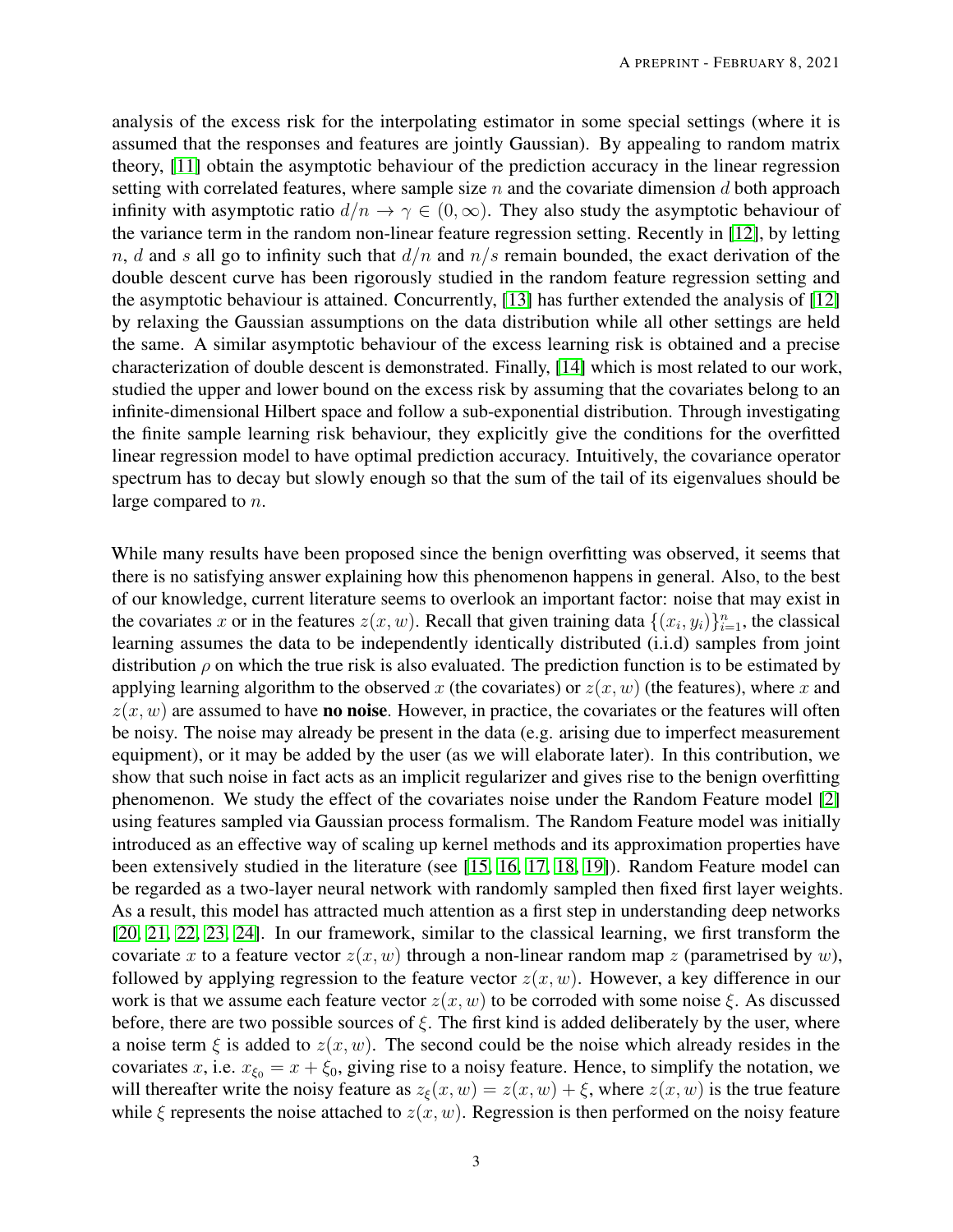analysis of the excess risk for the interpolating estimator in some special settings (where it is assumed that the responses and features are jointly Gaussian). By appealing to random matrix theory, [11] obtain the asymptotic behaviour of the prediction accuracy in the linear regression setting with correlated features, where sample size $n$ and the covariate dimension $d$ both approach infinity with asymptotic ratio $d/n \to \gamma \in (0, \infty)$. They also study the asymptotic behaviour of the variance term in the random non-linear feature regression setting. Recently in [12], by letting $n$, $d$ and $s$ all go to infinity such that $d/n$ and $n/s$ remain bounded, the exact derivation of the double descent curve has been rigorously studied in the random feature regression setting and the asymptotic behaviour is attained. Concurrently, [13] has further extended the analysis of [12] by relaxing the Gaussian assumptions on the data distribution while all other settings are held the same. A similar asymptotic behaviour of the excess learning risk is obtained and a precise characterization of double descent is demonstrated. Finally, [14] which is most related to our work, studied the upper and lower bound on the excess risk by assuming that the covariates belong to an infinite-dimensional Hilbert space and follow a sub-exponential distribution. Through investigating the finite sample learning risk behaviour, they explicitly give the conditions for the overfitted linear regression model to have optimal prediction accuracy. Intuitively, the covariance operator spectrum has to decay but slowly enough so that the sum of the tail of its eigenvalues should be large compared to $n$.

While many results have been proposed since the benign overfitting was observed, it seems that there is no satisfying answer explaining how this phenomenon happens in general. Also, to the best of our knowledge, current literature seems to overlook an important factor: noise that may exist in the covariates $x$ or in the features $z(x, w)$. Recall that given training data $\{(x_i, y_i)\}_{i=1}^n$, the classical learning assumes the data to be independently identically distributed (i.i.d) samples from joint distribution $\rho$ on which the true risk is also evaluated. The prediction function is to be estimated by applying learning algorithm to the observed $x$ (the covariates) or $z(x, w)$ (the features), where $x$ and $z(x, w)$ are assumed to have **no noise**. However, in practice, the covariates or the features will often be noisy. The noise may already be present in the data (e.g. arising due to imperfect measurement equipment), or it may be added by the user (as we will elaborate later). In this contribution, we show that such noise in fact acts as an implicit regularizer and gives rise to the benign overfitting phenomenon. We study the effect of the covariates noise under the Random Feature model [2] using features sampled via Gaussian process formalism. The Random Feature model was initially introduced as an effective way of scaling up kernel methods and its approximation properties have been extensively studied in the literature (see [15, 16, 17, 18, 19]). Random Feature model can be regarded as a two-layer neural network with randomly sampled then fixed first layer weights. As a result, this model has attracted much attention as a first step in understanding deep networks [20, 21, 22, 23, 24]. In our framework, similar to the classical learning, we first transform the covariate $x$ to a feature vector $z(x, w)$ through a non-linear random map $z$ (parametrised by $w$), followed by applying regression to the feature vector $z(x, w)$. However, a key difference in our work is that we assume each feature vector $z(x, w)$ to be corroded with some noise $\xi$. As discussed before, there are two possible sources of $\xi$. The first kind is added deliberately by the user, where a noise term $\xi$ is added to $z(x, w)$. The second could be the noise which already resides in the covariates $x$, i.e. $x_{\xi_0} = x + \xi_0$, giving rise to a noisy feature. Hence, to simplify the notation, we will thereafter write the noisy feature as $z_\xi(x, w) = z(x, w) + \xi$, where $z(x, w)$ is the true feature while $\xi$ represents the noise attached to $z(x, w)$. Regression is then performed on the noisy feature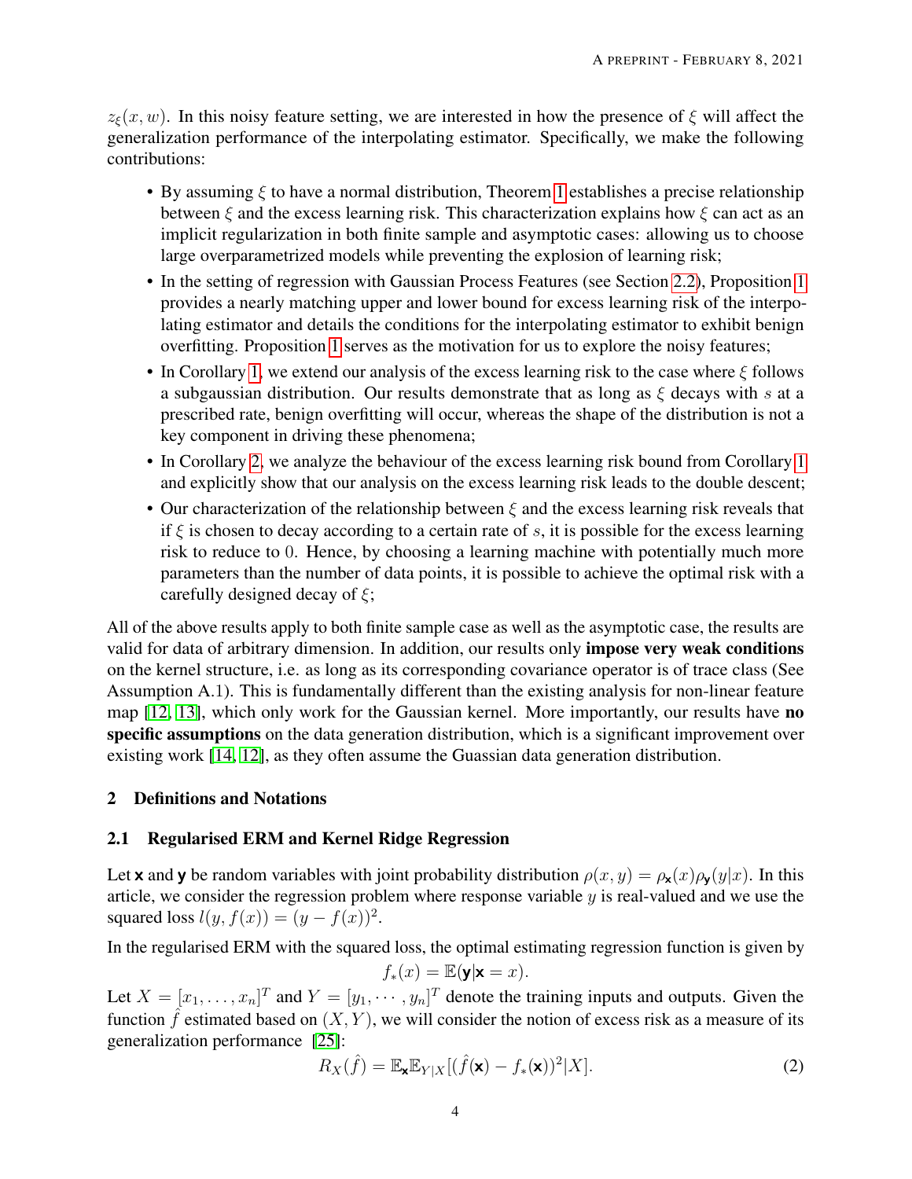$z_\xi(x, w)$. In this noisy feature setting, we are interested in how the presence of $\xi$ will affect the generalization performance of the interpolating estimator. Specifically, we make the following contributions:

- By assuming $\xi$ to have a normal distribution, Theorem 1 establishes a precise relationship between $\xi$ and the excess learning risk. This characterization explains how $\xi$ can act as an implicit regularization in both finite sample and asymptotic cases: allowing us to choose large overparametrized models while preventing the explosion of learning risk;
- In the setting of regression with Gaussian Process Features (see Section 2.2), Proposition 1 provides a nearly matching upper and lower bound for excess learning risk of the interpolating estimator and details the conditions for the interpolating estimator to exhibit benign overfitting. Proposition 1 serves as the motivation for us to explore the noisy features;
- In Corollary 1, we extend our analysis of the excess learning risk to the case where $\xi$ follows a subgaussian distribution. Our results demonstrate that as long as $\xi$ decays with $s$ at a prescribed rate, benign overfitting will occur, whereas the shape of the distribution is not a key component in driving these phenomena;
- In Corollary 2, we analyze the behaviour of the excess learning risk bound from Corollary 1 and explicitly show that our analysis on the excess learning risk leads to the double descent;
- Our characterization of the relationship between $\xi$ and the excess learning risk reveals that if $\xi$ is chosen to decay according to a certain rate of $s$, it is possible for the excess learning risk to reduce to $0$. Hence, by choosing a learning machine with potentially much more parameters than the number of data points, it is possible to achieve the optimal risk with a carefully designed decay of $\xi$;

All of the above results apply to both finite sample case as well as the asymptotic case, the results are valid for data of arbitrary dimension. In addition, our results only **impose very weak conditions** on the kernel structure, i.e. as long as its corresponding covariance operator is of trace class (See Assumption A.1). This is fundamentally different than the existing analysis for non-linear feature map [12, 13], which only work for the Gaussian kernel. More importantly, our results have **no specific assumptions** on the data generation distribution, which is a significant improvement over existing work [14, 12], as they often assume the Guassian data generation distribution.

## 2 Definitions and Notations

### 2.1 Regularised ERM and Kernel Ridge Regression

Let $\mathbf{x}$ and $\mathbf{y}$ be random variables with joint probability distribution $\rho(x, y) = \rho_{\mathbf{x}}(x)\rho_{\mathbf{y}}(y|x)$. In this article, we consider the regression problem where response variable $y$ is real-valued and we use the squared loss $l(y, f(x)) = (y - f(x))^2$.

In the regularised ERM with the squared loss, the optimal estimating regression function is given by

$$f_*(x) = \mathbb{E}(\mathbf{y}|\mathbf{x} = x).$$

Let $X = [x_1, \ldots, x_n]^T$ and $Y = [y_1, \cdots, y_n]^T$ denote the training inputs and outputs. Given the function $\hat{f}$ estimated based on $(X, Y)$, we will consider the notion of excess risk as a measure of its generalization performance [25]:

$$R_X(\hat{f}) = \mathbb{E}_{\mathbf{x}}\mathbb{E}_{Y|X}[(\hat{f}(\mathbf{x}) - f_*(\mathbf{x}))^2|X]. \tag{2}$$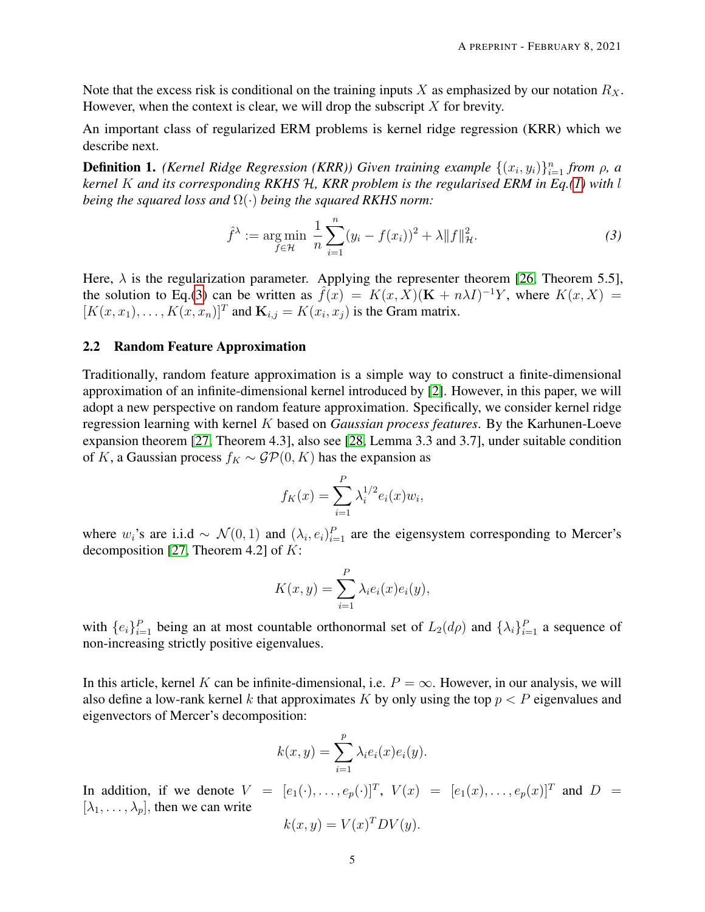Note that the excess risk is conditional on the training inputs $X$ as emphasized by our notation $R_X$. However, when the context is clear, we will drop the subscript $X$ for brevity.

An important class of regularized ERM problems is kernel ridge regression (KRR) which we describe next.

**Definition 1.** *(Kernel Ridge Regression (KRR)) Given training example $\{(x_i, y_i)\}_{i=1}^n$ from $\rho$, a kernel $K$ and its corresponding RKHS $\mathcal{H}$, KRR problem is the regularised ERM in Eq.(1) with $l$ being the squared loss and $\Omega(\cdot)$ being the squared RKHS norm:*

$$\hat{f}^\lambda := \arg\min_{f \in \mathcal{H}} \frac{1}{n} \sum_{i=1}^n (y_i - f(x_i))^2 + \lambda \|f\|_{\mathcal{H}}^2. \tag{3}$$

Here, $\lambda$ is the regularization parameter. Applying the representer theorem [26, Theorem 5.5], the solution to Eq.(3) can be written as $\hat{f}(x) = K(x, X)(\mathbf{K} + n\lambda I)^{-1} Y$, where $K(x, X) = [K(x, x_1), \ldots, K(x, x_n)]^T$ and $\mathbf{K}_{i,j} = K(x_i, x_j)$ is the Gram matrix.

### 2.2 Random Feature Approximation

Traditionally, random feature approximation is a simple way to construct a finite-dimensional approximation of an infinite-dimensional kernel introduced by [2]. However, in this paper, we will adopt a new perspective on random feature approximation. Specifically, we consider kernel ridge regression learning with kernel $K$ based on *Gaussian process features*. By the Karhunen-Loeve expansion theorem [27, Theorem 4.3], also see [28, Lemma 3.3 and 3.7], under suitable condition of $K$, a Gaussian process $f_K \sim \mathcal{GP}(0, K)$ has the expansion as

$$f_K(x) = \sum_{i=1}^P \lambda_i^{1/2} e_i(x) w_i,$$

where $w_i$'s are i.i.d $\sim \mathcal{N}(0, 1)$ and $(\lambda_i, e_i)_{i=1}^P$ are the eigensystem corresponding to Mercer's decomposition [27, Theorem 4.2] of $K$:

$$K(x, y) = \sum_{i=1}^P \lambda_i e_i(x) e_i(y),$$

with $\{e_i\}_{i=1}^P$ being an at most countable orthonormal set of $L_2(d\rho)$ and $\{\lambda_i\}_{i=1}^P$ a sequence of non-increasing strictly positive eigenvalues.

In this article, kernel $K$ can be infinite-dimensional, i.e. $P = \infty$. However, in our analysis, we will also define a low-rank kernel $k$ that approximates $K$ by only using the top $p < P$ eigenvalues and eigenvectors of Mercer's decomposition:

$$k(x, y) = \sum_{i=1}^p \lambda_i e_i(x) e_i(y).$$

In addition, if we denote $V = [e_1(\cdot), \ldots, e_p(\cdot)]^T$, $V(x) = [e_1(x), \ldots, e_p(x)]^T$ and $D = [\lambda_1, \ldots, \lambda_p]$, then we can write

$$k(x, y) = V(x)^T D V(y).$$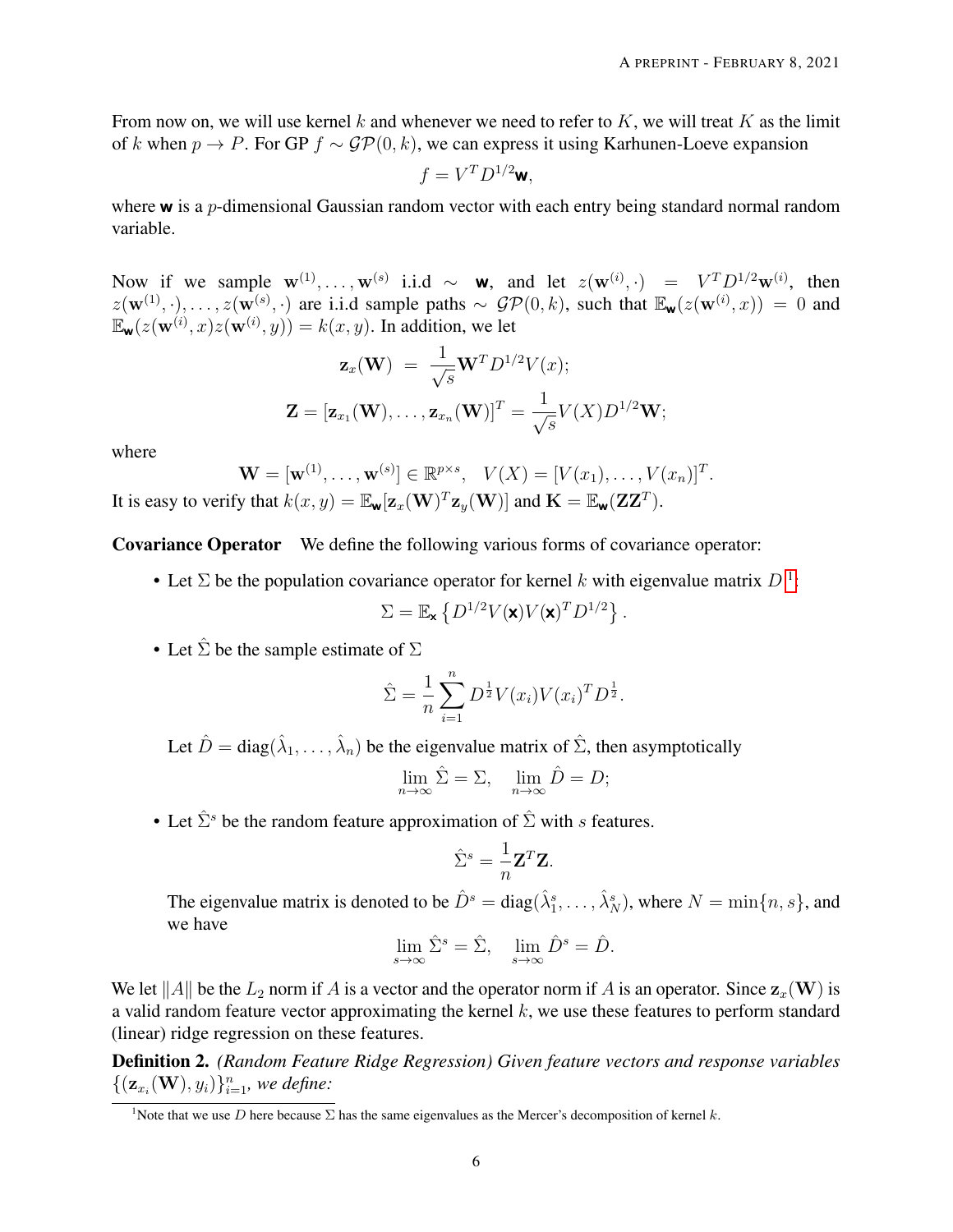From now on, we will use kernel $k$ and whenever we need to refer to $K$, we will treat $K$ as the limit of $k$ when $p \to P$. For GP $f \sim \mathcal{GP}(0, k)$, we can express it using Karhunen-Loeve expansion

$$f = V^T D^{1/2} \mathbf{w},$$

where $\mathbf{w}$ is a $p$-dimensional Gaussian random vector with each entry being standard normal random variable.

Now if we sample $\mathbf{w}^{(1)}, \ldots, \mathbf{w}^{(s)}$ i.i.d $\sim$ $\mathbf{w}$, and let $z(\mathbf{w}^{(i)}, \cdot) = V^T D^{1/2} \mathbf{w}^{(i)}$, then $z(\mathbf{w}^{(1)}, \cdot), \ldots, z(\mathbf{w}^{(s)}, \cdot)$ are i.i.d sample paths $\sim \mathcal{GP}(0, k)$, such that $\mathbb{E}_{\mathbf{w}}(z(\mathbf{w}^{(i)}, x)) = 0$ and $\mathbb{E}_{\mathbf{w}}(z(\mathbf{w}^{(i)}, x) z(\mathbf{w}^{(i)}, y)) = k(x, y)$. In addition, we let

$$\mathbf{z}_x(\mathbf{W}) \;=\; \frac{1}{\sqrt{s}} \mathbf{W}^T D^{1/2} V(x);$$

$$\mathbf{Z} = [\mathbf{z}_{x_1}(\mathbf{W}), \ldots, \mathbf{z}_{x_n}(\mathbf{W})]^T = \frac{1}{\sqrt{s}} V(X) D^{1/2} \mathbf{W};$$

where

$$\mathbf{W} = [\mathbf{w}^{(1)}, \ldots, \mathbf{w}^{(s)}] \in \mathbb{R}^{p \times s}, \quad V(X) = [V(x_1), \ldots, V(x_n)]^T.$$

It is easy to verify that $k(x, y) = \mathbb{E}_{\mathbf{w}}[\mathbf{z}_x(\mathbf{W})^T \mathbf{z}_y(\mathbf{W})]$ and $\mathbf{K} = \mathbb{E}_{\mathbf{w}}(\mathbf{Z}\mathbf{Z}^T)$.

**Covariance Operator** We define the following various forms of covariance operator:

- Let $\Sigma$ be the population covariance operator for kernel $k$ with eigenvalue matrix $D$ [1]:

  $$\Sigma = \mathbb{E}_{\mathbf{x}} \left\{ D^{1/2} V(\mathbf{x}) V(\mathbf{x})^T D^{1/2} \right\}.$$

- Let $\hat{\Sigma}$ be the sample estimate of $\Sigma$

  $$\hat{\Sigma} = \frac{1}{n} \sum_{i=1}^{n} D^{\frac{1}{2}} V(x_i) V(x_i)^T D^{\frac{1}{2}}.$$

  Let $\hat{D} = \text{diag}(\hat{\lambda}_1, \ldots, \hat{\lambda}_n)$ be the eigenvalue matrix of $\hat{\Sigma}$, then asymptotically

  $$\lim_{n \to \infty} \hat{\Sigma} = \Sigma, \quad \lim_{n \to \infty} \hat{D} = D;$$

- Let $\hat{\Sigma}^s$ be the random feature approximation of $\hat{\Sigma}$ with $s$ features.

  $$\hat{\Sigma}^s = \frac{1}{n} \mathbf{Z}^T \mathbf{Z}.$$

  The eigenvalue matrix is denoted to be $\hat{D}^s = \text{diag}(\hat{\lambda}_1^s, \ldots, \hat{\lambda}_N^s)$, where $N = \min\{n, s\}$, and we have

  $$\lim_{s \to \infty} \hat{\Sigma}^s = \hat{\Sigma}, \quad \lim_{s \to \infty} \hat{D}^s = \hat{D}.$$

We let $\|A\|$ be the $L_2$ norm if $A$ is a vector and the operator norm if $A$ is an operator. Since $\mathbf{z}_x(\mathbf{W})$ is a valid random feature vector approximating the kernel $k$, we use these features to perform standard (linear) ridge regression on these features.

**Definition 2.** *(Random Feature Ridge Regression) Given feature vectors and response variables $\{(\mathbf{z}_{x_i}(\mathbf{W}), y_i)\}_{i=1}^n$, we define:*

[1] Note that we use $D$ here because $\Sigma$ has the same eigenvalues as the Mercer's decomposition of kernel $k$.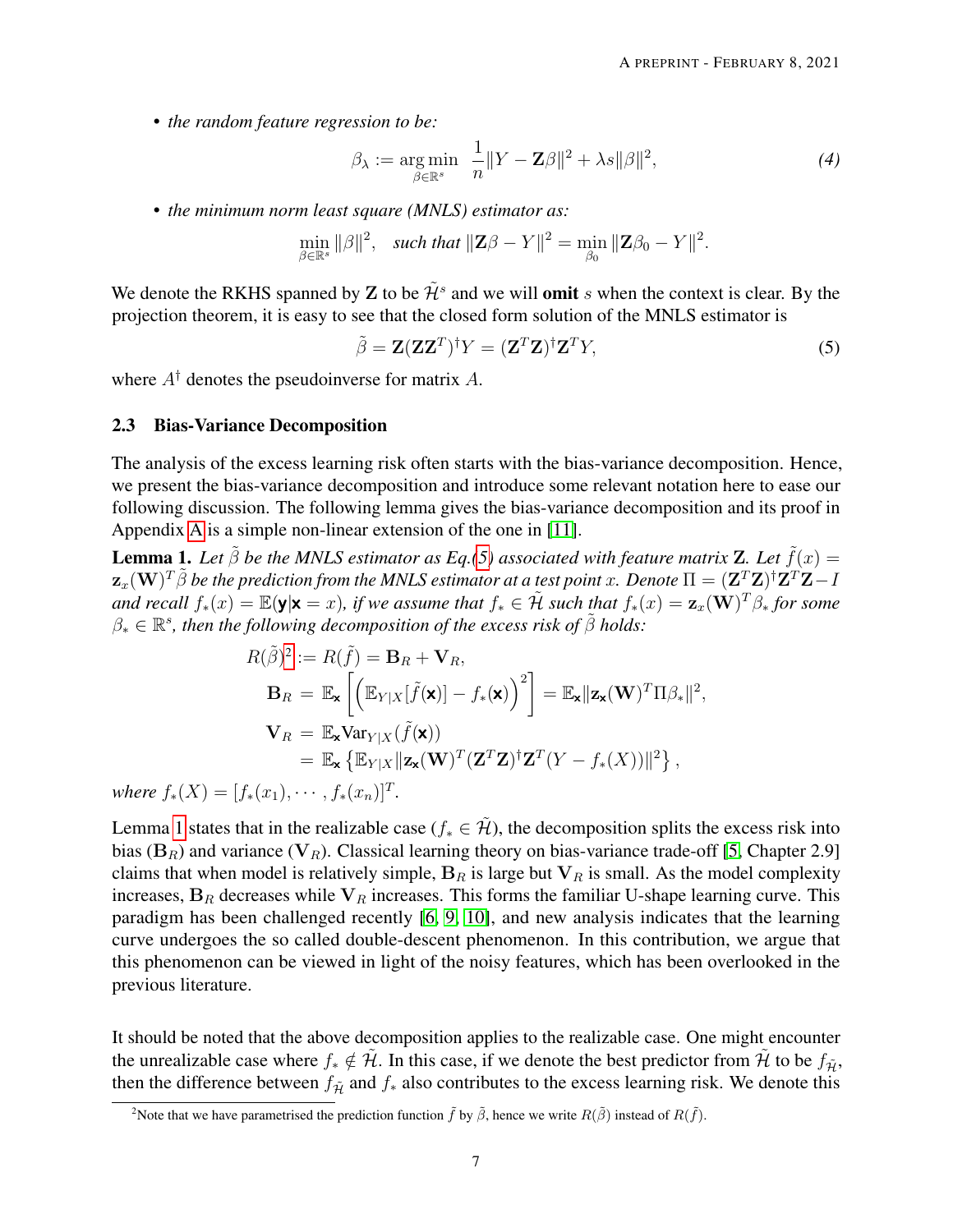- *the random feature regression to be:*

$$\beta_\lambda := \mathop{\arg\min}_{\beta \in \mathbb{R}^s} \ \frac{1}{n}\|Y - \mathbf{Z}\beta\|^2 + \lambda s \|\beta\|^2, \tag{4}$$

- *the minimum norm least square (MNLS) estimator as:*

$$\min_{\beta \in \mathbb{R}^s} \|\beta\|^2, \quad \textit{such that } \|\mathbf{Z}\beta - Y\|^2 = \min_{\beta_0} \|\mathbf{Z}\beta_0 - Y\|^2.$$

We denote the RKHS spanned by $\mathbf{Z}$ to be $\tilde{\mathcal{H}}^s$ and we will **omit** $s$ when the context is clear. By the projection theorem, it is easy to see that the closed form solution of the MNLS estimator is

$$\tilde{\beta} = \mathbf{Z}(\mathbf{Z}\mathbf{Z}^T)^\dagger Y = (\mathbf{Z}^T\mathbf{Z})^\dagger \mathbf{Z}^T Y, \tag{5}$$

where $A^\dagger$ denotes the pseudoinverse for matrix $A$.

### 2.3 Bias-Variance Decomposition

The analysis of the excess learning risk often starts with the bias-variance decomposition. Hence, we present the bias-variance decomposition and introduce some relevant notation here to ease our following discussion. The following lemma gives the bias-variance decomposition and its proof in Appendix A is a simple non-linear extension of the one in [11].

**Lemma 1.** *Let $\tilde{\beta}$ be the MNLS estimator as Eq.(5) associated with feature matrix $\mathbf{Z}$. Let $\tilde{f}(x) = \mathbf{z}_x(\mathbf{W})^T\tilde{\beta}$ be the prediction from the MNLS estimator at a test point $x$. Denote $\Pi = (\mathbf{Z}^T\mathbf{Z})^\dagger\mathbf{Z}^T\mathbf{Z} - I$ and recall $f_*(x) = \mathbb{E}(\mathsf{y}|\mathsf{x} = x)$, if we assume that $f_* \in \tilde{\mathcal{H}}$ such that $f_*(x) = \mathbf{z}_x(\mathbf{W})^T\beta_*$ for some $\beta_* \in \mathbb{R}^s$, then the following decomposition of the excess risk of $\tilde{\beta}$ holds:*

$$\begin{aligned}
R(\tilde{\beta})^2 &:= R(\tilde{f}) = \mathbf{B}_R + \mathbf{V}_R, \\
\mathbf{B}_R &= \mathbb{E}_{\mathsf{x}}\left[\left(\mathbb{E}_{Y|X}[\tilde{f}(\mathsf{x})] - f_*(\mathsf{x})\right)^2\right] = \mathbb{E}_{\mathsf{x}}\|\mathbf{z}_{\mathsf{x}}(\mathbf{W})^T\Pi\beta_*\|^2, \\
\mathbf{V}_R &= \mathbb{E}_{\mathsf{x}}\mathrm{Var}_{Y|X}(\tilde{f}(\mathsf{x})) \\
&= \mathbb{E}_{\mathsf{x}}\left\{\mathbb{E}_{Y|X}\|\mathbf{z}_{\mathsf{x}}(\mathbf{W})^T(\mathbf{Z}^T\mathbf{Z})^\dagger\mathbf{Z}^T(Y - f_*(X))\|^2\right\},
\end{aligned}$$

*where $f_*(X) = [f_*(x_1), \cdots, f_*(x_n)]^T$.*

Lemma 1 states that in the realizable case ($f_* \in \tilde{\mathcal{H}}$), the decomposition splits the excess risk into bias ($\mathbf{B}_R$) and variance ($\mathbf{V}_R$). Classical learning theory on bias-variance trade-off [5, Chapter 2.9] claims that when model is relatively simple, $\mathbf{B}_R$ is large but $\mathbf{V}_R$ is small. As the model complexity increases, $\mathbf{B}_R$ decreases while $\mathbf{V}_R$ increases. This forms the familiar U-shape learning curve. This paradigm has been challenged recently [6, 9, 10], and new analysis indicates that the learning curve undergoes the so called double-descent phenomenon. In this contribution, we argue that this phenomenon can be viewed in light of the noisy features, which has been overlooked in the previous literature.

It should be noted that the above decomposition applies to the realizable case. One might encounter the unrealizable case where $f_* \notin \tilde{\mathcal{H}}$. In this case, if we denote the best predictor from $\tilde{\mathcal{H}}$ to be $f_{\tilde{\mathcal{H}}}$, then the difference between $f_{\tilde{\mathcal{H}}}$ and $f_*$ also contributes to the excess learning risk. We denote this

[2] Note that we have parametrised the prediction function $\tilde{f}$ by $\tilde{\beta}$, hence we write $R(\tilde{\beta})$ instead of $R(\tilde{f})$.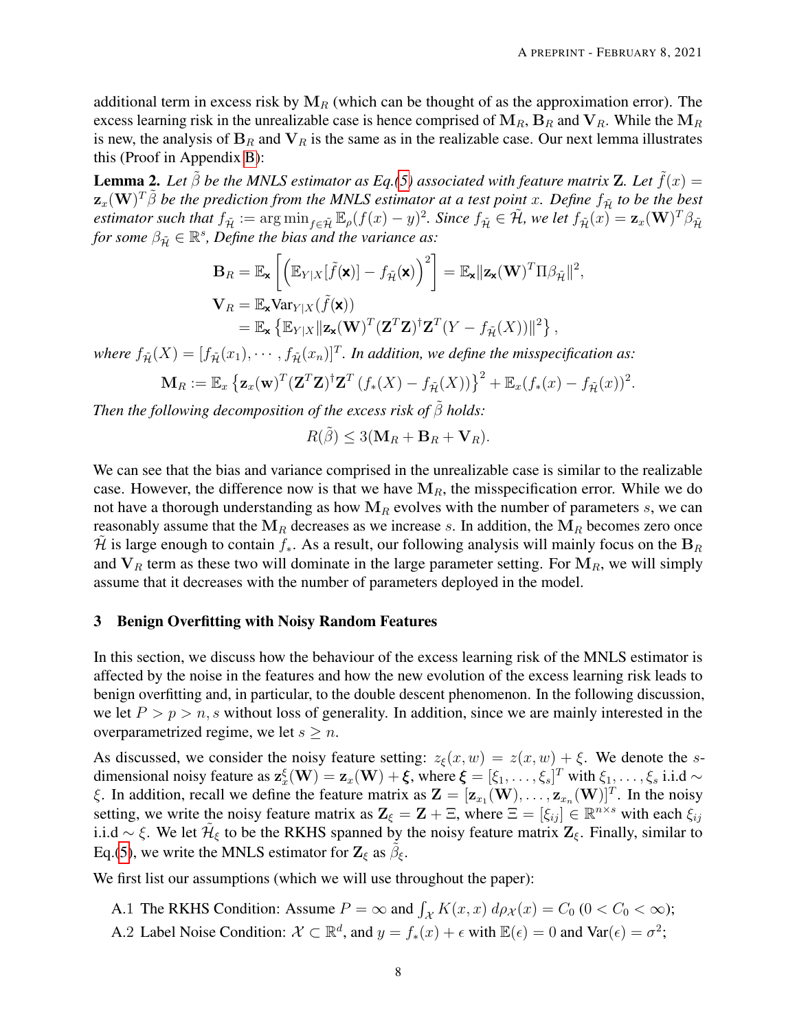additional term in excess risk by $\mathbf{M}_R$ (which can be thought of as the approximation error). The excess learning risk in the unrealizable case is hence comprised of $\mathbf{M}_R$, $\mathbf{B}_R$ and $\mathbf{V}_R$. While the $\mathbf{M}_R$ is new, the analysis of $\mathbf{B}_R$ and $\mathbf{V}_R$ is the same as in the realizable case. Our next lemma illustrates this (Proof in Appendix B):

**Lemma 2.** *Let $\tilde{\beta}$ be the MNLS estimator as Eq.(5) associated with feature matrix $\mathbf{Z}$. Let $\tilde{f}(x) = \mathbf{z}_x(\mathbf{W})^T\tilde{\beta}$ be the prediction from the MNLS estimator at a test point $x$. Define $f_{\tilde{\mathcal{H}}}$ to be the best estimator such that $f_{\tilde{\mathcal{H}}} := \arg\min_{f\in\tilde{\mathcal{H}}} \mathbb{E}_\rho(f(x)-y)^2$. Since $f_{\tilde{\mathcal{H}}} \in \tilde{\mathcal{H}}$, we let $f_{\tilde{\mathcal{H}}}(x) = \mathbf{z}_x(\mathbf{W})^T\beta_{\tilde{\mathcal{H}}}$ for some $\beta_{\tilde{\mathcal{H}}} \in \mathbb{R}^s$, Define the bias and the variance as:*

$$
\begin{aligned}
\mathbf{B}_R &= \mathbb{E}_{\mathbf{x}}\left[\left(\mathbb{E}_{Y|X}[\tilde{f}(\mathbf{x})] - f_{\tilde{\mathcal{H}}}(\mathbf{x})\right)^2\right] = \mathbb{E}_{\mathbf{x}}\|\mathbf{z}_{\mathbf{x}}(\mathbf{W})^T\Pi\beta_{\tilde{\mathcal{H}}}\|^2,\\
\mathbf{V}_R &= \mathbb{E}_{\mathbf{x}}\mathrm{Var}_{Y|X}(\tilde{f}(\mathbf{x}))\\
&= \mathbb{E}_{\mathbf{x}}\left\{\mathbb{E}_{Y|X}\|\mathbf{z}_{\mathbf{x}}(\mathbf{W})^T(\mathbf{Z}^T\mathbf{Z})^\dagger\mathbf{Z}^T(Y - f_{\tilde{\mathcal{H}}}(X))\|^2\right\},
\end{aligned}
$$

*where $f_{\tilde{\mathcal{H}}}(X) = [f_{\tilde{\mathcal{H}}}(x_1), \cdots, f_{\tilde{\mathcal{H}}}(x_n)]^T$. In addition, we define the misspecification as:*

$$
\mathbf{M}_R := \mathbb{E}_x\left\{\mathbf{z}_x(\mathbf{w})^T(\mathbf{Z}^T\mathbf{Z})^\dagger\mathbf{Z}^T\left(f_*(X) - f_{\tilde{\mathcal{H}}}(X)\right)\right\}^2 + \mathbb{E}_x(f_*(x) - f_{\tilde{\mathcal{H}}}(x))^2.
$$

*Then the following decomposition of the excess risk of $\tilde{\beta}$ holds:*

$$
R(\tilde{\beta}) \leq 3(\mathbf{M}_R + \mathbf{B}_R + \mathbf{V}_R).
$$

We can see that the bias and variance comprised in the unrealizable case is similar to the realizable case. However, the difference now is that we have $\mathbf{M}_R$, the misspecification error. While we do not have a thorough understanding as how $\mathbf{M}_R$ evolves with the number of parameters $s$, we can reasonably assume that the $\mathbf{M}_R$ decreases as we increase $s$. In addition, the $\mathbf{M}_R$ becomes zero once $\tilde{\mathcal{H}}$ is large enough to contain $f_*$. As a result, our following analysis will mainly focus on the $\mathbf{B}_R$ and $\mathbf{V}_R$ term as these two will dominate in the large parameter setting. For $\mathbf{M}_R$, we will simply assume that it decreases with the number of parameters deployed in the model.

## 3 Benign Overfitting with Noisy Random Features

In this section, we discuss how the behaviour of the excess learning risk of the MNLS estimator is affected by the noise in the features and how the new evolution of the excess learning risk leads to benign overfitting and, in particular, to the double descent phenomenon. In the following discussion, we let $P > p > n, s$ without loss of generality. In addition, since we are mainly interested in the overparametrized regime, we let $s \geq n$.

As discussed, we consider the noisy feature setting: $z_\xi(x, w) = z(x, w) + \xi$. We denote the $s$-dimensional noisy feature as $\mathbf{z}_x^\xi(\mathbf{W}) = \mathbf{z}_x(\mathbf{W}) + \boldsymbol{\xi}$, where $\boldsymbol{\xi} = [\xi_1, \ldots, \xi_s]^T$ with $\xi_1, \ldots, \xi_s$ i.i.d $\sim \xi$. In addition, recall we define the feature matrix as $\mathbf{Z} = [\mathbf{z}_{x_1}(\mathbf{W}), \ldots, \mathbf{z}_{x_n}(\mathbf{W})]^T$. In the noisy setting, we write the noisy feature matrix as $\mathbf{Z}_\xi = \mathbf{Z} + \Xi$, where $\Xi = [\xi_{ij}] \in \mathbb{R}^{n\times s}$ with each $\xi_{ij}$ i.i.d $\sim \xi$. We let $\tilde{\mathcal{H}}_\xi$ to be the RKHS spanned by the noisy feature matrix $\mathbf{Z}_\xi$. Finally, similar to Eq.(5), we write the MNLS estimator for $\mathbf{Z}_\xi$ as $\tilde{\beta}_\xi$.

We first list our assumptions (which we will use throughout the paper):

A.1 The RKHS Condition: Assume $P = \infty$ and $\int_{\mathcal{X}} K(x,x)\, d\rho_{\mathcal{X}}(x) = C_0$ ($0 < C_0 < \infty$);

A.2 Label Noise Condition: $\mathcal{X} \subset \mathbb{R}^d$, and $y = f_*(x) + \epsilon$ with $\mathbb{E}(\epsilon) = 0$ and $\mathrm{Var}(\epsilon) = \sigma^2$;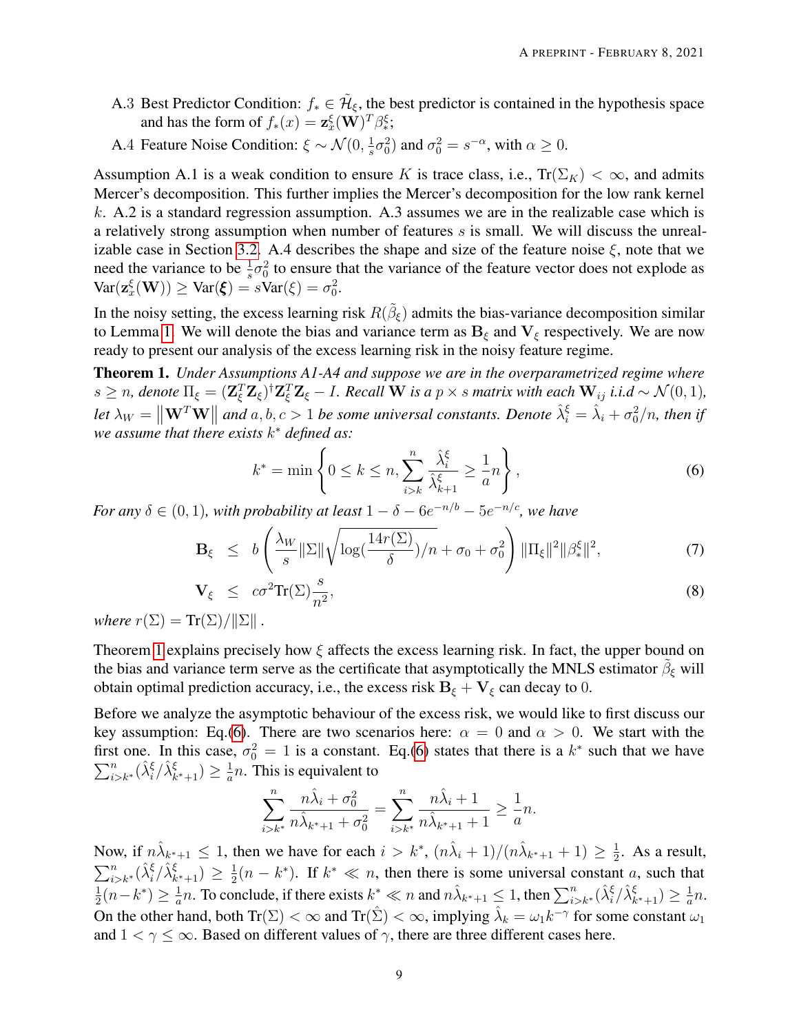A.3 Best Predictor Condition: $f_* \in \tilde{\mathcal{H}}_\xi$, the best predictor is contained in the hypothesis space and has the form of $f_*(x) = \mathbf{z}_x^\xi(\mathbf{W})^T \beta_*^\xi$;

A.4 Feature Noise Condition: $\xi \sim \mathcal{N}(0, \frac{1}{s}\sigma_0^2)$ and $\sigma_0^2 = s^{-\alpha}$, with $\alpha \geq 0$.

Assumption A.1 is a weak condition to ensure $K$ is trace class, i.e., $\text{Tr}(\Sigma_K) < \infty$, and admits Mercer's decomposition. This further implies the Mercer's decomposition for the low rank kernel $k$. A.2 is a standard regression assumption. A.3 assumes we are in the realizable case which is a relatively strong assumption when number of features $s$ is small. We will discuss the unrealizable case in Section 3.2. A.4 describes the shape and size of the feature noise $\xi$, note that we need the variance to be $\frac{1}{s}\sigma_0^2$ to ensure that the variance of the feature vector does not explode as $\text{Var}(\mathbf{z}_x^\xi(\mathbf{W})) \geq \text{Var}(\boldsymbol{\xi}) = s\text{Var}(\xi) = \sigma_0^2$.

In the noisy setting, the excess learning risk $R(\tilde{\beta}_\xi)$ admits the bias-variance decomposition similar to Lemma 1. We will denote the bias and variance term as $\mathbf{B}_\xi$ and $\mathbf{V}_\xi$ respectively. We are now ready to present our analysis of the excess learning risk in the noisy feature regime.

**Theorem 1.** *Under Assumptions A1-A4 and suppose we are in the overparametrized regime where $s \geq n$, denote $\Pi_\xi = (\mathbf{Z}_\xi^T\mathbf{Z}_\xi)^\dagger \mathbf{Z}_\xi^T\mathbf{Z}_\xi - I$. Recall $\mathbf{W}$ is a $p \times s$ matrix with each $\mathbf{W}_{ij}$ i.i.d $\sim \mathcal{N}(0,1)$, let $\lambda_W = \left\|\mathbf{W}^T\mathbf{W}\right\|$ and $a, b, c > 1$ be some universal constants. Denote $\hat{\lambda}_i^\xi = \hat{\lambda}_i + \sigma_0^2/n$, then if we assume that there exists $k^*$ defined as:*

$$k^* = \min\left\{0 \leq k \leq n, \sum_{i>k}^{n} \frac{\hat{\lambda}_i^\xi}{\hat{\lambda}_{k+1}^\xi} \geq \frac{1}{a}n\right\}, \tag{6}$$

*For any $\delta \in (0,1)$, with probability at least $1 - \delta - 6e^{-n/b} - 5e^{-n/c}$, we have*

$$\mathbf{B}_\xi \leq b\left(\frac{\lambda_W}{s}\|\Sigma\|\sqrt{\log(\frac{14r(\Sigma)}{\delta})/n} + \sigma_0 + \sigma_0^2\right)\|\Pi_\xi\|^2\|\beta_*^\xi\|^2, \tag{7}$$

$$\mathbf{V}_\xi \leq c\sigma^2\text{Tr}(\Sigma)\frac{s}{n^2}, \tag{8}$$

*where $r(\Sigma) = \text{Tr}(\Sigma)/\|\Sigma\|$.*

Theorem 1 explains precisely how $\xi$ affects the excess learning risk. In fact, the upper bound on the bias and variance term serve as the certificate that asymptotically the MNLS estimator $\tilde{\beta}_\xi$ will obtain optimal prediction accuracy, i.e., the excess risk $\mathbf{B}_\xi + \mathbf{V}_\xi$ can decay to 0.

Before we analyze the asymptotic behaviour of the excess risk, we would like to first discuss our key assumption: Eq.(6). There are two scenarios here: $\alpha = 0$ and $\alpha > 0$. We start with the first one. In this case, $\sigma_0^2 = 1$ is a constant. Eq.(6) states that there is a $k^*$ such that we have $\sum_{i>k^*}^n (\hat{\lambda}_i^\xi/\hat{\lambda}_{k^*+1}^\xi) \geq \frac{1}{a}n$. This is equivalent to

$$\sum_{i>k^*}^{n} \frac{n\hat{\lambda}_i + \sigma_0^2}{n\hat{\lambda}_{k^*+1} + \sigma_0^2} = \sum_{i>k^*}^{n} \frac{n\hat{\lambda}_i + 1}{n\hat{\lambda}_{k^*+1} + 1} \geq \frac{1}{a}n.$$

Now, if $n\hat{\lambda}_{k^*+1} \leq 1$, then we have for each $i > k^*$, $(n\hat{\lambda}_i + 1)/(n\hat{\lambda}_{k^*+1} + 1) \geq \frac{1}{2}$. As a result, $\sum_{i>k^*}^n (\hat{\lambda}_i^\xi/\hat{\lambda}_{k^*+1}^\xi) \geq \frac{1}{2}(n - k^*)$. If $k^* \ll n$, then there is some universal constant $a$, such that $\frac{1}{2}(n-k^*) \geq \frac{1}{a}n$. To conclude, if there exists $k^* \ll n$ and $n\hat{\lambda}_{k^*+1} \leq 1$, then $\sum_{i>k^*}^n (\hat{\lambda}_i^\xi/\hat{\lambda}_{k^*+1}^\xi) \geq \frac{1}{a}n$. On the other hand, both $\text{Tr}(\Sigma) < \infty$ and $\text{Tr}(\hat{\Sigma}) < \infty$, implying $\hat{\lambda}_k = \omega_1 k^{-\gamma}$ for some constant $\omega_1$ and $1 < \gamma \leq \infty$. Based on different values of $\gamma$, there are three different cases here.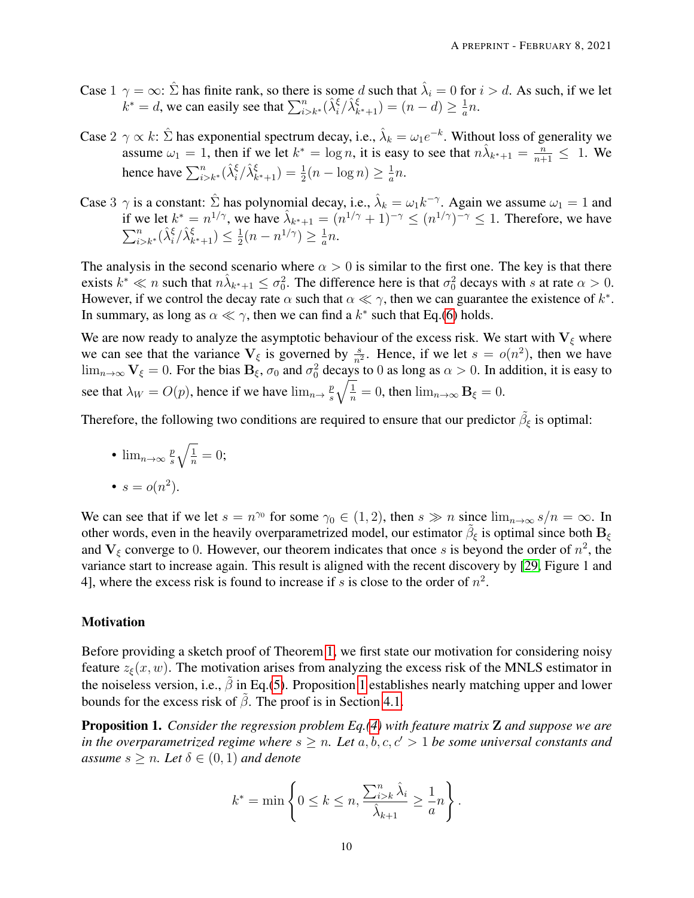Case 1 $\gamma = \infty$: $\hat{\Sigma}$ has finite rank, so there is some $d$ such that $\hat{\lambda}_i = 0$ for $i > d$. As such, if we let $k^* = d$, we can easily see that $\sum_{i>k^*}^{n} (\hat{\lambda}_i^{\xi} / \hat{\lambda}_{k^*+1}^{\xi}) = (n - d) \geq \frac{1}{a} n$.

Case 2 $\gamma \propto k$: $\hat{\Sigma}$ has exponential spectrum decay, i.e., $\hat{\lambda}_k = \omega_1 e^{-k}$. Without loss of generality we assume $\omega_1 = 1$, then if we let $k^* = \log n$, it is easy to see that $n\hat{\lambda}_{k^*+1} = \frac{n}{n+1} \leq 1$. We hence have $\sum_{i>k^*}^{n} (\hat{\lambda}_i^{\xi} / \hat{\lambda}_{k^*+1}^{\xi}) = \frac{1}{2}(n - \log n) \geq \frac{1}{a} n$.

Case 3 $\gamma$ is a constant: $\hat{\Sigma}$ has polynomial decay, i.e., $\hat{\lambda}_k = \omega_1 k^{-\gamma}$. Again we assume $\omega_1 = 1$ and if we let $k^* = n^{1/\gamma}$, we have $\hat{\lambda}_{k^*+1} = (n^{1/\gamma} + 1)^{-\gamma} \leq (n^{1/\gamma})^{-\gamma} \leq 1$. Therefore, we have $\sum_{i>k^*}^{n} (\hat{\lambda}_i^{\xi} / \hat{\lambda}_{k^*+1}^{\xi}) \leq \frac{1}{2}(n - n^{1/\gamma}) \geq \frac{1}{a} n$.

The analysis in the second scenario where $\alpha > 0$ is similar to the first one. The key is that there exists $k^* \ll n$ such that $n\hat{\lambda}_{k^*+1} \leq \sigma_0^2$. The difference here is that $\sigma_0^2$ decays with $s$ at rate $\alpha > 0$. However, if we control the decay rate $\alpha$ such that $\alpha \ll \gamma$, then we can guarantee the existence of $k^*$. In summary, as long as $\alpha \ll \gamma$, then we can find a $k^*$ such that Eq.(6) holds.

We are now ready to analyze the asymptotic behaviour of the excess risk. We start with $\mathbf{V}_\xi$ where we can see that the variance $\mathbf{V}_\xi$ is governed by $\frac{s}{n^2}$. Hence, if we let $s = o(n^2)$, then we have $\lim_{n\to\infty} \mathbf{V}_\xi = 0$. For the bias $\mathbf{B}_\xi$, $\sigma_0$ and $\sigma_0^2$ decays to 0 as long as $\alpha > 0$. In addition, it is easy to see that $\lambda_W = O(p)$, hence if we have $\lim_{n\to} \frac{p}{s}\sqrt{\frac{1}{n}} = 0$, then $\lim_{n\to\infty} \mathbf{B}_\xi = 0$.

Therefore, the following two conditions are required to ensure that our predictor $\tilde{\beta}_\xi$ is optimal:

- $\lim_{n\to\infty} \frac{p}{s}\sqrt{\frac{1}{n}} = 0$;
- $s = o(n^2)$.

We can see that if we let $s = n^{\gamma_0}$ for some $\gamma_0 \in (1, 2)$, then $s \gg n$ since $\lim_{n\to\infty} s/n = \infty$. In other words, even in the heavily overparametrized model, our estimator $\tilde{\beta}_\xi$ is optimal since both $\mathbf{B}_\xi$ and $\mathbf{V}_\xi$ converge to 0. However, our theorem indicates that once $s$ is beyond the order of $n^2$, the variance start to increase again. This result is aligned with the recent discovery by [29, Figure 1 and 4], where the excess risk is found to increase if $s$ is close to the order of $n^2$.

### Motivation

Before providing a sketch proof of Theorem 1, we first state our motivation for considering noisy feature $z_\xi(x, w)$. The motivation arises from analyzing the excess risk of the MNLS estimator in the noiseless version, i.e., $\tilde{\beta}$ in Eq.(5). Proposition 1 establishes nearly matching upper and lower bounds for the excess risk of $\tilde{\beta}$. The proof is in Section 4.1.

**Proposition 1.** *Consider the regression problem Eq.(4) with feature matrix* $\mathbf{Z}$ *and suppose we are in the overparametrized regime where* $s \geq n$. *Let* $a, b, c, c' > 1$ *be some universal constants and assume* $s \geq n$. *Let* $\delta \in (0, 1)$ *and denote*

$$k^* = \min \left\{ 0 \leq k \leq n, \frac{\sum_{i>k}^{n} \hat{\lambda}_i}{\hat{\lambda}_{k+1}} \geq \frac{1}{a} n \right\}.$$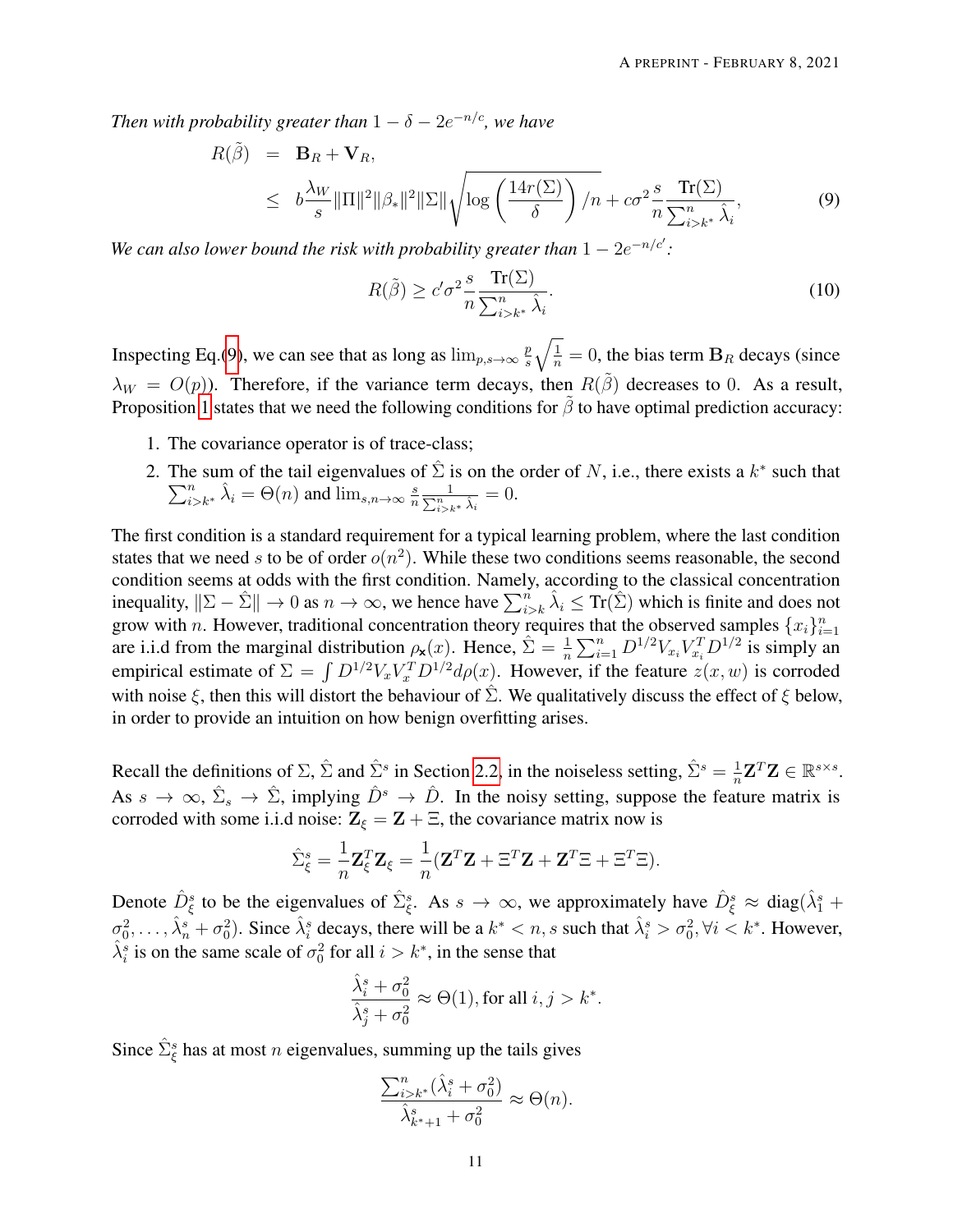*Then with probability greater than $1 - \delta - 2e^{-n/c}$, we have*

$$
\begin{aligned}
R(\tilde{\beta}) &= \mathbf{B}_R + \mathbf{V}_R, \\
&\leq b\frac{\lambda_W}{s}\|\Pi\|^2\|\beta_*\|^2\|\Sigma\|\sqrt{\log\left(\frac{14r(\Sigma)}{\delta}\right)/n} + c\sigma^2\frac{s}{n}\frac{\mathrm{Tr}(\Sigma)}{\sum_{i>k^*}^n \hat{\lambda}_i}, \qquad (9)
\end{aligned}
$$

*We can also lower bound the risk with probability greater than $1 - 2e^{-n/c'}$:*

$$
R(\tilde{\beta}) \geq c'\sigma^2\frac{s}{n}\frac{\mathrm{Tr}(\Sigma)}{\sum_{i>k^*}^n \hat{\lambda}_i}. \qquad (10)
$$

Inspecting Eq.(9), we can see that as long as $\lim_{p,s\to\infty}\frac{p}{s}\sqrt{\frac{1}{n}} = 0$, the bias term $\mathbf{B}_R$ decays (since $\lambda_W = O(p)$). Therefore, if the variance term decays, then $R(\tilde{\beta})$ decreases to 0. As a result, Proposition 1 states that we need the following conditions for $\tilde{\beta}$ to have optimal prediction accuracy:

1. The covariance operator is of trace-class;
2. The sum of the tail eigenvalues of $\hat{\Sigma}$ is on the order of $N$, i.e., there exists a $k^*$ such that $\sum_{i>k^*}^n \hat{\lambda}_i = \Theta(n)$ and $\lim_{s,n\to\infty}\frac{s}{n}\frac{1}{\sum_{i>k^*}^n \hat{\lambda}_i} = 0$.

The first condition is a standard requirement for a typical learning problem, where the last condition states that we need $s$ to be of order $o(n^2)$. While these two conditions seems reasonable, the second condition seems at odds with the first condition. Namely, according to the classical concentration inequality, $\|\Sigma - \hat{\Sigma}\| \to 0$ as $n \to \infty$, we hence have $\sum_{i>k}^n \hat{\lambda}_i \leq \mathrm{Tr}(\hat{\Sigma})$ which is finite and does not grow with $n$. However, traditional concentration theory requires that the observed samples $\{x_i\}_{i=1}^n$ are i.i.d from the marginal distribution $\rho_{\mathbf{x}}(x)$. Hence, $\hat{\Sigma} = \frac{1}{n}\sum_{i=1}^n D^{1/2}V_{x_i}V_{x_i}^T D^{1/2}$ is simply an empirical estimate of $\Sigma = \int D^{1/2}V_x V_x^T D^{1/2} d\rho(x)$. However, if the feature $z(x, w)$ is corroded with noise $\xi$, then this will distort the behaviour of $\hat{\Sigma}$. We qualitatively discuss the effect of $\xi$ below, in order to provide an intuition on how benign overfitting arises.

Recall the definitions of $\Sigma$, $\hat{\Sigma}$ and $\hat{\Sigma}^s$ in Section 2.2, in the noiseless setting, $\hat{\Sigma}^s = \frac{1}{n}\mathbf{Z}^T\mathbf{Z} \in \mathbb{R}^{s\times s}$. As $s \to \infty$, $\hat{\Sigma}_s \to \hat{\Sigma}$, implying $\hat{D}^s \to \hat{D}$. In the noisy setting, suppose the feature matrix is corroded with some i.i.d noise: $\mathbf{Z}_\xi = \mathbf{Z} + \Xi$, the covariance matrix now is

$$
\hat{\Sigma}^s_\xi = \frac{1}{n}\mathbf{Z}_\xi^T\mathbf{Z}_\xi = \frac{1}{n}(\mathbf{Z}^T\mathbf{Z} + \Xi^T\mathbf{Z} + \mathbf{Z}^T\Xi + \Xi^T\Xi).
$$

Denote $\hat{D}^s_\xi$ to be the eigenvalues of $\hat{\Sigma}^s_\xi$. As $s \to \infty$, we approximately have $\hat{D}^s_\xi \approx \mathrm{diag}(\hat{\lambda}^s_1 + \sigma_0^2, \ldots, \hat{\lambda}^s_n + \sigma_0^2)$. Since $\hat{\lambda}^s_i$ decays, there will be a $k^* < n, s$ such that $\hat{\lambda}^s_i > \sigma_0^2, \forall i < k^*$. However, $\hat{\lambda}^s_i$ is on the same scale of $\sigma_0^2$ for all $i > k^*$, in the sense that

$$
\frac{\hat{\lambda}^s_i + \sigma_0^2}{\hat{\lambda}^s_j + \sigma_0^2} \approx \Theta(1), \text{for all } i, j > k^*.
$$

Since $\hat{\Sigma}^s_\xi$ has at most $n$ eigenvalues, summing up the tails gives

$$
\frac{\sum_{i>k^*}^n(\hat{\lambda}^s_i + \sigma_0^2)}{\hat{\lambda}^s_{k^*+1} + \sigma_0^2} \approx \Theta(n).
$$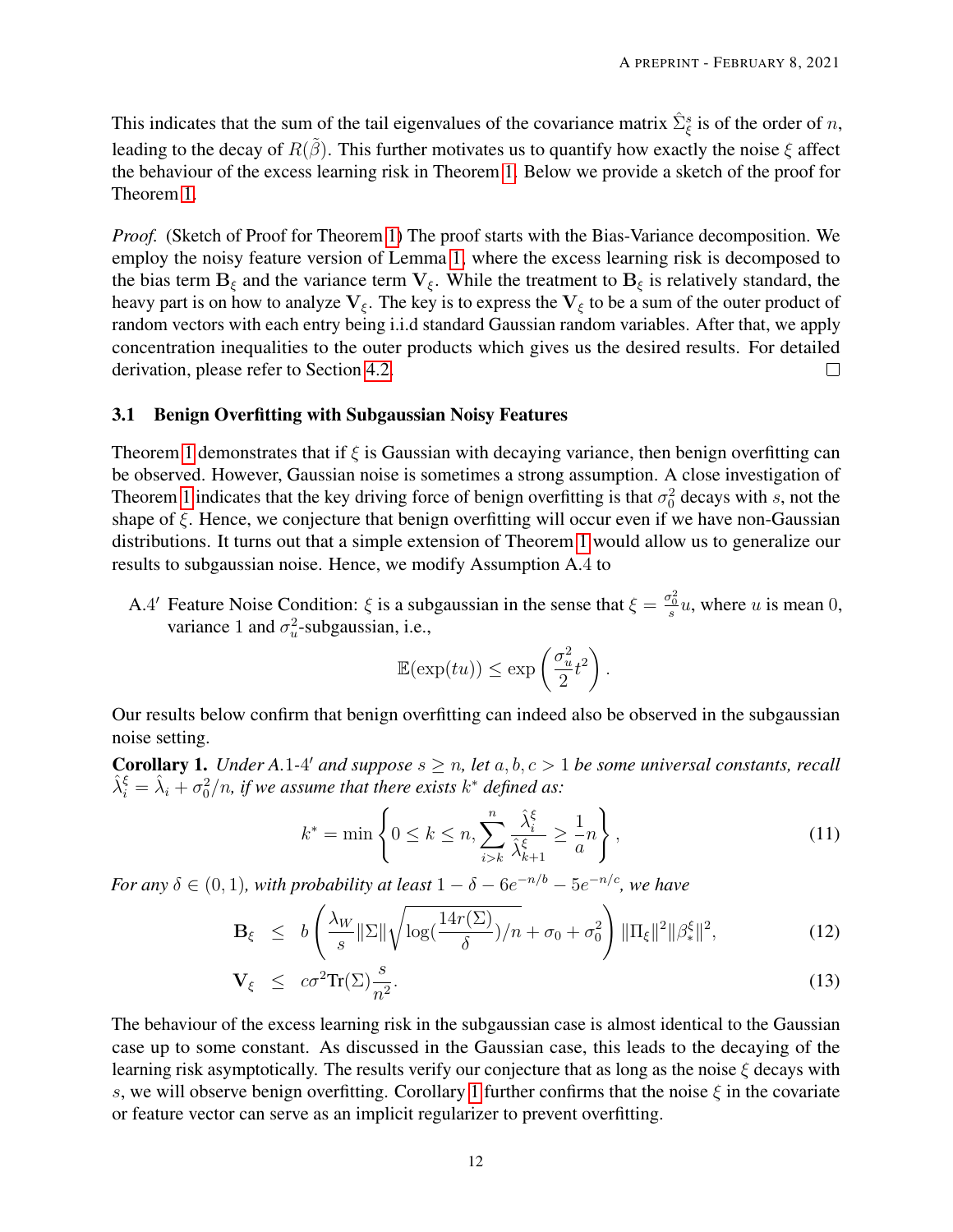This indicates that the sum of the tail eigenvalues of the covariance matrix $\hat{\Sigma}^s_\xi$ is of the order of $n$, leading to the decay of $R(\tilde{\beta})$. This further motivates us to quantify how exactly the noise $\xi$ affect the behaviour of the excess learning risk in Theorem 1. Below we provide a sketch of the proof for Theorem 1.

*Proof.* (Sketch of Proof for Theorem 1) The proof starts with the Bias-Variance decomposition. We employ the noisy feature version of Lemma 1, where the excess learning risk is decomposed to the bias term $\mathbf{B}_\xi$ and the variance term $\mathbf{V}_\xi$. While the treatment to $\mathbf{B}_\xi$ is relatively standard, the heavy part is on how to analyze $\mathbf{V}_\xi$. The key is to express the $\mathbf{V}_\xi$ to be a sum of the outer product of random vectors with each entry being i.i.d standard Gaussian random variables. After that, we apply concentration inequalities to the outer products which gives us the desired results. For detailed derivation, please refer to Section 4.2. □

### 3.1 Benign Overfitting with Subgaussian Noisy Features

Theorem 1 demonstrates that if $\xi$ is Gaussian with decaying variance, then benign overfitting can be observed. However, Gaussian noise is sometimes a strong assumption. A close investigation of Theorem 1 indicates that the key driving force of benign overfitting is that $\sigma_0^2$ decays with $s$, not the shape of $\xi$. Hence, we conjecture that benign overfitting will occur even if we have non-Gaussian distributions. It turns out that a simple extension of Theorem 1 would allow us to generalize our results to subgaussian noise. Hence, we modify Assumption A.4 to

A.4$'$ Feature Noise Condition: $\xi$ is a subgaussian in the sense that $\xi = \frac{\sigma_0^2}{s}u$, where $u$ is mean 0, variance 1 and $\sigma_u^2$-subgaussian, i.e.,

$$\mathbb{E}(\exp(tu)) \leq \exp\left(\frac{\sigma_u^2}{2}t^2\right).$$

Our results below confirm that benign overfitting can indeed also be observed in the subgaussian noise setting.

**Corollary 1.** *Under A.1-4$'$ and suppose $s \geq n$, let $a, b, c > 1$ be some universal constants, recall $\hat{\lambda}^\xi_i = \hat{\lambda}_i + \sigma_0^2/n$, if we assume that there exists $k^*$ defined as:*

$$k^* = \min\left\{0 \leq k \leq n, \sum_{i>k}^{n} \frac{\hat{\lambda}^\xi_i}{\hat{\lambda}^\xi_{k+1}} \geq \frac{1}{a}n\right\}, \tag{11}$$

*For any $\delta \in (0, 1)$, with probability at least $1 - \delta - 6e^{-n/b} - 5e^{-n/c}$, we have*

$$\mathbf{B}_\xi \leq b\left(\frac{\lambda_W}{s}\|\Sigma\|\sqrt{\log(\frac{14r(\Sigma)}{\delta})/n} + \sigma_0 + \sigma_0^2\right)\|\Pi_\xi\|^2\|\beta^\xi_*\|^2, \tag{12}$$

$$\mathbf{V}_\xi \leq c\sigma^2 \mathrm{Tr}(\Sigma)\frac{s}{n^2}. \tag{13}$$

The behaviour of the excess learning risk in the subgaussian case is almost identical to the Gaussian case up to some constant. As discussed in the Gaussian case, this leads to the decaying of the learning risk asymptotically. The results verify our conjecture that as long as the noise $\xi$ decays with $s$, we will observe benign overfitting. Corollary 1 further confirms that the noise $\xi$ in the covariate or feature vector can serve as an implicit regularizer to prevent overfitting.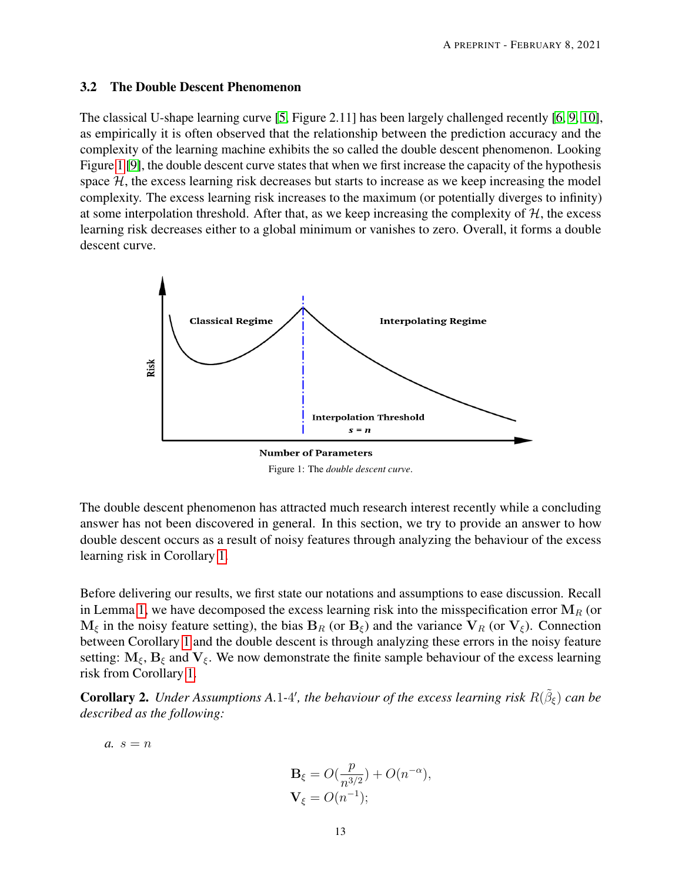### 3.2 The Double Descent Phenomenon

The classical U-shape learning curve [5, Figure 2.11] has been largely challenged recently [6, 9, 10], as empirically it is often observed that the relationship between the prediction accuracy and the complexity of the learning machine exhibits the so called the double descent phenomenon. Looking Figure 1 [9], the double descent curve states that when we first increase the capacity of the hypothesis space $\mathcal{H}$, the excess learning risk decreases but starts to increase as we keep increasing the model complexity. The excess learning risk increases to the maximum (or potentially diverges to infinity) at some interpolation threshold. After that, as we keep increasing the complexity of $\mathcal{H}$, the excess learning risk decreases either to a global minimum or vanishes to zero. Overall, it forms a double descent curve.

Figure 1: The *double descent curve*.

The double descent phenomenon has attracted much research interest recently while a concluding answer has not been discovered in general. In this section, we try to provide an answer to how double descent occurs as a result of noisy features through analyzing the behaviour of the excess learning risk in Corollary 1.

Before delivering our results, we first state our notations and assumptions to ease discussion. Recall in Lemma 1, we have decomposed the excess learning risk into the misspecification error $\mathbf{M}_R$ (or $\mathbf{M}_\xi$ in the noisy feature setting), the bias $\mathbf{B}_R$ (or $\mathbf{B}_\xi$) and the variance $\mathbf{V}_R$ (or $\mathbf{V}_\xi$). Connection between Corollary 1 and the double descent is through analyzing these errors in the noisy feature setting: $\mathbf{M}_\xi$, $\mathbf{B}_\xi$ and $\mathbf{V}_\xi$. We now demonstrate the finite sample behaviour of the excess learning risk from Corollary 1.

**Corollary 2.** *Under Assumptions A.1-4′, the behaviour of the excess learning risk $R(\tilde{\beta}_\xi)$ can be described as the following:*

*a.* $s = n$

$$\mathbf{B}_\xi = O(\frac{p}{n^{3/2}}) + O(n^{-\alpha}),$$
$$\mathbf{V}_\xi = O(n^{-1});$$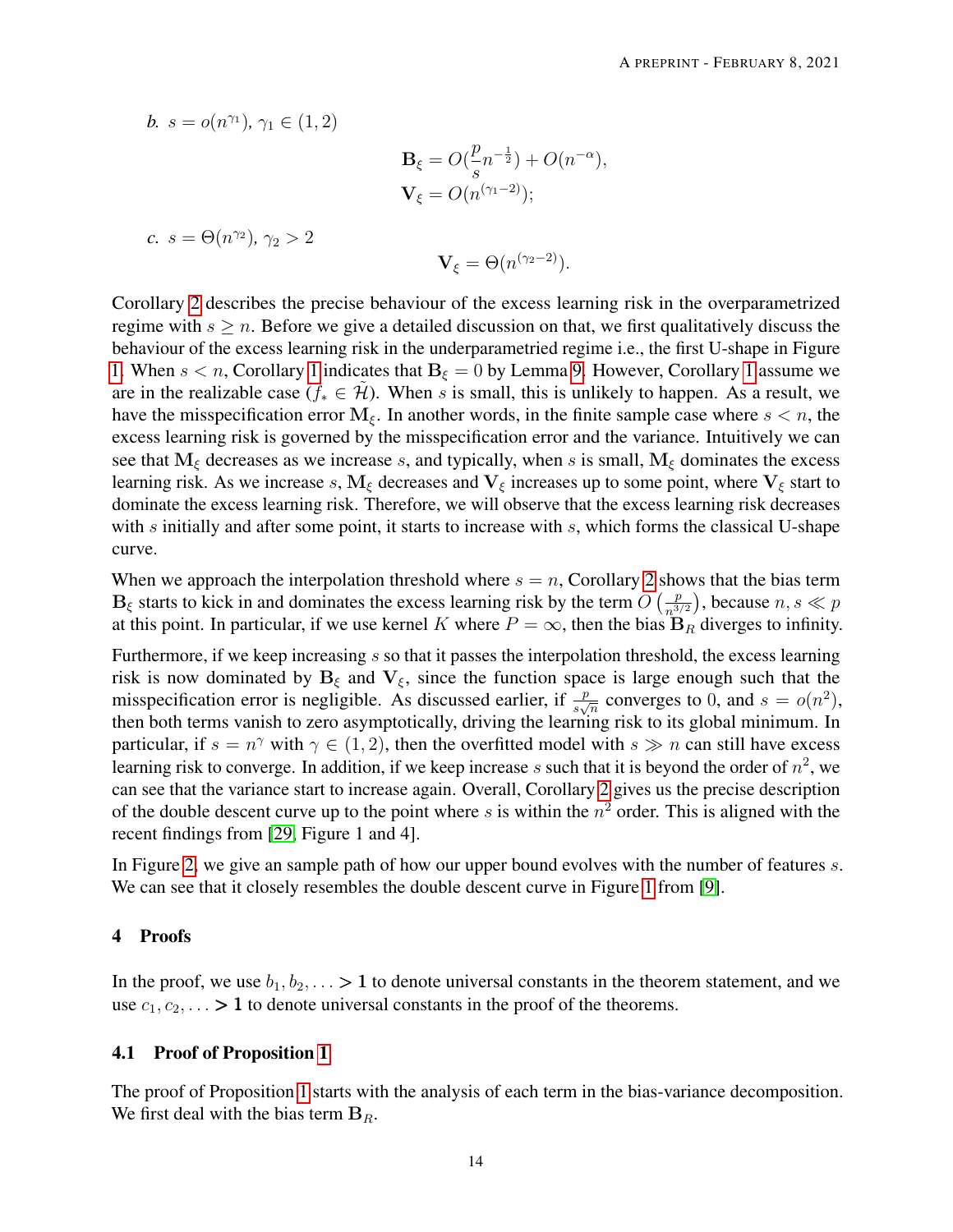*b.* $s = o(n^{\gamma_1})$, $\gamma_1 \in (1, 2)$

$$\mathbf{B}_\xi = O(\frac{p}{s}n^{-\frac{1}{2}}) + O(n^{-\alpha}),$$
$$\mathbf{V}_\xi = O(n^{(\gamma_1 - 2)});$$

*c.* $s = \Theta(n^{\gamma_2})$, $\gamma_2 > 2$

$$\mathbf{V}_\xi = \Theta(n^{(\gamma_2 - 2)}).$$

Corollary 2 describes the precise behaviour of the excess learning risk in the overparametrized regime with $s \geq n$. Before we give a detailed discussion on that, we first qualitatively discuss the behaviour of the excess learning risk in the underparametried regime i.e., the first U-shape in Figure 1. When $s < n$, Corollary 1 indicates that $\mathbf{B}_\xi = 0$ by Lemma 9. However, Corollary 1 assume we are in the realizable case ($f_* \in \widetilde{\mathcal{H}}$). When $s$ is small, this is unlikely to happen. As a result, we have the misspecification error $\mathbf{M}_\xi$. In another words, in the finite sample case where $s < n$, the excess learning risk is governed by the misspecification error and the variance. Intuitively we can see that $\mathbf{M}_\xi$ decreases as we increase $s$, and typically, when $s$ is small, $\mathbf{M}_\xi$ dominates the excess learning risk. As we increase $s$, $\mathbf{M}_\xi$ decreases and $\mathbf{V}_\xi$ increases up to some point, where $\mathbf{V}_\xi$ start to dominate the excess learning risk. Therefore, we will observe that the excess learning risk decreases with $s$ initially and after some point, it starts to increase with $s$, which forms the classical U-shape curve.

When we approach the interpolation threshold where $s = n$, Corollary 2 shows that the bias term $\mathbf{B}_\xi$ starts to kick in and dominates the excess learning risk by the term $O\left(\frac{p}{n^{3/2}}\right)$, because $n, s \ll p$ at this point. In particular, if we use kernel $K$ where $P = \infty$, then the bias $\mathbf{B}_R$ diverges to infinity.

Furthermore, if we keep increasing $s$ so that it passes the interpolation threshold, the excess learning risk is now dominated by $\mathbf{B}_\xi$ and $\mathbf{V}_\xi$, since the function space is large enough such that the misspecification error is negligible. As discussed earlier, if $\frac{p}{s\sqrt{n}}$ converges to 0, and $s = o(n^2)$, then both terms vanish to zero asymptotically, driving the learning risk to its global minimum. In particular, if $s = n^\gamma$ with $\gamma \in (1, 2)$, then the overfitted model with $s \gg n$ can still have excess learning risk to converge. In addition, if we keep increase $s$ such that it is beyond the order of $n^2$, we can see that the variance start to increase again. Overall, Corollary 2 gives us the precise description of the double descent curve up to the point where $s$ is within the $n^2$ order. This is aligned with the recent findings from [29, Figure 1 and 4].

In Figure 2, we give an sample path of how our upper bound evolves with the number of features $s$. We can see that it closely resembles the double descent curve in Figure 1 from [9].

## 4 Proofs

In the proof, we use $b_1, b_2, \ldots > 1$ to denote universal constants in the theorem statement, and we use $c_1, c_2, \ldots > 1$ to denote universal constants in the proof of the theorems.

### 4.1 Proof of Proposition 1

The proof of Proposition 1 starts with the analysis of each term in the bias-variance decomposition. We first deal with the bias term $\mathbf{B}_R$.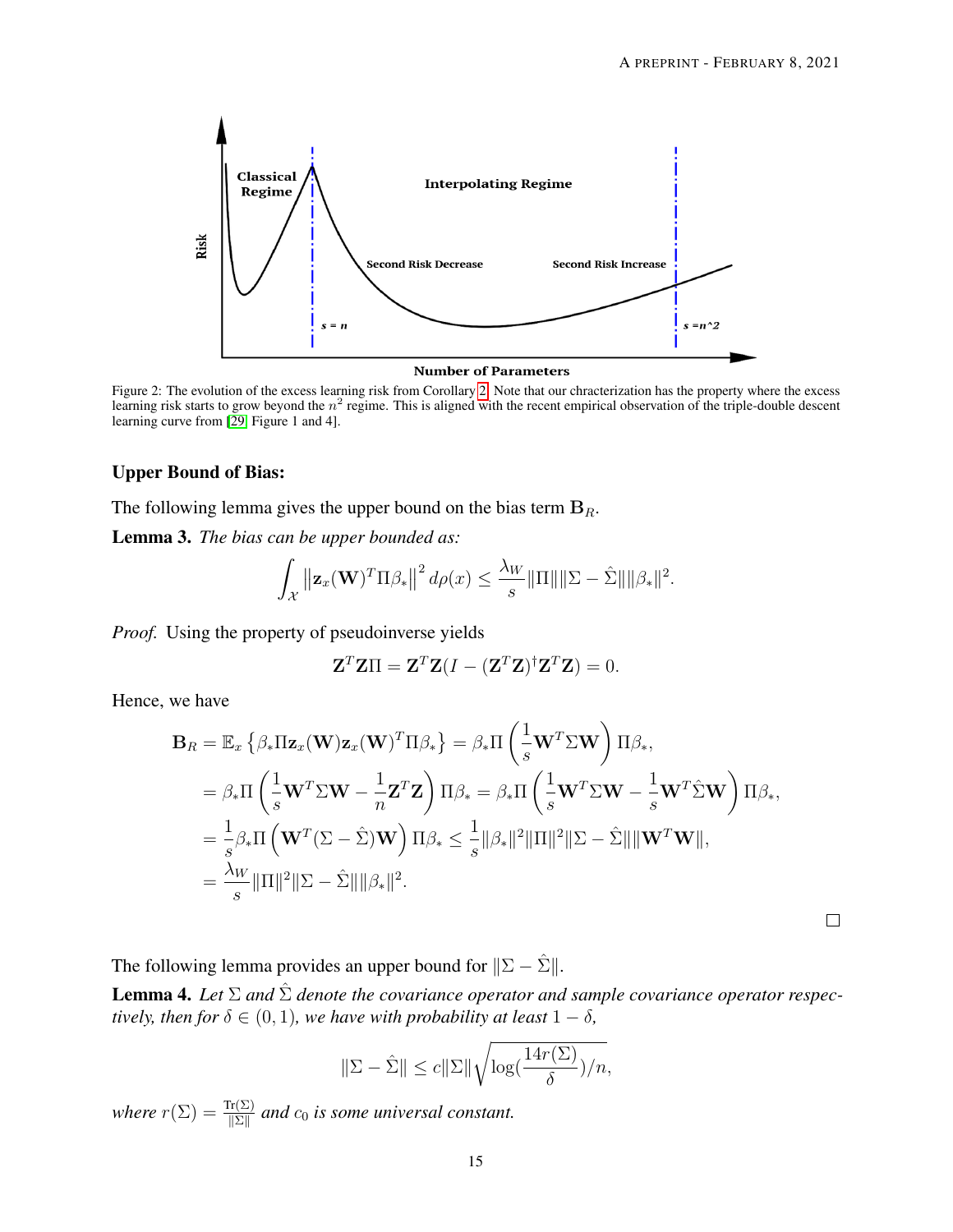Figure 2: The evolution of the excess learning risk from Corollary 2. Note that our chracterization has the property where the excess learning risk starts to grow beyond the $n^2$ regime. This is aligned with the recent empirical observation of the triple-double descent learning curve from [29, Figure 1 and 4].

**Upper Bound of Bias:**

The following lemma gives the upper bound on the bias term $\mathbf{B}_R$.

**Lemma 3.** *The bias can be upper bounded as:*

$$\int_{\mathcal{X}} \left\|\mathbf{z}_x(\mathbf{W})^T \Pi \beta_*\right\|^2 d\rho(x) \leq \frac{\lambda_W}{s} \|\Pi\| \|\Sigma - \hat{\Sigma}\| \|\beta_*\|^2.$$

*Proof.* Using the property of pseudoinverse yields

$$\mathbf{Z}^T \mathbf{Z} \Pi = \mathbf{Z}^T \mathbf{Z}(I - (\mathbf{Z}^T \mathbf{Z})^\dagger \mathbf{Z}^T \mathbf{Z}) = 0.$$

Hence, we have

$$\begin{aligned}
\mathbf{B}_R &= \mathbb{E}_x \left\{\beta_* \Pi \mathbf{z}_x(\mathbf{W}) \mathbf{z}_x(\mathbf{W})^T \Pi \beta_*\right\} = \beta_* \Pi \left(\frac{1}{s} \mathbf{W}^T \Sigma \mathbf{W}\right) \Pi \beta_*, \\
&= \beta_* \Pi \left(\frac{1}{s} \mathbf{W}^T \Sigma \mathbf{W} - \frac{1}{n} \mathbf{Z}^T \mathbf{Z}\right) \Pi \beta_* = \beta_* \Pi \left(\frac{1}{s} \mathbf{W}^T \Sigma \mathbf{W} - \frac{1}{s} \mathbf{W}^T \hat{\Sigma} \mathbf{W}\right) \Pi \beta_*, \\
&= \frac{1}{s} \beta_* \Pi \left(\mathbf{W}^T (\Sigma - \hat{\Sigma}) \mathbf{W}\right) \Pi \beta_* \leq \frac{1}{s} \|\beta_*\|^2 \|\Pi\|^2 \|\Sigma - \hat{\Sigma}\| \|\mathbf{W}^T \mathbf{W}\|, \\
&= \frac{\lambda_W}{s} \|\Pi\|^2 \|\Sigma - \hat{\Sigma}\| \|\beta_*\|^2.
\end{aligned}$$

$\square$

The following lemma provides an upper bound for $\|\Sigma - \hat{\Sigma}\|$.

**Lemma 4.** *Let $\Sigma$ and $\hat{\Sigma}$ denote the covariance operator and sample covariance operator respectively, then for $\delta \in (0, 1)$, we have with probability at least $1 - \delta$,*

$$\|\Sigma - \hat{\Sigma}\| \leq c \|\Sigma\| \sqrt{\log(\frac{14 r(\Sigma)}{\delta})/n},$$

*where $r(\Sigma) = \frac{\mathrm{Tr}(\Sigma)}{\|\Sigma\|}$ and $c_0$ is some universal constant.*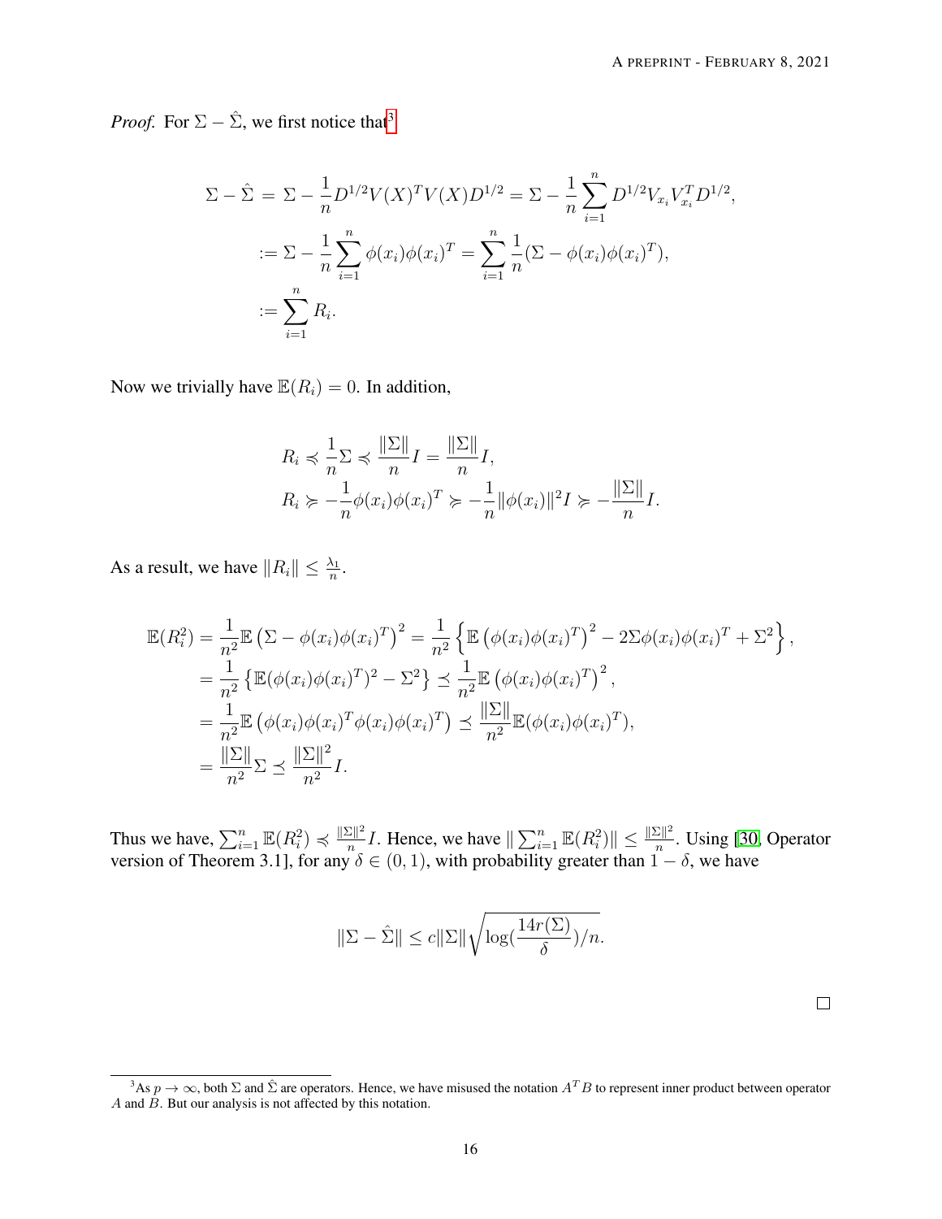*Proof.* For $\Sigma - \hat{\Sigma}$, we first notice that[3]

$$
\begin{aligned}
\Sigma - \hat{\Sigma} &= \Sigma - \frac{1}{n} D^{1/2} V(X)^T V(X) D^{1/2} = \Sigma - \frac{1}{n} \sum_{i=1}^{n} D^{1/2} V_{x_i} V_{x_i}^T D^{1/2}, \\
&:= \Sigma - \frac{1}{n} \sum_{i=1}^{n} \phi(x_i)\phi(x_i)^T = \sum_{i=1}^{n} \frac{1}{n} (\Sigma - \phi(x_i)\phi(x_i)^T), \\
&:= \sum_{i=1}^{n} R_i.
\end{aligned}
$$

Now we trivially have $\mathbb{E}(R_i) = 0$. In addition,

$$
\begin{aligned}
R_i &\preccurlyeq \frac{1}{n}\Sigma \preccurlyeq \frac{\|\Sigma\|}{n} I = \frac{\|\Sigma\|}{n} I, \\
R_i &\succcurlyeq -\frac{1}{n}\phi(x_i)\phi(x_i)^T \succcurlyeq -\frac{1}{n}\|\phi(x_i)\|^2 I \succcurlyeq -\frac{\|\Sigma\|}{n} I.
\end{aligned}
$$

As a result, we have $\|R_i\| \leq \frac{\lambda_1}{n}$.

$$
\begin{aligned}
\mathbb{E}(R_i^2) &= \frac{1}{n^2}\mathbb{E}\left(\Sigma - \phi(x_i)\phi(x_i)^T\right)^2 = \frac{1}{n^2}\left\{\mathbb{E}\left(\phi(x_i)\phi(x_i)^T\right)^2 - 2\Sigma\phi(x_i)\phi(x_i)^T + \Sigma^2\right\}, \\
&= \frac{1}{n^2}\left\{\mathbb{E}(\phi(x_i)\phi(x_i)^T)^2 - \Sigma^2\right\} \preceq \frac{1}{n^2}\mathbb{E}\left(\phi(x_i)\phi(x_i)^T\right)^2, \\
&= \frac{1}{n^2}\mathbb{E}\left(\phi(x_i)\phi(x_i)^T\phi(x_i)\phi(x_i)^T\right) \preceq \frac{\|\Sigma\|}{n^2}\mathbb{E}(\phi(x_i)\phi(x_i)^T), \\
&= \frac{\|\Sigma\|}{n^2}\Sigma \preceq \frac{\|\Sigma\|^2}{n^2} I.
\end{aligned}
$$

Thus we have, $\sum_{i=1}^{n} \mathbb{E}(R_i^2) \preccurlyeq \frac{\|\Sigma\|^2}{n} I$. Hence, we have $\|\sum_{i=1}^{n} \mathbb{E}(R_i^2)\| \leq \frac{\|\Sigma\|^2}{n}$. Using [30, Operator version of Theorem 3.1], for any $\delta \in (0, 1)$, with probability greater than $1 - \delta$, we have

$$
\|\Sigma - \hat{\Sigma}\| \leq c\|\Sigma\|\sqrt{\log(\frac{14r(\Sigma)}{\delta})/n}.
$$

□

[3] As $p \to \infty$, both $\Sigma$ and $\hat{\Sigma}$ are operators. Hence, we have misused the notation $A^T B$ to represent inner product between operator $A$ and $B$. But our analysis is not affected by this notation.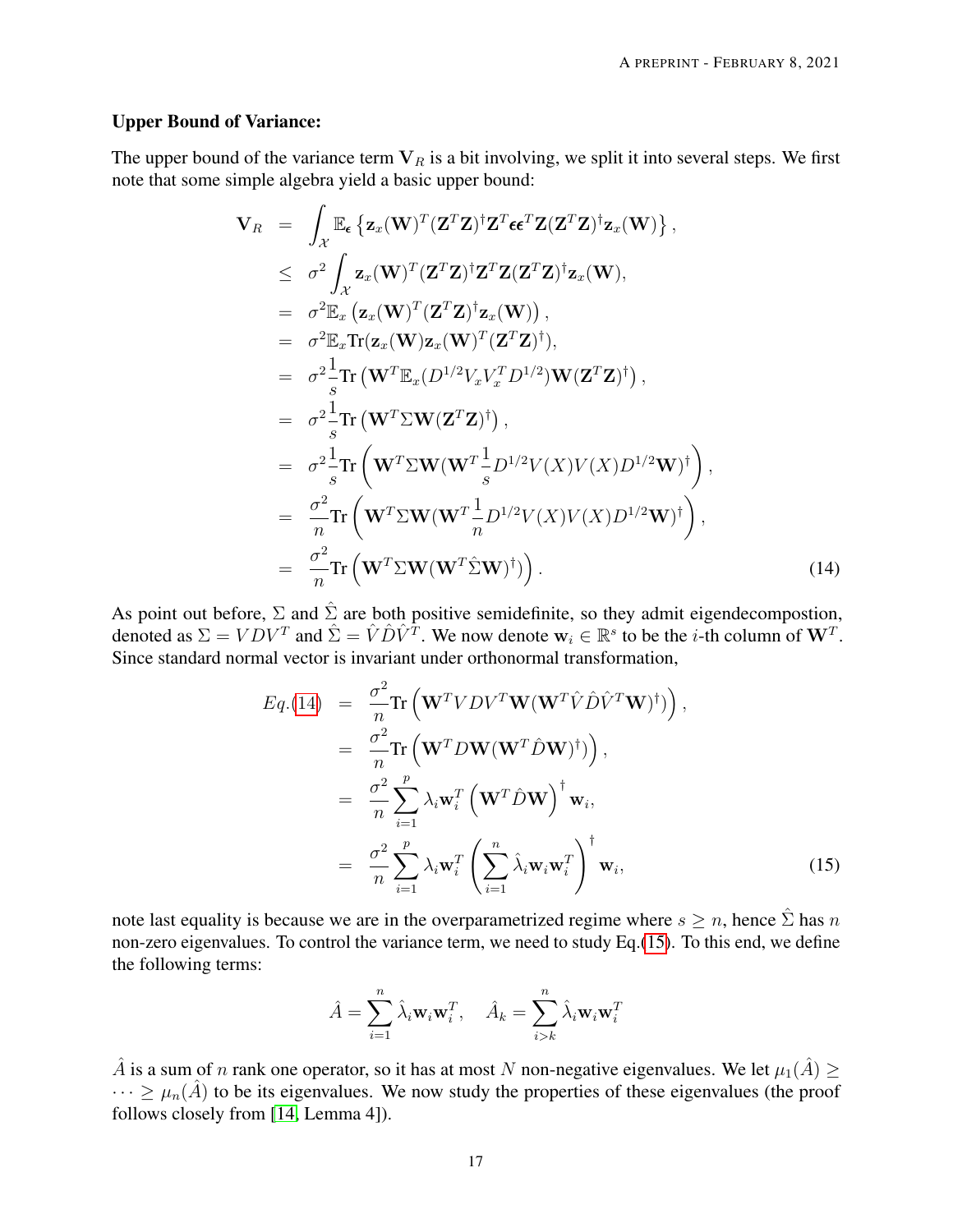**Upper Bound of Variance:**

The upper bound of the variance term $\mathbf{V}_R$ is a bit involving, we split it into several steps. We first note that some simple algebra yield a basic upper bound:

$$
\begin{aligned}
\mathbf{V}_R &= \int_{\mathcal{X}} \mathbb{E}_{\boldsymbol{\epsilon}} \left\{ \mathbf{z}_x(\mathbf{W})^T (\mathbf{Z}^T\mathbf{Z})^{\dagger} \mathbf{Z}^T \boldsymbol{\epsilon}\boldsymbol{\epsilon}^T \mathbf{Z} (\mathbf{Z}^T\mathbf{Z})^{\dagger} \mathbf{z}_x(\mathbf{W}) \right\}, \\
&\leq \sigma^2 \int_{\mathcal{X}} \mathbf{z}_x(\mathbf{W})^T (\mathbf{Z}^T\mathbf{Z})^{\dagger} \mathbf{Z}^T \mathbf{Z} (\mathbf{Z}^T\mathbf{Z})^{\dagger} \mathbf{z}_x(\mathbf{W}), \\
&= \sigma^2 \mathbb{E}_x \left( \mathbf{z}_x(\mathbf{W})^T (\mathbf{Z}^T\mathbf{Z})^{\dagger} \mathbf{z}_x(\mathbf{W}) \right), \\
&= \sigma^2 \mathbb{E}_x \mathrm{Tr}(\mathbf{z}_x(\mathbf{W}) \mathbf{z}_x(\mathbf{W})^T (\mathbf{Z}^T\mathbf{Z})^{\dagger}), \\
&= \sigma^2 \frac{1}{s} \mathrm{Tr}\left( \mathbf{W}^T \mathbb{E}_x (D^{1/2} V_x V_x^T D^{1/2}) \mathbf{W} (\mathbf{Z}^T\mathbf{Z})^{\dagger} \right), \\
&= \sigma^2 \frac{1}{s} \mathrm{Tr}\left( \mathbf{W}^T \Sigma \mathbf{W} (\mathbf{Z}^T\mathbf{Z})^{\dagger} \right), \\
&= \sigma^2 \frac{1}{s} \mathrm{Tr}\left( \mathbf{W}^T \Sigma \mathbf{W} (\mathbf{W}^T \frac{1}{s} D^{1/2} V(X) V(X) D^{1/2} \mathbf{W})^{\dagger} \right), \\
&= \frac{\sigma^2}{n} \mathrm{Tr}\left( \mathbf{W}^T \Sigma \mathbf{W} (\mathbf{W}^T \frac{1}{n} D^{1/2} V(X) V(X) D^{1/2} \mathbf{W})^{\dagger} \right), \\
&= \frac{\sigma^2}{n} \mathrm{Tr}\left( \mathbf{W}^T \Sigma \mathbf{W} (\mathbf{W}^T \hat{\Sigma} \mathbf{W})^{\dagger} ) \right). \qquad (14)
\end{aligned}
$$

As point out before, $\Sigma$ and $\hat{\Sigma}$ are both positive semidefinite, so they admit eigendecompostion, denoted as $\Sigma = VDV^T$ and $\hat{\Sigma} = \hat{V}\hat{D}\hat{V}^T$. We now denote $\mathbf{w}_i \in \mathbb{R}^s$ to be the $i$-th column of $\mathbf{W}^T$. Since standard normal vector is invariant under orthonormal transformation,

$$
\begin{aligned}
Eq.(14) &= \frac{\sigma^2}{n} \mathrm{Tr}\left( \mathbf{W}^T V D V^T \mathbf{W} (\mathbf{W}^T \hat{V} \hat{D} \hat{V}^T \mathbf{W})^{\dagger} ) \right), \\
&= \frac{\sigma^2}{n} \mathrm{Tr}\left( \mathbf{W}^T D \mathbf{W} (\mathbf{W}^T \hat{D} \mathbf{W})^{\dagger} ) \right), \\
&= \frac{\sigma^2}{n} \sum_{i=1}^{p} \lambda_i \mathbf{w}_i^T \left( \mathbf{W}^T \hat{D} \mathbf{W} \right)^{\dagger} \mathbf{w}_i, \\
&= \frac{\sigma^2}{n} \sum_{i=1}^{p} \lambda_i \mathbf{w}_i^T \left( \sum_{i=1}^{n} \hat{\lambda}_i \mathbf{w}_i \mathbf{w}_i^T \right)^{\dagger} \mathbf{w}_i, \qquad (15)
\end{aligned}
$$

note last equality is because we are in the overparametrized regime where $s \geq n$, hence $\hat{\Sigma}$ has $n$ non-zero eigenvalues. To control the variance term, we need to study Eq.(15). To this end, we define the following terms:

$$
\hat{A} = \sum_{i=1}^{n} \hat{\lambda}_i \mathbf{w}_i \mathbf{w}_i^T, \quad \hat{A}_k = \sum_{i>k}^{n} \hat{\lambda}_i \mathbf{w}_i \mathbf{w}_i^T
$$

$\hat{A}$ is a sum of $n$ rank one operator, so it has at most $N$ non-negative eigenvalues. We let $\mu_1(\hat{A}) \geq \cdots \geq \mu_n(\hat{A})$ to be its eigenvalues. We now study the properties of these eigenvalues (the proof follows closely from [14, Lemma 4]).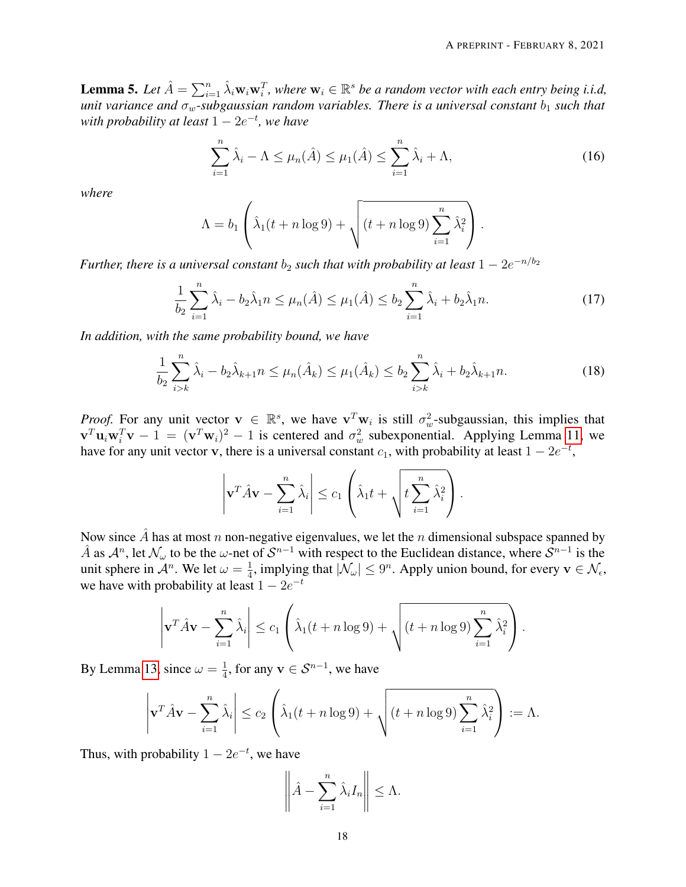**Lemma 5.** *Let $\hat{A} = \sum_{i=1}^{n} \hat{\lambda}_i \mathbf{w}_i \mathbf{w}_i^T$, where $\mathbf{w}_i \in \mathbb{R}^s$ be a random vector with each entry being i.i.d, unit variance and $\sigma_w$-subgaussian random variables. There is a universal constant $b_1$ such that with probability at least $1 - 2e^{-t}$, we have*

$$\sum_{i=1}^{n} \hat{\lambda}_i - \Lambda \leq \mu_n(\hat{A}) \leq \mu_1(\hat{A}) \leq \sum_{i=1}^{n} \hat{\lambda}_i + \Lambda, \tag{16}$$

*where*

$$\Lambda = b_1 \left( \hat{\lambda}_1 (t + n \log 9) + \sqrt{(t + n \log 9) \sum_{i=1}^{n} \hat{\lambda}_i^2} \right).$$

*Further, there is a universal constant $b_2$ such that with probability at least $1 - 2e^{-n/b_2}$*

$$\frac{1}{b_2} \sum_{i=1}^{n} \hat{\lambda}_i - b_2 \hat{\lambda}_1 n \leq \mu_n(\hat{A}) \leq \mu_1(\hat{A}) \leq b_2 \sum_{i=1}^{n} \hat{\lambda}_i + b_2 \hat{\lambda}_1 n. \tag{17}$$

*In addition, with the same probability bound, we have*

$$\frac{1}{b_2} \sum_{i>k}^{n} \hat{\lambda}_i - b_2 \hat{\lambda}_{k+1} n \leq \mu_n(\hat{A}_k) \leq \mu_1(\hat{A}_k) \leq b_2 \sum_{i>k}^{n} \hat{\lambda}_i + b_2 \hat{\lambda}_{k+1} n. \tag{18}$$

*Proof.* For any unit vector $\mathbf{v} \in \mathbb{R}^s$, we have $\mathbf{v}^T \mathbf{w}_i$ is still $\sigma_w^2$-subgaussian, this implies that $\mathbf{v}^T \mathbf{u}_i \mathbf{w}_i^T \mathbf{v} - 1 = (\mathbf{v}^T \mathbf{w}_i)^2 - 1$ is centered and $\sigma_w^2$ subexponential. Applying Lemma 11, we have for any unit vector $\mathbf{v}$, there is a universal constant $c_1$, with probability at least $1 - 2e^{-t}$,

$$\left| \mathbf{v}^T \hat{A} \mathbf{v} - \sum_{i=1}^{n} \hat{\lambda}_i \right| \leq c_1 \left( \hat{\lambda}_1 t + \sqrt{t \sum_{i=1}^{n} \hat{\lambda}_i^2} \right).$$

Now since $\hat{A}$ has at most $n$ non-negative eigenvalues, we let the $n$ dimensional subspace spanned by $\hat{A}$ as $\mathcal{A}^n$, let $\mathcal{N}_\omega$ to be the $\omega$-net of $\mathcal{S}^{n-1}$ with respect to the Euclidean distance, where $\mathcal{S}^{n-1}$ is the unit sphere in $\mathcal{A}^n$. We let $\omega = \frac{1}{4}$, implying that $|\mathcal{N}_\omega| \leq 9^n$. Apply union bound, for every $\mathbf{v} \in \mathcal{N}_\epsilon$, we have with probability at least $1 - 2e^{-t}$

$$\left| \mathbf{v}^T \hat{A} \mathbf{v} - \sum_{i=1}^{n} \hat{\lambda}_i \right| \leq c_1 \left( \hat{\lambda}_1 (t + n \log 9) + \sqrt{(t + n \log 9) \sum_{i=1}^{n} \hat{\lambda}_i^2} \right).$$

By Lemma 13, since $\omega = \frac{1}{4}$, for any $\mathbf{v} \in \mathcal{S}^{n-1}$, we have

$$\left| \mathbf{v}^T \hat{A} \mathbf{v} - \sum_{i=1}^{n} \hat{\lambda}_i \right| \leq c_2 \left( \hat{\lambda}_1 (t + n \log 9) + \sqrt{(t + n \log 9) \sum_{i=1}^{n} \hat{\lambda}_i^2} \right) := \Lambda.$$

Thus, with probability $1 - 2e^{-t}$, we have

$$\left\| \hat{A} - \sum_{i=1}^{n} \hat{\lambda}_i I_n \right\| \leq \Lambda.$$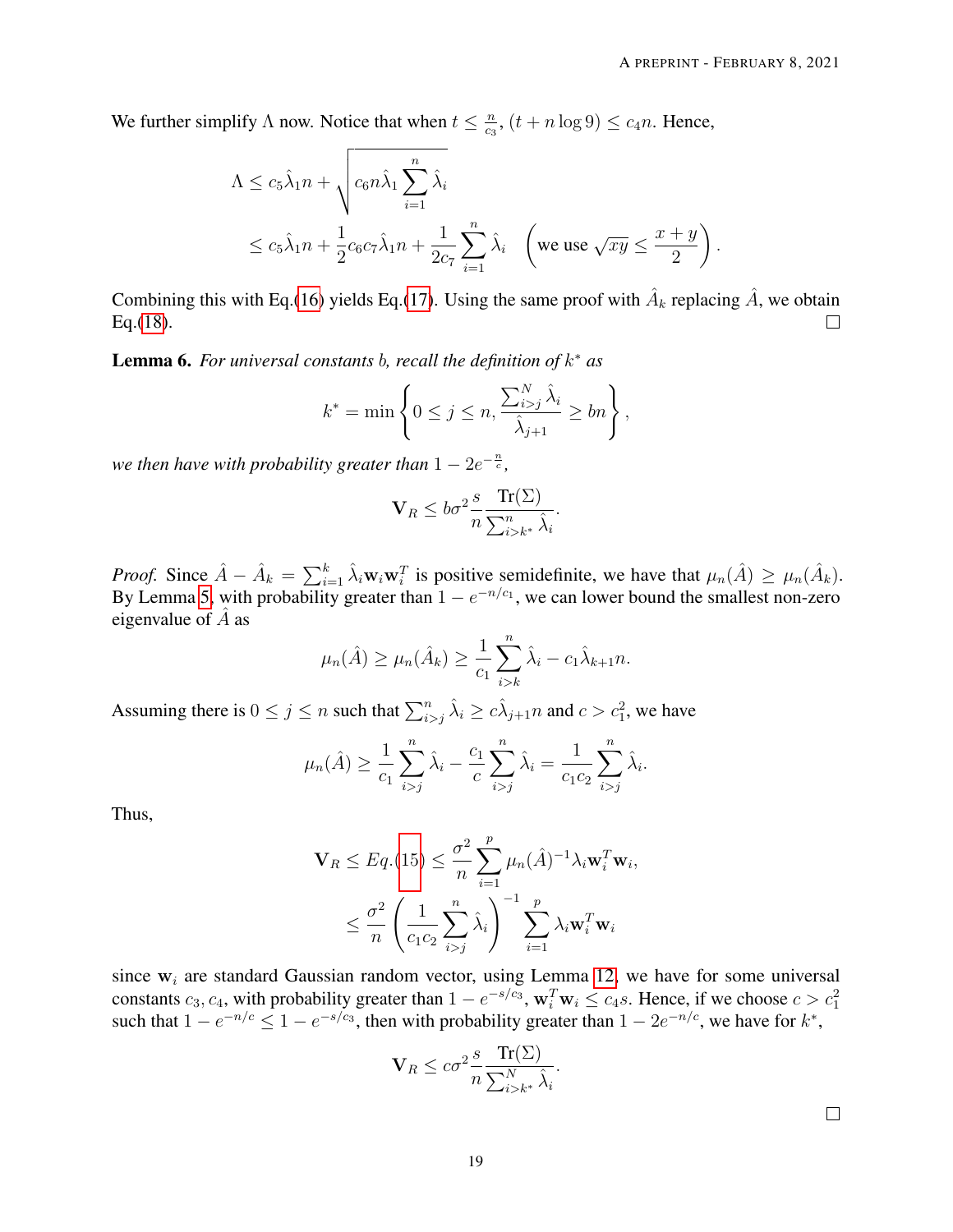We further simplify $\Lambda$ now. Notice that when $t \le \frac{n}{c_3}$, $(t + n\log 9) \le c_4 n$. Hence,

$$
\begin{aligned}
\Lambda &\le c_5 \hat{\lambda}_1 n + \sqrt{c_6 n \hat{\lambda}_1 \sum_{i=1}^{n} \hat{\lambda}_i} \\
&\le c_5 \hat{\lambda}_1 n + \frac{1}{2} c_6 c_7 \hat{\lambda}_1 n + \frac{1}{2c_7} \sum_{i=1}^{n} \hat{\lambda}_i \quad \left(\text{we use } \sqrt{xy} \le \frac{x+y}{2}\right).
\end{aligned}
$$

Combining this with Eq.(16) yields Eq.(17). Using the same proof with $\hat{A}_k$ replacing $\hat{A}$, we obtain Eq.(18). ∎

**Lemma 6.** *For universal constants $b$, recall the definition of $k^*$ as*

$$
k^* = \min\left\{0 \le j \le n, \frac{\sum_{i>j}^{N} \hat{\lambda}_i}{\hat{\lambda}_{j+1}} \ge bn\right\},
$$

*we then have with probability greater than $1 - 2e^{-\frac{n}{c}}$,*

$$
\mathbf{V}_R \le b\sigma^2 \frac{s}{n} \frac{\operatorname{Tr}(\Sigma)}{\sum_{i>k^*}^{n} \hat{\lambda}_i}.
$$

*Proof.* Since $\hat{A} - \hat{A}_k = \sum_{i=1}^{k} \hat{\lambda}_i \mathbf{w}_i \mathbf{w}_i^T$ is positive semidefinite, we have that $\mu_n(\hat{A}) \ge \mu_n(\hat{A}_k)$. By Lemma 5, with probability greater than $1 - e^{-n/c_1}$, we can lower bound the smallest non-zero eigenvalue of $\hat{A}$ as

$$
\mu_n(\hat{A}) \ge \mu_n(\hat{A}_k) \ge \frac{1}{c_1} \sum_{i>k}^{n} \hat{\lambda}_i - c_1 \hat{\lambda}_{k+1} n.
$$

Assuming there is $0 \le j \le n$ such that $\sum_{i>j}^{n} \hat{\lambda}_i \ge c\hat{\lambda}_{j+1} n$ and $c > c_1^2$, we have

$$
\mu_n(\hat{A}) \ge \frac{1}{c_1} \sum_{i>j}^{n} \hat{\lambda}_i - \frac{c_1}{c} \sum_{i>j}^{n} \hat{\lambda}_i = \frac{1}{c_1 c_2} \sum_{i>j}^{n} \hat{\lambda}_i.
$$

Thus,

$$
\begin{aligned}
\mathbf{V}_R \le Eq.(15) &\le \frac{\sigma^2}{n} \sum_{i=1}^{p} \mu_n(\hat{A})^{-1} \lambda_i \mathbf{w}_i^T \mathbf{w}_i, \\
&\le \frac{\sigma^2}{n} \left(\frac{1}{c_1 c_2} \sum_{i>j}^{n} \hat{\lambda}_i\right)^{-1} \sum_{i=1}^{p} \lambda_i \mathbf{w}_i^T \mathbf{w}_i
\end{aligned}
$$

since $\mathbf{w}_i$ are standard Gaussian random vector, using Lemma 12, we have for some universal constants $c_3, c_4$, with probability greater than $1 - e^{-s/c_3}$, $\mathbf{w}_i^T \mathbf{w}_i \le c_4 s$. Hence, if we choose $c > c_1^2$ such that $1 - e^{-n/c} \le 1 - e^{-s/c_3}$, then with probability greater than $1 - 2e^{-n/c}$, we have for $k^*$,

$$
\mathbf{V}_R \le c\sigma^2 \frac{s}{n} \frac{\operatorname{Tr}(\Sigma)}{\sum_{i>k^*}^{N} \hat{\lambda}_i}.
$$

∎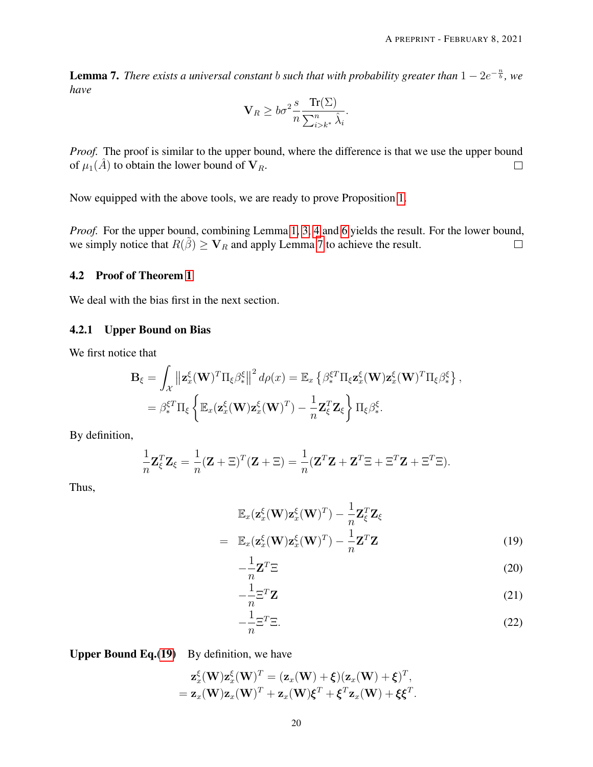**Lemma 7.** *There exists a universal constant $b$ such that with probability greater than $1 - 2e^{-\frac{n}{b}}$, we have*

$$\mathbf{V}_R \geq b\sigma^2 \frac{s}{n} \frac{\mathrm{Tr}(\Sigma)}{\sum_{i>k^*}^n \hat{\lambda}_i}.$$

*Proof.* The proof is similar to the upper bound, where the difference is that we use the upper bound of $\mu_1(\hat{A})$ to obtain the lower bound of $\mathbf{V}_R$. □

Now equipped with the above tools, we are ready to prove Proposition 1.

*Proof.* For the upper bound, combining Lemma 1, 3, 4 and 6 yields the result. For the lower bound, we simply notice that $R(\tilde{\beta}) \geq \mathbf{V}_R$ and apply Lemma 7 to achieve the result. □

## 4.2 Proof of Theorem 1

We deal with the bias first in the next section.

### 4.2.1 Upper Bound on Bias

We first notice that

$$\begin{aligned}
\mathbf{B}_\xi &= \int_{\mathcal{X}} \left\| \mathbf{z}_x^\xi(\mathbf{W})^T \Pi_\xi \beta_*^\xi \right\|^2 d\rho(x) = \mathbb{E}_x \left\{ \beta_*^{\xi T} \Pi_\xi \mathbf{z}_x^\xi(\mathbf{W}) \mathbf{z}_x^\xi(\mathbf{W})^T \Pi_\xi \beta_*^\xi \right\}, \\
&= \beta_*^{\xi T} \Pi_\xi \left\{ \mathbb{E}_x(\mathbf{z}_x^\xi(\mathbf{W}) \mathbf{z}_x^\xi(\mathbf{W})^T) - \frac{1}{n} \mathbf{Z}_\xi^T \mathbf{Z}_\xi \right\} \Pi_\xi \beta_*^\xi.
\end{aligned}$$

By definition,

$$\frac{1}{n} \mathbf{Z}_\xi^T \mathbf{Z}_\xi = \frac{1}{n} (\mathbf{Z} + \Xi)^T (\mathbf{Z} + \Xi) = \frac{1}{n} (\mathbf{Z}^T \mathbf{Z} + \mathbf{Z}^T \Xi + \Xi^T \mathbf{Z} + \Xi^T \Xi).$$

Thus,

$$\begin{aligned}
& \mathbb{E}_x(\mathbf{z}_x^\xi(\mathbf{W}) \mathbf{z}_x^\xi(\mathbf{W})^T) - \frac{1}{n} \mathbf{Z}_\xi^T \mathbf{Z}_\xi \\
= \ & \mathbb{E}_x(\mathbf{z}_x^\xi(\mathbf{W}) \mathbf{z}_x^\xi(\mathbf{W})^T) - \frac{1}{n} \mathbf{Z}^T \mathbf{Z} \qquad (19) \\
& - \frac{1}{n} \mathbf{Z}^T \Xi \qquad (20) \\
& - \frac{1}{n} \Xi^T \mathbf{Z} \qquad (21) \\
& - \frac{1}{n} \Xi^T \Xi. \qquad (22)
\end{aligned}$$

**Upper Bound Eq.(19)** By definition, we have

$$\begin{aligned}
\mathbf{z}_x^\xi(\mathbf{W}) \mathbf{z}_x^\xi(\mathbf{W})^T &= (\mathbf{z}_x(\mathbf{W}) + \boldsymbol{\xi})(\mathbf{z}_x(\mathbf{W}) + \boldsymbol{\xi})^T, \\
&= \mathbf{z}_x(\mathbf{W}) \mathbf{z}_x(\mathbf{W})^T + \mathbf{z}_x(\mathbf{W}) \boldsymbol{\xi}^T + \boldsymbol{\xi}^T \mathbf{z}_x(\mathbf{W}) + \boldsymbol{\xi} \boldsymbol{\xi}^T.
\end{aligned}$$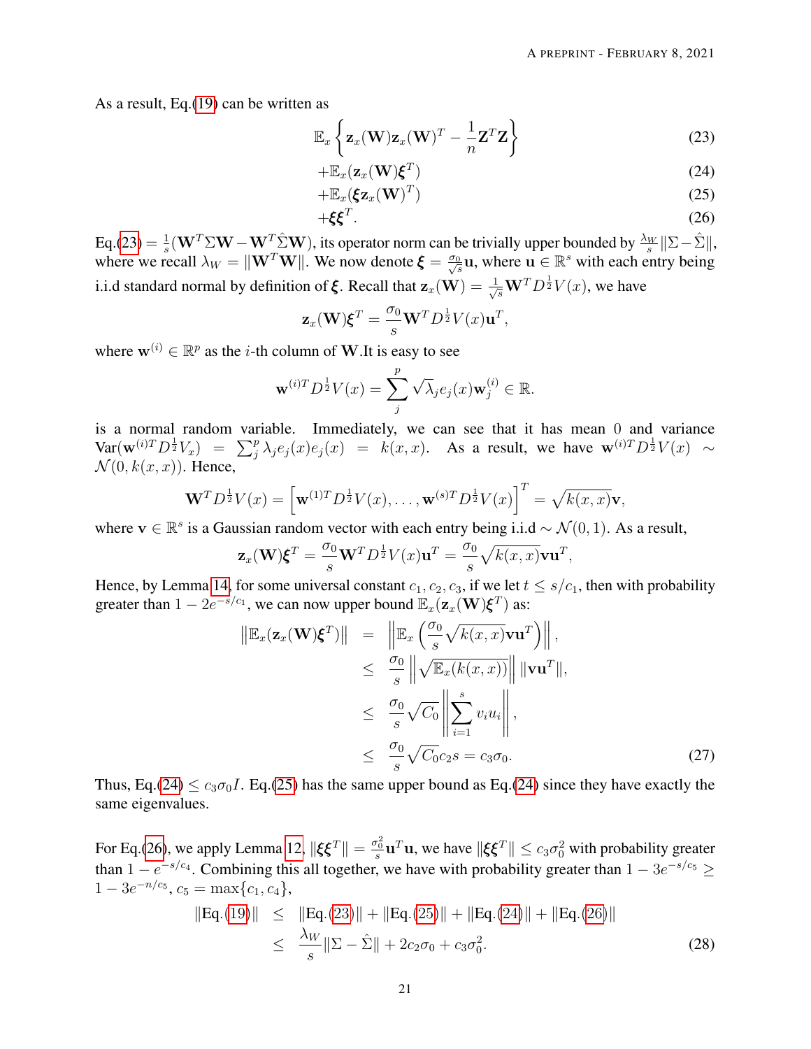As a result, Eq.(19) can be written as

$$\mathbb{E}_x \left\{ \mathbf{z}_x(\mathbf{W})\mathbf{z}_x(\mathbf{W})^T - \frac{1}{n}\mathbf{Z}^T\mathbf{Z} \right\} \tag{23}$$

$$+\mathbb{E}_x(\mathbf{z}_x(\mathbf{W})\boldsymbol{\xi}^T) \tag{24}$$

$$+\mathbb{E}_x(\boldsymbol{\xi}\mathbf{z}_x(\mathbf{W})^T) \tag{25}$$

$$+\boldsymbol{\xi}\boldsymbol{\xi}^T. \tag{26}$$

Eq.(23) $= \frac{1}{s}(\mathbf{W}^T\Sigma\mathbf{W} - \mathbf{W}^T\hat{\Sigma}\mathbf{W})$, its operator norm can be trivially upper bounded by $\frac{\lambda_W}{s}\|\Sigma - \hat{\Sigma}\|$, where we recall $\lambda_W = \|\mathbf{W}^T\mathbf{W}\|$. We now denote $\boldsymbol{\xi} = \frac{\sigma_0}{\sqrt{s}}\mathbf{u}$, where $\mathbf{u} \in \mathbb{R}^s$ with each entry being i.i.d standard normal by definition of $\boldsymbol{\xi}$. Recall that $\mathbf{z}_x(\mathbf{W}) = \frac{1}{\sqrt{s}}\mathbf{W}^T D^{\frac{1}{2}} V(x)$, we have

$$\mathbf{z}_x(\mathbf{W})\boldsymbol{\xi}^T = \frac{\sigma_0}{s}\mathbf{W}^T D^{\frac{1}{2}} V(x)\mathbf{u}^T,$$

where $\mathbf{w}^{(i)} \in \mathbb{R}^p$ as the $i$-th column of $\mathbf{W}$.It is easy to see

$$\mathbf{w}^{(i)T} D^{\frac{1}{2}} V(x) = \sum_j^p \sqrt{\lambda_j} e_j(x)\mathbf{w}_j^{(i)} \in \mathbb{R}.$$

is a normal random variable. Immediately, we can see that it has mean 0 and variance $\mathrm{Var}(\mathbf{w}^{(i)T} D^{\frac{1}{2}} V_x) = \sum_j^p \lambda_j e_j(x) e_j(x) = k(x,x)$. As a result, we have $\mathbf{w}^{(i)T} D^{\frac{1}{2}} V(x) \sim \mathcal{N}(0, k(x,x))$. Hence,

$$\mathbf{W}^T D^{\frac{1}{2}} V(x) = \left[\mathbf{w}^{(1)T} D^{\frac{1}{2}} V(x), \ldots, \mathbf{w}^{(s)T} D^{\frac{1}{2}} V(x)\right]^T = \sqrt{k(x,x)}\mathbf{v},$$

where $\mathbf{v} \in \mathbb{R}^s$ is a Gaussian random vector with each entry being i.i.d $\sim \mathcal{N}(0,1)$. As a result,

$$\mathbf{z}_x(\mathbf{W})\boldsymbol{\xi}^T = \frac{\sigma_0}{s}\mathbf{W}^T D^{\frac{1}{2}} V(x)\mathbf{u}^T = \frac{\sigma_0}{s}\sqrt{k(x,x)}\mathbf{v}\mathbf{u}^T,$$

Hence, by Lemma 14, for some universal constant $c_1, c_2, c_3$, if we let $t \le s/c_1$, then with probability greater than $1 - 2e^{-s/c_1}$, we can now upper bound $\mathbb{E}_x(\mathbf{z}_x(\mathbf{W})\boldsymbol{\xi}^T)$ as:

$$\begin{aligned}
\left\|\mathbb{E}_x(\mathbf{z}_x(\mathbf{W})\boldsymbol{\xi}^T)\right\| &= \left\|\mathbb{E}_x\left(\frac{\sigma_0}{s}\sqrt{k(x,x)}\mathbf{v}\mathbf{u}^T\right)\right\|, \\
&\le \frac{\sigma_0}{s}\left\|\sqrt{\mathbb{E}_x(k(x,x))}\right\| \|\mathbf{v}\mathbf{u}^T\|, \\
&\le \frac{\sigma_0}{s}\sqrt{C_0}\left\|\sum_{i=1}^s v_i u_i\right\|, \\
&\le \frac{\sigma_0}{s}\sqrt{C_0} c_2 s = c_3\sigma_0.
\end{aligned} \tag{27}$$

Thus, Eq.(24) $\le c_3\sigma_0 I$. Eq.(25) has the same upper bound as Eq.(24) since they have exactly the same eigenvalues.

For Eq.(26), we apply Lemma 12, $\|\boldsymbol{\xi}\boldsymbol{\xi}^T\| = \frac{\sigma_0^2}{s}\mathbf{u}^T\mathbf{u}$, we have $\|\boldsymbol{\xi}\boldsymbol{\xi}^T\| \le c_3\sigma_0^2$ with probability greater than $1 - e^{-s/c_4}$. Combining this all together, we have with probability greater than $1 - 3e^{-s/c_5} \ge 1 - 3e^{-n/c_5}$, $c_5 = \max\{c_1, c_4\}$,

$$\begin{aligned}
\|\text{Eq.}(19)\| &\le \|\text{Eq.}(23)\| + \|\text{Eq.}(25)\| + \|\text{Eq.}(24)\| + \|\text{Eq.}(26)\| \\
&\le \frac{\lambda_W}{s}\|\Sigma - \hat{\Sigma}\| + 2c_2\sigma_0 + c_3\sigma_0^2.
\end{aligned} \tag{28}$$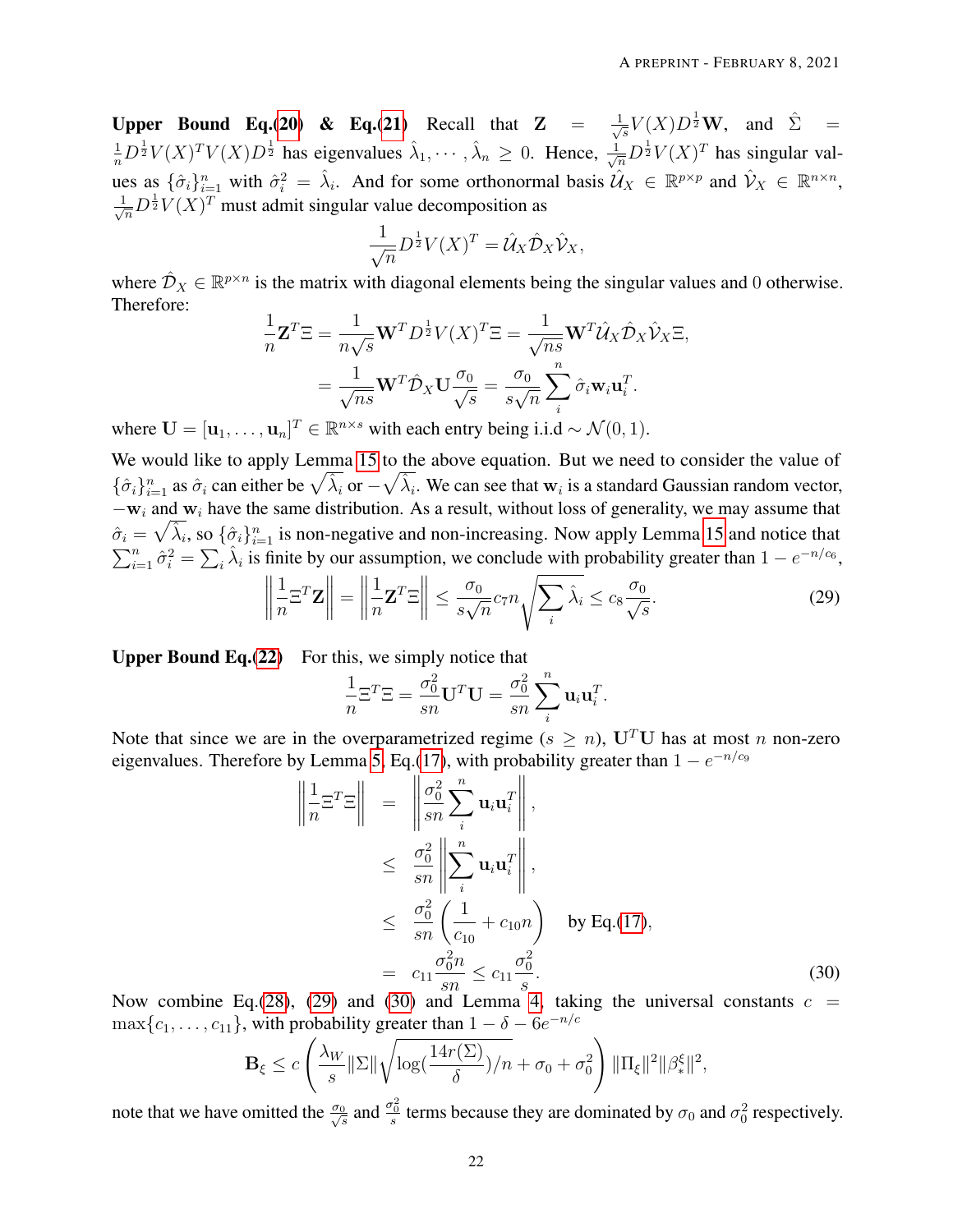**Upper Bound Eq.(20) & Eq.(21)** Recall that $\mathbf{Z} = \frac{1}{\sqrt{s}}V(X)D^{\frac{1}{2}}\mathbf{W}$, and $\hat{\Sigma} = \frac{1}{n}D^{\frac{1}{2}}V(X)^T V(X)D^{\frac{1}{2}}$ has eigenvalues $\hat{\lambda}_1, \cdots, \hat{\lambda}_n \geq 0$. Hence, $\frac{1}{\sqrt{n}}D^{\frac{1}{2}}V(X)^T$ has singular values as $\{\hat{\sigma}_i\}_{i=1}^n$ with $\hat{\sigma}_i^2 = \hat{\lambda}_i$. And for some orthonormal basis $\hat{\mathcal{U}}_X \in \mathbb{R}^{p\times p}$ and $\hat{\mathcal{V}}_X \in \mathbb{R}^{n\times n}$, $\frac{1}{\sqrt{n}}D^{\frac{1}{2}}V(X)^T$ must admit singular value decomposition as

$$\frac{1}{\sqrt{n}}D^{\frac{1}{2}}V(X)^T = \hat{\mathcal{U}}_X \hat{\mathcal{D}}_X \hat{\mathcal{V}}_X,$$

where $\hat{\mathcal{D}}_X \in \mathbb{R}^{p\times n}$ is the matrix with diagonal elements being the singular values and 0 otherwise. Therefore:

$$\begin{aligned}
\frac{1}{n}\mathbf{Z}^T\Xi &= \frac{1}{n\sqrt{s}}\mathbf{W}^T D^{\frac{1}{2}}V(X)^T\Xi = \frac{1}{\sqrt{ns}}\mathbf{W}^T\hat{\mathcal{U}}_X\hat{\mathcal{D}}_X\hat{\mathcal{V}}_X\Xi, \\
&= \frac{1}{\sqrt{ns}}\mathbf{W}^T\hat{\mathcal{D}}_X\mathbf{U}\frac{\sigma_0}{\sqrt{s}} = \frac{\sigma_0}{s\sqrt{n}}\sum_i^n \hat{\sigma}_i \mathbf{w}_i\mathbf{u}_i^T.
\end{aligned}$$

where $\mathbf{U} = [\mathbf{u}_1, \ldots, \mathbf{u}_n]^T \in \mathbb{R}^{n\times s}$ with each entry being i.i.d $\sim \mathcal{N}(0,1)$.

We would like to apply Lemma 15 to the above equation. But we need to consider the value of $\{\hat{\sigma}_i\}_{i=1}^n$ as $\hat{\sigma}_i$ can either be $\sqrt{\hat{\lambda}_i}$ or $-\sqrt{\hat{\lambda}_i}$. We can see that $\mathbf{w}_i$ is a standard Gaussian random vector, $-\mathbf{w}_i$ and $\mathbf{w}_i$ have the same distribution. As a result, without loss of generality, we may assume that $\hat{\sigma}_i = \sqrt{\hat{\lambda}_i}$, so $\{\hat{\sigma}_i\}_{i=1}^n$ is non-negative and non-increasing. Now apply Lemma 15 and notice that $\sum_{i=1}^n \hat{\sigma}_i^2 = \sum_i \hat{\lambda}_i$ is finite by our assumption, we conclude with probability greater than $1 - e^{-n/c_6}$,

$$\left\|\frac{1}{n}\Xi^T\mathbf{Z}\right\| = \left\|\frac{1}{n}\mathbf{Z}^T\Xi\right\| \leq \frac{\sigma_0}{s\sqrt{n}}c_7 n\sqrt{\sum_i \hat{\lambda}_i} \leq c_8\frac{\sigma_0}{\sqrt{s}}. \tag{29}$$

**Upper Bound Eq.(22)** For this, we simply notice that

$$\frac{1}{n}\Xi^T\Xi = \frac{\sigma_0^2}{sn}\mathbf{U}^T\mathbf{U} = \frac{\sigma_0^2}{sn}\sum_i^n \mathbf{u}_i\mathbf{u}_i^T.$$

Note that since we are in the overparametrized regime ($s \geq n$), $\mathbf{U}^T\mathbf{U}$ has at most $n$ non-zero eigenvalues. Therefore by Lemma 5, Eq.(17), with probability greater than $1 - e^{-n/c_9}$

$$\begin{aligned}
\left\|\frac{1}{n}\Xi^T\Xi\right\| &= \left\|\frac{\sigma_0^2}{sn}\sum_i^n \mathbf{u}_i\mathbf{u}_i^T\right\|, \\
&\leq \frac{\sigma_0^2}{sn}\left\|\sum_i^n \mathbf{u}_i\mathbf{u}_i^T\right\|, \\
&\leq \frac{\sigma_0^2}{sn}\left(\frac{1}{c_{10}} + c_{10}n\right) \quad \text{by Eq.(17)}, \\
&= c_{11}\frac{\sigma_0^2 n}{sn} \leq c_{11}\frac{\sigma_0^2}{s}.
\end{aligned} \tag{30}$$

Now combine Eq.(28), (29) and (30) and Lemma 4, taking the universal constants $c = \max\{c_1, \ldots, c_{11}\}$, with probability greater than $1 - \delta - 6e^{-n/c}$

$$\mathbf{B}_\xi \leq c\left(\frac{\lambda_W}{s}\|\Sigma\|\sqrt{\log(\frac{14r(\Sigma)}{\delta})/n} + \sigma_0 + \sigma_0^2\right)\|\Pi_\xi\|^2\|\beta_*^\xi\|^2,$$

note that we have omitted the $\frac{\sigma_0}{\sqrt{s}}$ and $\frac{\sigma_0^2}{s}$ terms because they are dominated by $\sigma_0$ and $\sigma_0^2$ respectively.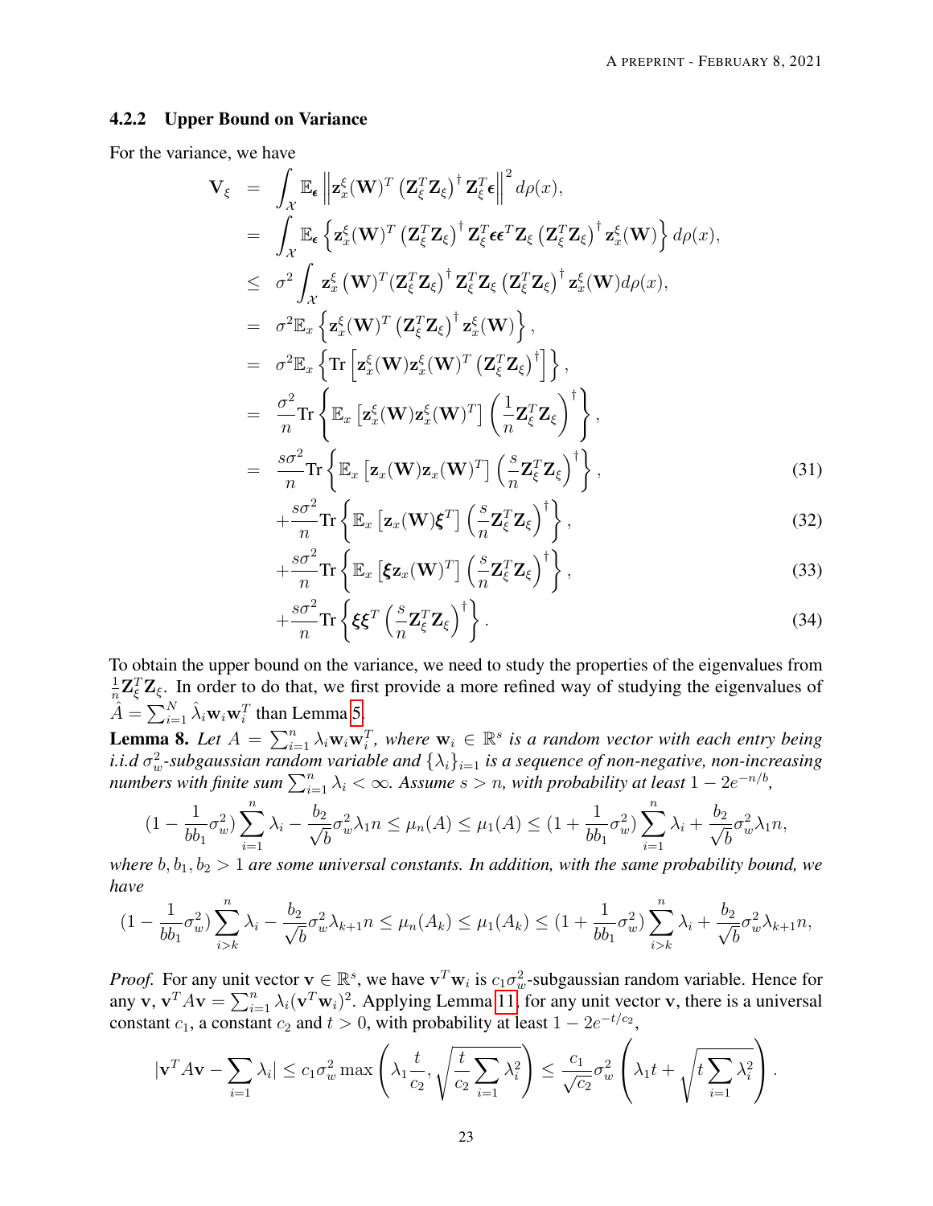### 4.2.2 Upper Bound on Variance

For the variance, we have

$$
\begin{aligned}
\mathbf{V}_\xi &= \int_{\mathcal{X}} \mathbb{E}_{\boldsymbol{\epsilon}} \left\| \mathbf{z}_x^\xi(\mathbf{W})^T \left(\mathbf{Z}_\xi^T \mathbf{Z}_\xi\right)^\dagger \mathbf{Z}_\xi^T \boldsymbol{\epsilon} \right\|^2 d\rho(x), \\
&= \int_{\mathcal{X}} \mathbb{E}_{\boldsymbol{\epsilon}} \left\{ \mathbf{z}_x^\xi(\mathbf{W})^T \left(\mathbf{Z}_\xi^T \mathbf{Z}_\xi\right)^\dagger \mathbf{Z}_\xi^T \boldsymbol{\epsilon}\boldsymbol{\epsilon}^T \mathbf{Z}_\xi \left(\mathbf{Z}_\xi^T \mathbf{Z}_\xi\right)^\dagger \mathbf{z}_x^\xi(\mathbf{W}) \right\} d\rho(x), \\
&\leq \sigma^2 \int_{\mathcal{X}} \mathbf{z}_x^\xi\left(\mathbf{W}\right)^T (\mathbf{Z}_\xi^T \mathbf{Z}_\xi)^\dagger \mathbf{Z}_\xi^T \mathbf{Z}_\xi \left(\mathbf{Z}_\xi^T \mathbf{Z}_\xi\right)^\dagger \mathbf{z}_x^\xi(\mathbf{W}) d\rho(x), \\
&= \sigma^2 \mathbb{E}_x \left\{ \mathbf{z}_x^\xi(\mathbf{W})^T \left(\mathbf{Z}_\xi^T \mathbf{Z}_\xi\right)^\dagger \mathbf{z}_x^\xi(\mathbf{W}) \right\}, \\
&= \sigma^2 \mathbb{E}_x \left\{ \mathrm{Tr}\left[ \mathbf{z}_x^\xi(\mathbf{W}) \mathbf{z}_x^\xi(\mathbf{W})^T \left(\mathbf{Z}_\xi^T \mathbf{Z}_\xi\right)^\dagger \right] \right\}, \\
&= \frac{\sigma^2}{n} \mathrm{Tr}\left\{ \mathbb{E}_x\left[ \mathbf{z}_x^\xi(\mathbf{W}) \mathbf{z}_x^\xi(\mathbf{W})^T \right] \left( \frac{1}{n} \mathbf{Z}_\xi^T \mathbf{Z}_\xi \right)^\dagger \right\}, \\
&= \frac{s\sigma^2}{n} \mathrm{Tr}\left\{ \mathbb{E}_x\left[ \mathbf{z}_x(\mathbf{W}) \mathbf{z}_x(\mathbf{W})^T \right] \left( \frac{s}{n} \mathbf{Z}_\xi^T \mathbf{Z}_\xi \right)^\dagger \right\}, && (31) \\
&\quad + \frac{s\sigma^2}{n} \mathrm{Tr}\left\{ \mathbb{E}_x\left[ \mathbf{z}_x(\mathbf{W}) \boldsymbol{\xi}^T \right] \left( \frac{s}{n} \mathbf{Z}_\xi^T \mathbf{Z}_\xi \right)^\dagger \right\}, && (32) \\
&\quad + \frac{s\sigma^2}{n} \mathrm{Tr}\left\{ \mathbb{E}_x\left[ \boldsymbol{\xi} \mathbf{z}_x(\mathbf{W})^T \right] \left( \frac{s}{n} \mathbf{Z}_\xi^T \mathbf{Z}_\xi \right)^\dagger \right\}, && (33) \\
&\quad + \frac{s\sigma^2}{n} \mathrm{Tr}\left\{ \boldsymbol{\xi}\boldsymbol{\xi}^T \left( \frac{s}{n} \mathbf{Z}_\xi^T \mathbf{Z}_\xi \right)^\dagger \right\}. && (34)
\end{aligned}
$$

To obtain the upper bound on the variance, we need to study the properties of the eigenvalues from $\frac{1}{n}\mathbf{Z}_\xi^T \mathbf{Z}_\xi$. In order to do that, we first provide a more refined way of studying the eigenvalues of $\hat{A} = \sum_{i=1}^N \hat{\lambda}_i \mathbf{w}_i \mathbf{w}_i^T$ than Lemma 5.

**Lemma 8.** *Let $A = \sum_{i=1}^n \lambda_i \mathbf{w}_i \mathbf{w}_i^T$, where $\mathbf{w}_i \in \mathbb{R}^s$ is a random vector with each entry being i.i.d $\sigma_w^2$-subgaussian random variable and $\{\lambda_i\}_{i=1}$ is a sequence of non-negative, non-increasing numbers with finite sum $\sum_{i=1}^n \lambda_i < \infty$. Assume $s > n$, with probability at least $1 - 2e^{-n/b}$,*

$$
(1 - \frac{1}{bb_1}\sigma_w^2) \sum_{i=1}^n \lambda_i - \frac{b_2}{\sqrt{b}} \sigma_w^2 \lambda_1 n \leq \mu_n(A) \leq \mu_1(A) \leq (1 + \frac{1}{bb_1}\sigma_w^2) \sum_{i=1}^n \lambda_i + \frac{b_2}{\sqrt{b}} \sigma_w^2 \lambda_1 n,
$$

*where $b, b_1, b_2 > 1$ are some universal constants. In addition, with the same probability bound, we have*

$$
(1 - \frac{1}{bb_1}\sigma_w^2) \sum_{i>k}^n \lambda_i - \frac{b_2}{\sqrt{b}} \sigma_w^2 \lambda_{k+1} n \leq \mu_n(A_k) \leq \mu_1(A_k) \leq (1 + \frac{1}{bb_1}\sigma_w^2) \sum_{i>k}^n \lambda_i + \frac{b_2}{\sqrt{b}} \sigma_w^2 \lambda_{k+1} n,
$$

*Proof.* For any unit vector $\mathbf{v} \in \mathbb{R}^s$, we have $\mathbf{v}^T \mathbf{w}_i$ is $c_1\sigma_w^2$-subgaussian random variable. Hence for any $\mathbf{v}$, $\mathbf{v}^T A \mathbf{v} = \sum_{i=1}^n \lambda_i (\mathbf{v}^T \mathbf{w}_i)^2$. Applying Lemma 11, for any unit vector $\mathbf{v}$, there is a universal constant $c_1$, a constant $c_2$ and $t > 0$, with probability at least $1 - 2e^{-t/c_2}$,

$$
|\mathbf{v}^T A \mathbf{v} - \sum_{i=1} \lambda_i| \leq c_1 \sigma_w^2 \max\left( \lambda_1 \frac{t}{c_2}, \sqrt{\frac{t}{c_2} \sum_{i=1} \lambda_i^2} \right) \leq \frac{c_1}{\sqrt{c_2}} \sigma_w^2 \left( \lambda_1 t + \sqrt{t \sum_{i=1} \lambda_i^2} \right).
$$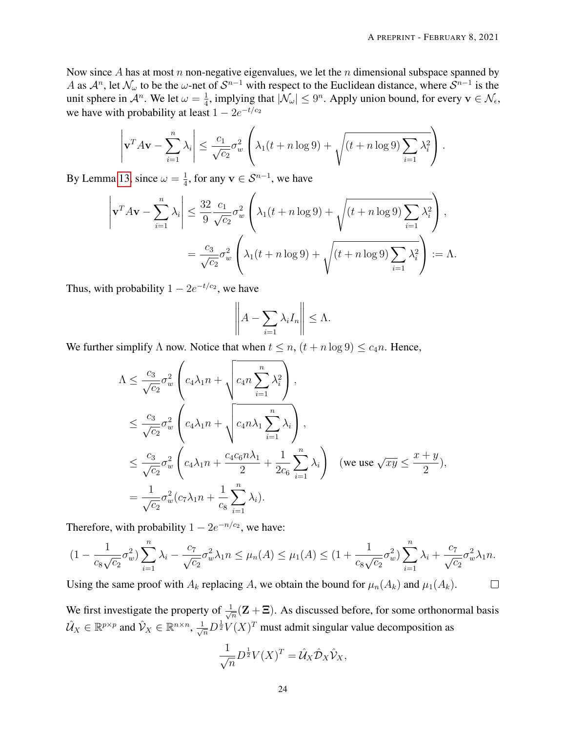Now since $A$ has at most $n$ non-negative eigenvalues, we let the $n$ dimensional subspace spanned by $A$ as $\mathcal{A}^n$, let $\mathcal{N}_\omega$ to be the $\omega$-net of $\mathcal{S}^{n-1}$ with respect to the Euclidean distance, where $\mathcal{S}^{n-1}$ is the unit sphere in $\mathcal{A}^n$. We let $\omega = \frac{1}{4}$, implying that $|\mathcal{N}_\omega| \leq 9^n$. Apply union bound, for every $\mathbf{v} \in \mathcal{N}_\epsilon$, we have with probability at least $1 - 2e^{-t/c_2}$

$$\left| \mathbf{v}^T A \mathbf{v} - \sum_{i=1}^n \lambda_i \right| \leq \frac{c_1}{\sqrt{c_2}} \sigma_w^2 \left( \lambda_1 (t + n \log 9) + \sqrt{(t + n \log 9) \sum_{i=1} \lambda_i^2} \right).$$

By Lemma 13, since $\omega = \frac{1}{4}$, for any $\mathbf{v} \in \mathcal{S}^{n-1}$, we have

$$\begin{aligned}
\left| \mathbf{v}^T A \mathbf{v} - \sum_{i=1}^n \lambda_i \right| &\leq \frac{32}{9} \frac{c_1}{\sqrt{c_2}} \sigma_w^2 \left( \lambda_1 (t + n \log 9) + \sqrt{(t + n \log 9) \sum_{i=1} \lambda_i^2} \right), \\
&= \frac{c_3}{\sqrt{c_2}} \sigma_w^2 \left( \lambda_1 (t + n \log 9) + \sqrt{(t + n \log 9) \sum_{i=1} \lambda_i^2} \right) := \Lambda.
\end{aligned}$$

Thus, with probability $1 - 2e^{-t/c_2}$, we have

$$\left\| A - \sum_{i=1} \lambda_i I_n \right\| \leq \Lambda.$$

We further simplify $\Lambda$ now. Notice that when $t \leq n$, $(t + n \log 9) \leq c_4 n$. Hence,

$$\begin{aligned}
\Lambda &\leq \frac{c_3}{\sqrt{c_2}} \sigma_w^2 \left( c_4 \lambda_1 n + \sqrt{c_4 n \sum_{i=1}^n \lambda_i^2} \right), \\
&\leq \frac{c_3}{\sqrt{c_2}} \sigma_w^2 \left( c_4 \lambda_1 n + \sqrt{c_4 n \lambda_1 \sum_{i=1}^n \lambda_i} \right), \\
&\leq \frac{c_3}{\sqrt{c_2}} \sigma_w^2 \left( c_4 \lambda_1 n + \frac{c_4 c_6 n \lambda_1}{2} + \frac{1}{2 c_6} \sum_{i=1}^n \lambda_i \right) \quad (\text{we use } \sqrt{xy} \leq \frac{x+y}{2}), \\
&= \frac{1}{\sqrt{c_2}} \sigma_w^2 (c_7 \lambda_1 n + \frac{1}{c_8} \sum_{i=1}^n \lambda_i).
\end{aligned}$$

Therefore, with probability $1 - 2e^{-n/c_2}$, we have:

$$(1 - \frac{1}{c_8 \sqrt{c_2}} \sigma_w^2) \sum_{i=1}^n \lambda_i - \frac{c_7}{\sqrt{c_2}} \sigma_w^2 \lambda_1 n \leq \mu_n(A) \leq \mu_1(A) \leq (1 + \frac{1}{c_8 \sqrt{c_2}} \sigma_w^2) \sum_{i=1}^n \lambda_i + \frac{c_7}{\sqrt{c_2}} \sigma_w^2 \lambda_1 n.$$

Using the same proof with $A_k$ replacing $A$, we obtain the bound for $\mu_n(A_k)$ and $\mu_1(A_k)$. $\square$

We first investigate the property of $\frac{1}{\sqrt{n}}(\mathbf{Z} + \mathbf{\Xi})$. As discussed before, for some orthonormal basis $\hat{\mathcal{U}}_X \in \mathbb{R}^{p \times p}$ and $\hat{\mathcal{V}}_X \in \mathbb{R}^{n \times n}$, $\frac{1}{\sqrt{n}} D^{\frac{1}{2}} V(X)^T$ must admit singular value decomposition as

$$\frac{1}{\sqrt{n}} D^{\frac{1}{2}} V(X)^T = \hat{\mathcal{U}}_X \hat{\mathcal{D}}_X \hat{\mathcal{V}}_X,$$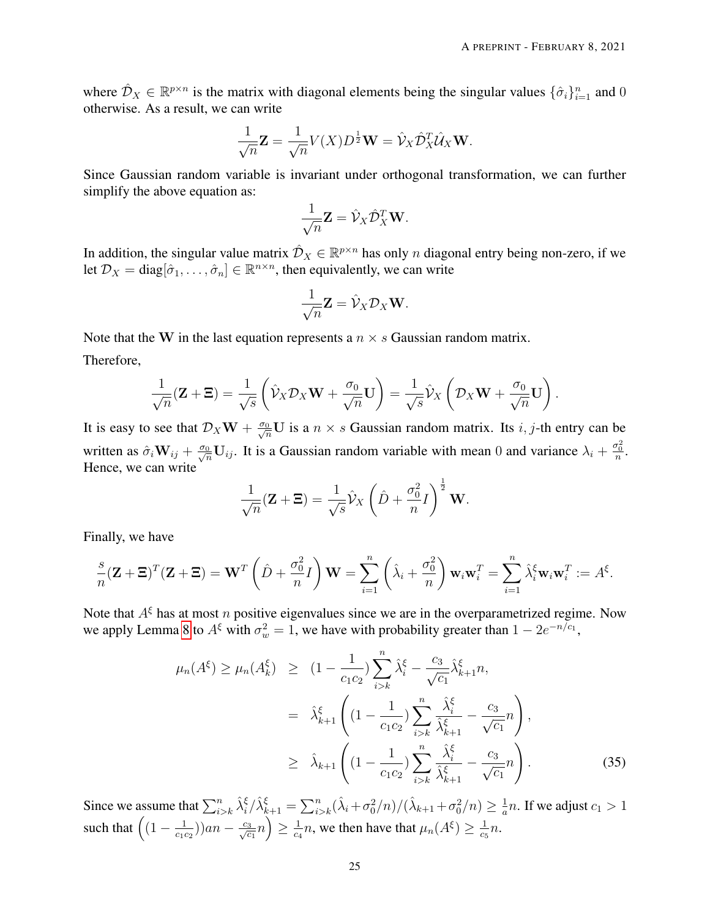where $\hat{\mathcal{D}}_X \in \mathbb{R}^{p\times n}$ is the matrix with diagonal elements being the singular values $\{\hat{\sigma}_i\}_{i=1}^n$ and 0 otherwise. As a result, we can write

$$\frac{1}{\sqrt{n}}\mathbf{Z} = \frac{1}{\sqrt{n}}V(X)D^{\frac{1}{2}}\mathbf{W} = \hat{\mathcal{V}}_X\hat{\mathcal{D}}_X^T\hat{\mathcal{U}}_X\mathbf{W}.$$

Since Gaussian random variable is invariant under orthogonal transformation, we can further simplify the above equation as:

$$\frac{1}{\sqrt{n}}\mathbf{Z} = \hat{\mathcal{V}}_X\hat{\mathcal{D}}_X^T\mathbf{W}.$$

In addition, the singular value matrix $\hat{\mathcal{D}}_X \in \mathbb{R}^{p\times n}$ has only $n$ diagonal entry being non-zero, if we let $\mathcal{D}_X = \text{diag}[\hat{\sigma}_1, \ldots, \hat{\sigma}_n] \in \mathbb{R}^{n\times n}$, then equivalently, we can write

$$\frac{1}{\sqrt{n}}\mathbf{Z} = \hat{\mathcal{V}}_X\mathcal{D}_X\mathbf{W}.$$

Note that the $\mathbf{W}$ in the last equation represents a $n \times s$ Gaussian random matrix.

Therefore,

$$\frac{1}{\sqrt{n}}(\mathbf{Z}+\mathbf{\Xi}) = \frac{1}{\sqrt{s}}\left(\hat{\mathcal{V}}_X\mathcal{D}_X\mathbf{W} + \frac{\sigma_0}{\sqrt{n}}\mathbf{U}\right) = \frac{1}{\sqrt{s}}\hat{\mathcal{V}}_X\left(\mathcal{D}_X\mathbf{W} + \frac{\sigma_0}{\sqrt{n}}\mathbf{U}\right).$$

It is easy to see that $\mathcal{D}_X\mathbf{W} + \frac{\sigma_0}{\sqrt{n}}\mathbf{U}$ is a $n \times s$ Gaussian random matrix. Its $i, j$-th entry can be written as $\hat{\sigma}_i\mathbf{W}_{ij} + \frac{\sigma_0}{\sqrt{n}}\mathbf{U}_{ij}$. It is a Gaussian random variable with mean 0 and variance $\lambda_i + \frac{\sigma_0^2}{n}$. Hence, we can write

$$\frac{1}{\sqrt{n}}(\mathbf{Z}+\mathbf{\Xi}) = \frac{1}{\sqrt{s}}\hat{\mathcal{V}}_X\left(\hat{D} + \frac{\sigma_0^2}{n}I\right)^{\frac{1}{2}}\mathbf{W}.$$

Finally, we have

$$\frac{s}{n}(\mathbf{Z}+\mathbf{\Xi})^T(\mathbf{Z}+\mathbf{\Xi}) = \mathbf{W}^T\left(\hat{D} + \frac{\sigma_0^2}{n}I\right)\mathbf{W} = \sum_{i=1}^n\left(\hat{\lambda}_i + \frac{\sigma_0^2}{n}\right)\mathbf{w}_i\mathbf{w}_i^T = \sum_{i=1}^n\hat{\lambda}_i^\xi\mathbf{w}_i\mathbf{w}_i^T := A^\xi.$$

Note that $A^\xi$ has at most $n$ positive eigenvalues since we are in the overparametrized regime. Now we apply Lemma 8 to $A^\xi$ with $\sigma_w^2 = 1$, we have with probability greater than $1 - 2e^{-n/c_1}$,

$$\begin{aligned}
\mu_n(A^\xi) \geq \mu_n(A_k^\xi) &\geq (1 - \frac{1}{c_1c_2})\sum_{i>k}^n\hat{\lambda}_i^\xi - \frac{c_3}{\sqrt{c_1}}\hat{\lambda}_{k+1}^\xi n, \\
&= \hat{\lambda}_{k+1}^\xi\left((1 - \frac{1}{c_1c_2})\sum_{i>k}^n\frac{\hat{\lambda}_i^\xi}{\hat{\lambda}_{k+1}^\xi} - \frac{c_3}{\sqrt{c_1}}n\right), \\
&\geq \hat{\lambda}_{k+1}\left((1 - \frac{1}{c_1c_2})\sum_{i>k}^n\frac{\hat{\lambda}_i^\xi}{\hat{\lambda}_{k+1}^\xi} - \frac{c_3}{\sqrt{c_1}}n\right).
\end{aligned} \tag{35}$$

Since we assume that $\sum_{i>k}^n\hat{\lambda}_i^\xi/\hat{\lambda}_{k+1}^\xi = \sum_{i>k}^n(\hat{\lambda}_i + \sigma_0^2/n)/(\hat{\lambda}_{k+1} + \sigma_0^2/n) \geq \frac{1}{a}n$. If we adjust $c_1 > 1$ such that $\left((1 - \frac{1}{c_1c_2}))an - \frac{c_3}{\sqrt{c_1}}n\right) \geq \frac{1}{c_4}n$, we then have that $\mu_n(A^\xi) \geq \frac{1}{c_5}n$.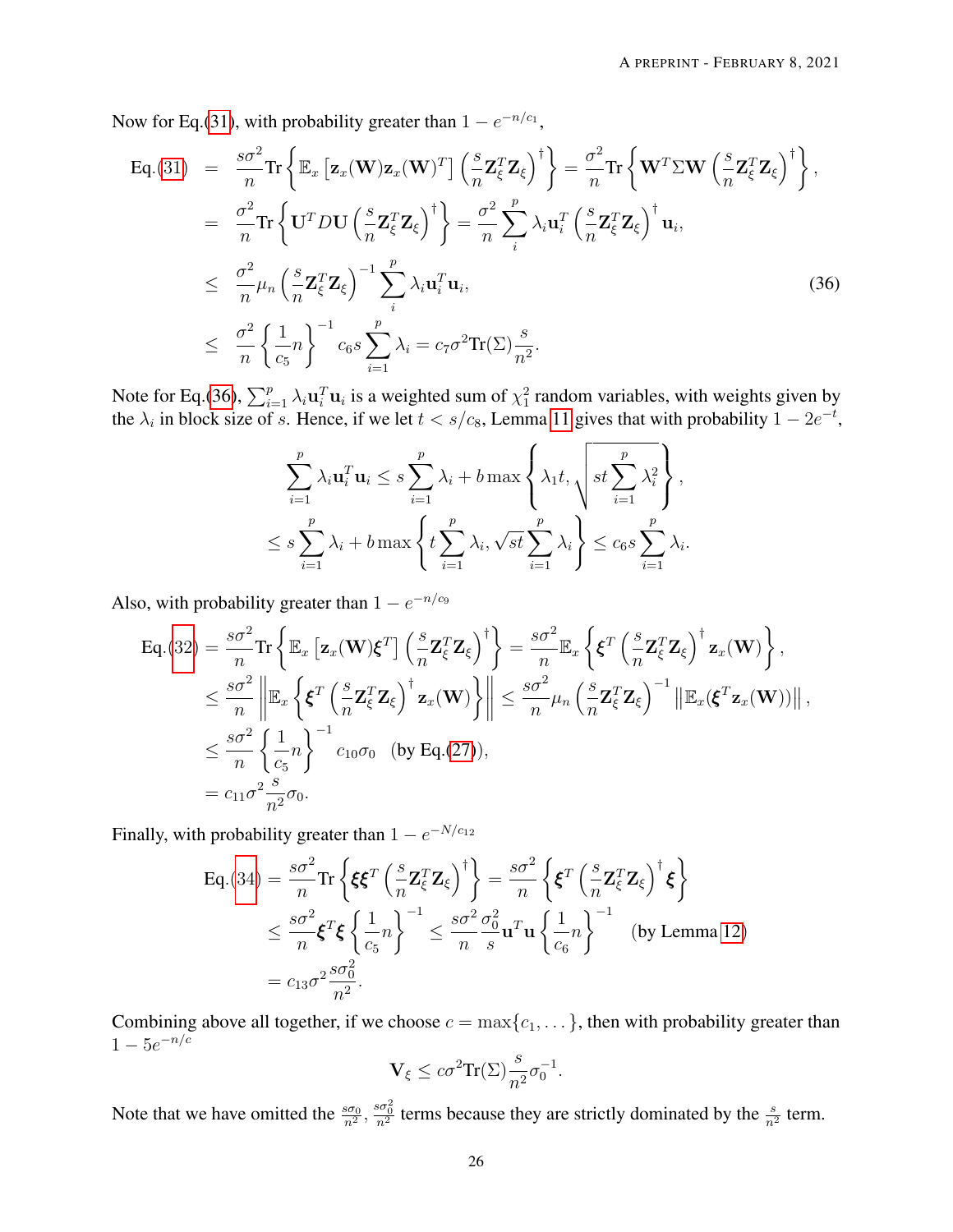Now for Eq.(31), with probability greater than $1 - e^{-n/c_1}$,

$$
\begin{aligned}
\text{Eq.(31)} &= \frac{s\sigma^2}{n}\text{Tr}\left\{\mathbb{E}_x\left[\mathbf{z}_x(\mathbf{W})\mathbf{z}_x(\mathbf{W})^T\right]\left(\frac{s}{n}\mathbf{Z}_\xi^T\mathbf{Z}_\xi\right)^\dagger\right\} = \frac{\sigma^2}{n}\text{Tr}\left\{\mathbf{W}^T\Sigma\mathbf{W}\left(\frac{s}{n}\mathbf{Z}_\xi^T\mathbf{Z}_\xi\right)^\dagger\right\}, \\
&= \frac{\sigma^2}{n}\text{Tr}\left\{\mathbf{U}^T D\mathbf{U}\left(\frac{s}{n}\mathbf{Z}_\xi^T\mathbf{Z}_\xi\right)^\dagger\right\} = \frac{\sigma^2}{n}\sum_i^p \lambda_i\mathbf{u}_i^T\left(\frac{s}{n}\mathbf{Z}_\xi^T\mathbf{Z}_\xi\right)^\dagger\mathbf{u}_i, \\
&\leq \frac{\sigma^2}{n}\mu_n\left(\frac{s}{n}\mathbf{Z}_\xi^T\mathbf{Z}_\xi\right)^{-1}\sum_i^p \lambda_i\mathbf{u}_i^T\mathbf{u}_i, \qquad (36) \\
&\leq \frac{\sigma^2}{n}\left\{\frac{1}{c_5}n\right\}^{-1} c_6 s\sum_{i=1}^p \lambda_i = c_7\sigma^2\text{Tr}(\Sigma)\frac{s}{n^2}.
\end{aligned}
$$

Note for Eq.(36), $\sum_{i=1}^p \lambda_i\mathbf{u}_i^T\mathbf{u}_i$ is a weighted sum of $\chi_1^2$ random variables, with weights given by the $\lambda_i$ in block size of $s$. Hence, if we let $t < s/c_8$, Lemma 11 gives that with probability $1 - 2e^{-t}$,

$$
\begin{aligned}
&\sum_{i=1}^p \lambda_i\mathbf{u}_i^T\mathbf{u}_i \leq s\sum_{i=1}^p \lambda_i + b\max\left\{\lambda_1 t, \sqrt{st\sum_{i=1}^p \lambda_i^2}\right\}, \\
&\leq s\sum_{i=1}^p \lambda_i + b\max\left\{t\sum_{i=1}^p \lambda_i, \sqrt{st}\sum_{i=1}^p \lambda_i\right\} \leq c_6 s\sum_{i=1}^p \lambda_i.
\end{aligned}
$$

Also, with probability greater than $1 - e^{-n/c_9}$

$$
\begin{aligned}
\text{Eq.(32)} &= \frac{s\sigma^2}{n}\text{Tr}\left\{\mathbb{E}_x\left[\mathbf{z}_x(\mathbf{W})\boldsymbol{\xi}^T\right]\left(\frac{s}{n}\mathbf{Z}_\xi^T\mathbf{Z}_\xi\right)^\dagger\right\} = \frac{s\sigma^2}{n}\mathbb{E}_x\left\{\boldsymbol{\xi}^T\left(\frac{s}{n}\mathbf{Z}_\xi^T\mathbf{Z}_\xi\right)^\dagger\mathbf{z}_x(\mathbf{W})\right\}, \\
&\leq \frac{s\sigma^2}{n}\left\|\mathbb{E}_x\left\{\boldsymbol{\xi}^T\left(\frac{s}{n}\mathbf{Z}_\xi^T\mathbf{Z}_\xi\right)^\dagger\mathbf{z}_x(\mathbf{W})\right\}\right\| \leq \frac{s\sigma^2}{n}\mu_n\left(\frac{s}{n}\mathbf{Z}_\xi^T\mathbf{Z}_\xi\right)^{-1}\left\|\mathbb{E}_x(\boldsymbol{\xi}^T\mathbf{z}_x(\mathbf{W}))\right\|, \\
&\leq \frac{s\sigma^2}{n}\left\{\frac{1}{c_5}n\right\}^{-1} c_{10}\sigma_0 \quad \text{(by Eq.(27))}, \\
&= c_{11}\sigma^2\frac{s}{n^2}\sigma_0.
\end{aligned}
$$

Finally, with probability greater than $1 - e^{-N/c_{12}}$

$$
\begin{aligned}
\text{Eq.(34)} &= \frac{s\sigma^2}{n}\text{Tr}\left\{\boldsymbol{\xi}\boldsymbol{\xi}^T\left(\frac{s}{n}\mathbf{Z}_\xi^T\mathbf{Z}_\xi\right)^\dagger\right\} = \frac{s\sigma^2}{n}\left\{\boldsymbol{\xi}^T\left(\frac{s}{n}\mathbf{Z}_\xi^T\mathbf{Z}_\xi\right)^\dagger\boldsymbol{\xi}\right\} \\
&\leq \frac{s\sigma^2}{n}\boldsymbol{\xi}^T\boldsymbol{\xi}\left\{\frac{1}{c_5}n\right\}^{-1} \leq \frac{s\sigma^2}{n}\frac{\sigma_0^2}{s}\mathbf{u}^T\mathbf{u}\left\{\frac{1}{c_6}n\right\}^{-1} \quad \text{(by Lemma 12)} \\
&= c_{13}\sigma^2\frac{s\sigma_0^2}{n^2}.
\end{aligned}
$$

Combining above all together, if we choose $c = \max\{c_1, \dots\}$, then with probability greater than $1 - 5e^{-n/c}$

$$
\mathbf{V}_\xi \leq c\sigma^2\text{Tr}(\Sigma)\frac{s}{n^2}\sigma_0^{-1}.
$$

Note that we have omitted the $\frac{s\sigma_0}{n^2}, \frac{s\sigma_0^2}{n^2}$ terms because they are strictly dominated by the $\frac{s}{n^2}$ term.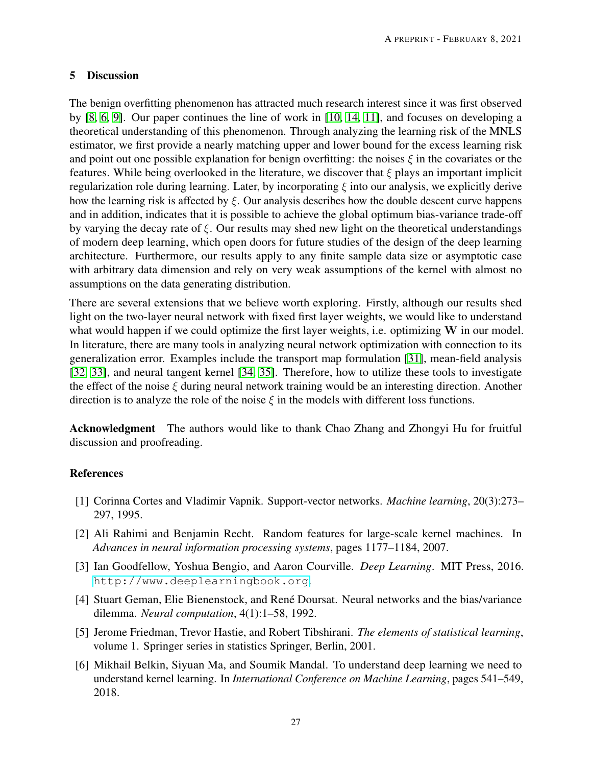## 5 Discussion

The benign overfitting phenomenon has attracted much research interest since it was first observed by [8, 6, 9]. Our paper continues the line of work in [10, 14, 11], and focuses on developing a theoretical understanding of this phenomenon. Through analyzing the learning risk of the MNLS estimator, we first provide a nearly matching upper and lower bound for the excess learning risk and point out one possible explanation for benign overfitting: the noises $\xi$ in the covariates or the features. While being overlooked in the literature, we discover that $\xi$ plays an important implicit regularization role during learning. Later, by incorporating $\xi$ into our analysis, we explicitly derive how the learning risk is affected by $\xi$. Our analysis describes how the double descent curve happens and in addition, indicates that it is possible to achieve the global optimum bias-variance trade-off by varying the decay rate of $\xi$. Our results may shed new light on the theoretical understandings of modern deep learning, which open doors for future studies of the design of the deep learning architecture. Furthermore, our results apply to any finite sample data size or asymptotic case with arbitrary data dimension and rely on very weak assumptions of the kernel with almost no assumptions on the data generating distribution.

There are several extensions that we believe worth exploring. Firstly, although our results shed light on the two-layer neural network with fixed first layer weights, we would like to understand what would happen if we could optimize the first layer weights, i.e. optimizing $\mathbf{W}$ in our model. In literature, there are many tools in analyzing neural network optimization with connection to its generalization error. Examples include the transport map formulation [31], mean-field analysis [32, 33], and neural tangent kernel [34, 35]. Therefore, how to utilize these tools to investigate the effect of the noise $\xi$ during neural network training would be an interesting direction. Another direction is to analyze the role of the noise $\xi$ in the models with different loss functions.

**Acknowledgment** The authors would like to thank Chao Zhang and Zhongyi Hu for fruitful discussion and proofreading.

## References

[1] Corinna Cortes and Vladimir Vapnik. Support-vector networks. *Machine learning*, 20(3):273–297, 1995.

[2] Ali Rahimi and Benjamin Recht. Random features for large-scale kernel machines. In *Advances in neural information processing systems*, pages 1177–1184, 2007.

[3] Ian Goodfellow, Yoshua Bengio, and Aaron Courville. *Deep Learning*. MIT Press, 2016. http://www.deeplearningbook.org.

[4] Stuart Geman, Elie Bienenstock, and René Doursat. Neural networks and the bias/variance dilemma. *Neural computation*, 4(1):1–58, 1992.

[5] Jerome Friedman, Trevor Hastie, and Robert Tibshirani. *The elements of statistical learning*, volume 1. Springer series in statistics Springer, Berlin, 2001.

[6] Mikhail Belkin, Siyuan Ma, and Soumik Mandal. To understand deep learning we need to understand kernel learning. In *International Conference on Machine Learning*, pages 541–549, 2018.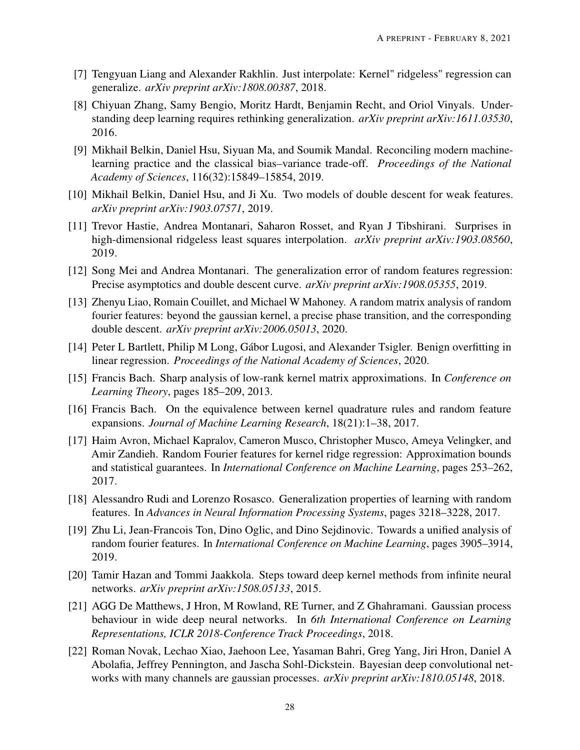[7] Tengyuan Liang and Alexander Rakhlin. Just interpolate: Kernel" ridgeless" regression can generalize. *arXiv preprint arXiv:1808.00387*, 2018.

[8] Chiyuan Zhang, Samy Bengio, Moritz Hardt, Benjamin Recht, and Oriol Vinyals. Understanding deep learning requires rethinking generalization. *arXiv preprint arXiv:1611.03530*, 2016.

[9] Mikhail Belkin, Daniel Hsu, Siyuan Ma, and Soumik Mandal. Reconciling modern machine-learning practice and the classical bias–variance trade-off. *Proceedings of the National Academy of Sciences*, 116(32):15849–15854, 2019.

[10] Mikhail Belkin, Daniel Hsu, and Ji Xu. Two models of double descent for weak features. *arXiv preprint arXiv:1903.07571*, 2019.

[11] Trevor Hastie, Andrea Montanari, Saharon Rosset, and Ryan J Tibshirani. Surprises in high-dimensional ridgeless least squares interpolation. *arXiv preprint arXiv:1903.08560*, 2019.

[12] Song Mei and Andrea Montanari. The generalization error of random features regression: Precise asymptotics and double descent curve. *arXiv preprint arXiv:1908.05355*, 2019.

[13] Zhenyu Liao, Romain Couillet, and Michael W Mahoney. A random matrix analysis of random fourier features: beyond the gaussian kernel, a precise phase transition, and the corresponding double descent. *arXiv preprint arXiv:2006.05013*, 2020.

[14] Peter L Bartlett, Philip M Long, Gábor Lugosi, and Alexander Tsigler. Benign overfitting in linear regression. *Proceedings of the National Academy of Sciences*, 2020.

[15] Francis Bach. Sharp analysis of low-rank kernel matrix approximations. In *Conference on Learning Theory*, pages 185–209, 2013.

[16] Francis Bach. On the equivalence between kernel quadrature rules and random feature expansions. *Journal of Machine Learning Research*, 18(21):1–38, 2017.

[17] Haim Avron, Michael Kapralov, Cameron Musco, Christopher Musco, Ameya Velingker, and Amir Zandieh. Random Fourier features for kernel ridge regression: Approximation bounds and statistical guarantees. In *International Conference on Machine Learning*, pages 253–262, 2017.

[18] Alessandro Rudi and Lorenzo Rosasco. Generalization properties of learning with random features. In *Advances in Neural Information Processing Systems*, pages 3218–3228, 2017.

[19] Zhu Li, Jean-Francois Ton, Dino Oglic, and Dino Sejdinovic. Towards a unified analysis of random fourier features. In *International Conference on Machine Learning*, pages 3905–3914, 2019.

[20] Tamir Hazan and Tommi Jaakkola. Steps toward deep kernel methods from infinite neural networks. *arXiv preprint arXiv:1508.05133*, 2015.

[21] AGG De Matthews, J Hron, M Rowland, RE Turner, and Z Ghahramani. Gaussian process behaviour in wide deep neural networks. In *6th International Conference on Learning Representations, ICLR 2018-Conference Track Proceedings*, 2018.

[22] Roman Novak, Lechao Xiao, Jaehoon Lee, Yasaman Bahri, Greg Yang, Jiri Hron, Daniel A Abolafia, Jeffrey Pennington, and Jascha Sohl-Dickstein. Bayesian deep convolutional networks with many channels are gaussian processes. *arXiv preprint arXiv:1810.05148*, 2018.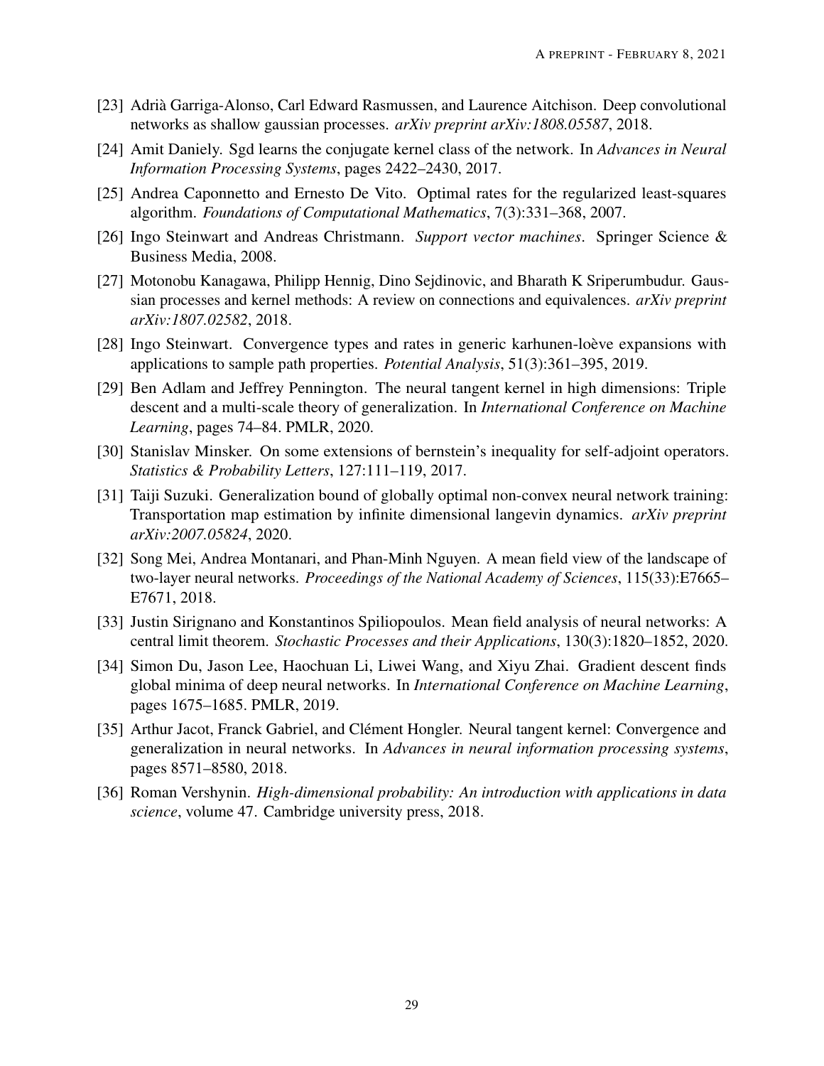[23] Adrià Garriga-Alonso, Carl Edward Rasmussen, and Laurence Aitchison. Deep convolutional networks as shallow gaussian processes. *arXiv preprint arXiv:1808.05587*, 2018.

[24] Amit Daniely. Sgd learns the conjugate kernel class of the network. In *Advances in Neural Information Processing Systems*, pages 2422–2430, 2017.

[25] Andrea Caponnetto and Ernesto De Vito. Optimal rates for the regularized least-squares algorithm. *Foundations of Computational Mathematics*, 7(3):331–368, 2007.

[26] Ingo Steinwart and Andreas Christmann. *Support vector machines*. Springer Science & Business Media, 2008.

[27] Motonobu Kanagawa, Philipp Hennig, Dino Sejdinovic, and Bharath K Sriperumbudur. Gaussian processes and kernel methods: A review on connections and equivalences. *arXiv preprint arXiv:1807.02582*, 2018.

[28] Ingo Steinwart. Convergence types and rates in generic karhunen-loève expansions with applications to sample path properties. *Potential Analysis*, 51(3):361–395, 2019.

[29] Ben Adlam and Jeffrey Pennington. The neural tangent kernel in high dimensions: Triple descent and a multi-scale theory of generalization. In *International Conference on Machine Learning*, pages 74–84. PMLR, 2020.

[30] Stanislav Minsker. On some extensions of bernstein's inequality for self-adjoint operators. *Statistics & Probability Letters*, 127:111–119, 2017.

[31] Taiji Suzuki. Generalization bound of globally optimal non-convex neural network training: Transportation map estimation by infinite dimensional langevin dynamics. *arXiv preprint arXiv:2007.05824*, 2020.

[32] Song Mei, Andrea Montanari, and Phan-Minh Nguyen. A mean field view of the landscape of two-layer neural networks. *Proceedings of the National Academy of Sciences*, 115(33):E7665–E7671, 2018.

[33] Justin Sirignano and Konstantinos Spiliopoulos. Mean field analysis of neural networks: A central limit theorem. *Stochastic Processes and their Applications*, 130(3):1820–1852, 2020.

[34] Simon Du, Jason Lee, Haochuan Li, Liwei Wang, and Xiyu Zhai. Gradient descent finds global minima of deep neural networks. In *International Conference on Machine Learning*, pages 1675–1685. PMLR, 2019.

[35] Arthur Jacot, Franck Gabriel, and Clément Hongler. Neural tangent kernel: Convergence and generalization in neural networks. In *Advances in neural information processing systems*, pages 8571–8580, 2018.

[36] Roman Vershynin. *High-dimensional probability: An introduction with applications in data science*, volume 47. Cambridge university press, 2018.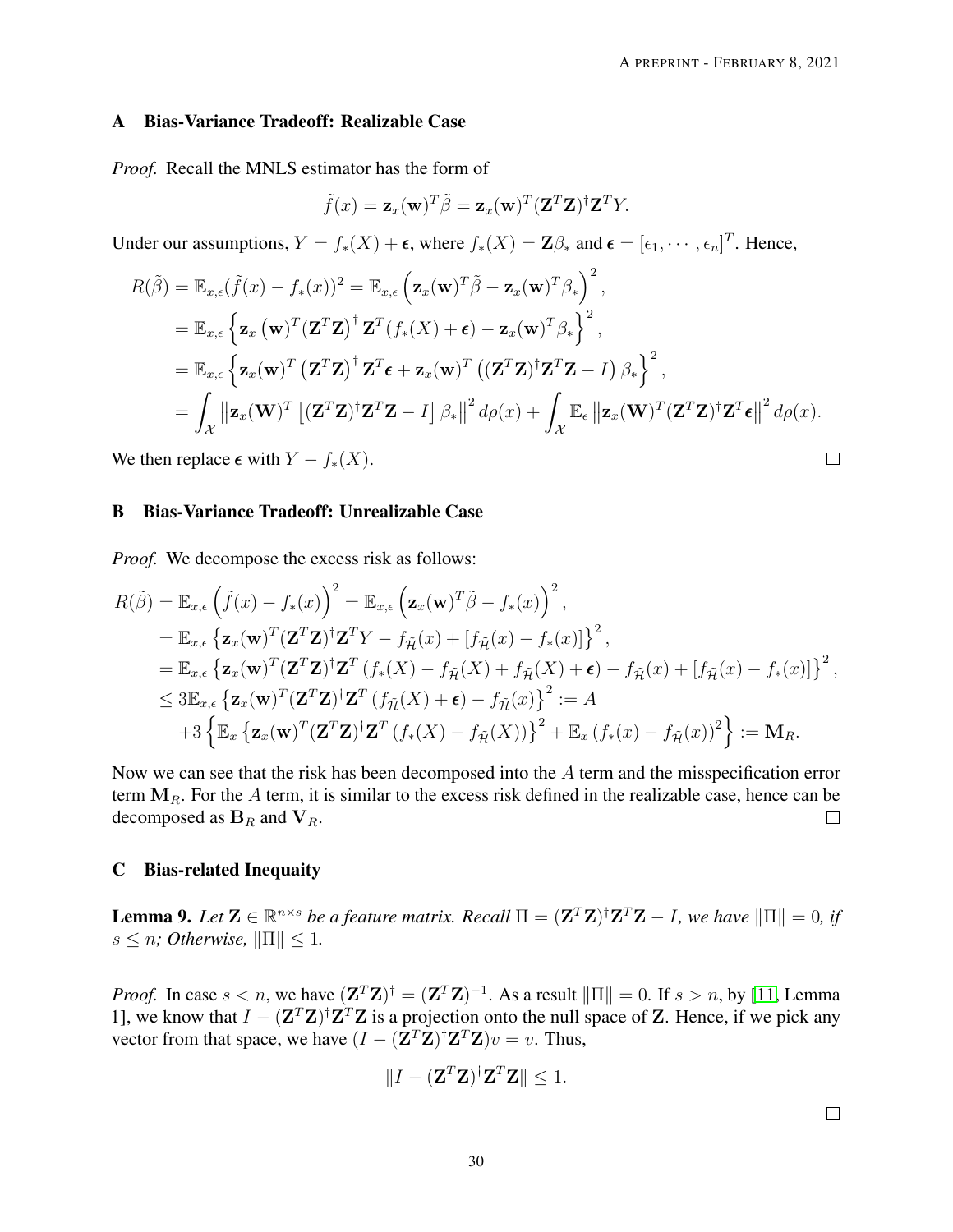## A Bias-Variance Tradeoff: Realizable Case

*Proof.* Recall the MNLS estimator has the form of

$$\tilde{f}(x) = \mathbf{z}_x(\mathbf{w})^T \tilde{\beta} = \mathbf{z}_x(\mathbf{w})^T (\mathbf{Z}^T \mathbf{Z})^{\dagger} \mathbf{Z}^T Y.$$

Under our assumptions, $Y = f_*(X) + \boldsymbol{\epsilon}$, where $f_*(X) = \mathbf{Z}\beta_*$ and $\boldsymbol{\epsilon} = [\epsilon_1, \cdots, \epsilon_n]^T$. Hence,

$$\begin{aligned}
R(\tilde{\beta}) &= \mathbb{E}_{x,\epsilon}(\tilde{f}(x) - f_*(x))^2 = \mathbb{E}_{x,\epsilon}\left(\mathbf{z}_x(\mathbf{w})^T\tilde{\beta} - \mathbf{z}_x(\mathbf{w})^T\beta_*\right)^2, \\
&= \mathbb{E}_{x,\epsilon}\left\{\mathbf{z}_x\left(\mathbf{w}\right)^T(\mathbf{Z}^T\mathbf{Z})^{\dagger}\,\mathbf{Z}^T(f_*(X) + \boldsymbol{\epsilon}) - \mathbf{z}_x(\mathbf{w})^T\beta_*\right\}^2, \\
&= \mathbb{E}_{x,\epsilon}\left\{\mathbf{z}_x(\mathbf{w})^T\left(\mathbf{Z}^T\mathbf{Z}\right)^{\dagger}\mathbf{Z}^T\boldsymbol{\epsilon} + \mathbf{z}_x(\mathbf{w})^T\left((\mathbf{Z}^T\mathbf{Z})^{\dagger}\mathbf{Z}^T\mathbf{Z} - I\right)\beta_*\right\}^2, \\
&= \int_{\mathcal{X}}\left\|\mathbf{z}_x(\mathbf{W})^T\left[(\mathbf{Z}^T\mathbf{Z})^{\dagger}\mathbf{Z}^T\mathbf{Z} - I\right]\beta_*\right\|^2 d\rho(x) + \int_{\mathcal{X}}\mathbb{E}_\epsilon\left\|\mathbf{z}_x(\mathbf{W})^T(\mathbf{Z}^T\mathbf{Z})^{\dagger}\mathbf{Z}^T\boldsymbol{\epsilon}\right\|^2 d\rho(x).
\end{aligned}$$

We then replace $\boldsymbol{\epsilon}$ with $Y - f_*(X)$. $\square$

## B Bias-Variance Tradeoff: Unrealizable Case

*Proof.* We decompose the excess risk as follows:

$$\begin{aligned}
R(\tilde{\beta}) &= \mathbb{E}_{x,\epsilon}\left(\tilde{f}(x) - f_*(x)\right)^2 = \mathbb{E}_{x,\epsilon}\left(\mathbf{z}_x(\mathbf{w})^T\tilde{\beta} - f_*(x)\right)^2, \\
&= \mathbb{E}_{x,\epsilon}\left\{\mathbf{z}_x(\mathbf{w})^T(\mathbf{Z}^T\mathbf{Z})^{\dagger}\mathbf{Z}^T Y - f_{\tilde{\mathcal{H}}}(x) + [f_{\tilde{\mathcal{H}}}(x) - f_*(x)]\right\}^2, \\
&= \mathbb{E}_{x,\epsilon}\left\{\mathbf{z}_x(\mathbf{w})^T(\mathbf{Z}^T\mathbf{Z})^{\dagger}\mathbf{Z}^T\left(f_*(X) - f_{\tilde{\mathcal{H}}}(X) + f_{\tilde{\mathcal{H}}}(X) + \boldsymbol{\epsilon}\right) - f_{\tilde{\mathcal{H}}}(x) + [f_{\tilde{\mathcal{H}}}(x) - f_*(x)]\right\}^2, \\
&\leq 3\mathbb{E}_{x,\epsilon}\left\{\mathbf{z}_x(\mathbf{w})^T(\mathbf{Z}^T\mathbf{Z})^{\dagger}\mathbf{Z}^T\left(f_{\tilde{\mathcal{H}}}(X) + \boldsymbol{\epsilon}\right) - f_{\tilde{\mathcal{H}}}(x)\right\}^2 := A \\
&\quad + 3\left\{\mathbb{E}_x\left\{\mathbf{z}_x(\mathbf{w})^T(\mathbf{Z}^T\mathbf{Z})^{\dagger}\mathbf{Z}^T\left(f_*(X) - f_{\tilde{\mathcal{H}}}(X)\right)\right\}^2 + \mathbb{E}_x\left(f_*(x) - f_{\tilde{\mathcal{H}}}(x)\right)^2\right\} := \mathbf{M}_R.
\end{aligned}$$

Now we can see that the risk has been decomposed into the $A$ term and the misspecification error term $\mathbf{M}_R$. For the $A$ term, it is similar to the excess risk defined in the realizable case, hence can be decomposed as $\mathbf{B}_R$ and $\mathbf{V}_R$. $\square$

## C Bias-related Inequaity

**Lemma 9.** *Let $\mathbf{Z} \in \mathbb{R}^{n \times s}$ be a feature matrix. Recall $\Pi = (\mathbf{Z}^T\mathbf{Z})^{\dagger}\mathbf{Z}^T\mathbf{Z} - I$, we have $\|\Pi\| = 0$, if $s \leq n$; Otherwise, $\|\Pi\| \leq 1$.*

*Proof.* In case $s < n$, we have $(\mathbf{Z}^T\mathbf{Z})^{\dagger} = (\mathbf{Z}^T\mathbf{Z})^{-1}$. As a result $\|\Pi\| = 0$. If $s > n$, by [11, Lemma 1], we know that $I - (\mathbf{Z}^T\mathbf{Z})^{\dagger}\mathbf{Z}^T\mathbf{Z}$ is a projection onto the null space of $\mathbf{Z}$. Hence, if we pick any vector from that space, we have $(I - (\mathbf{Z}^T\mathbf{Z})^{\dagger}\mathbf{Z}^T\mathbf{Z})v = v$. Thus,

$$\|I - (\mathbf{Z}^T\mathbf{Z})^{\dagger}\mathbf{Z}^T\mathbf{Z}\| \leq 1.$$

$\square$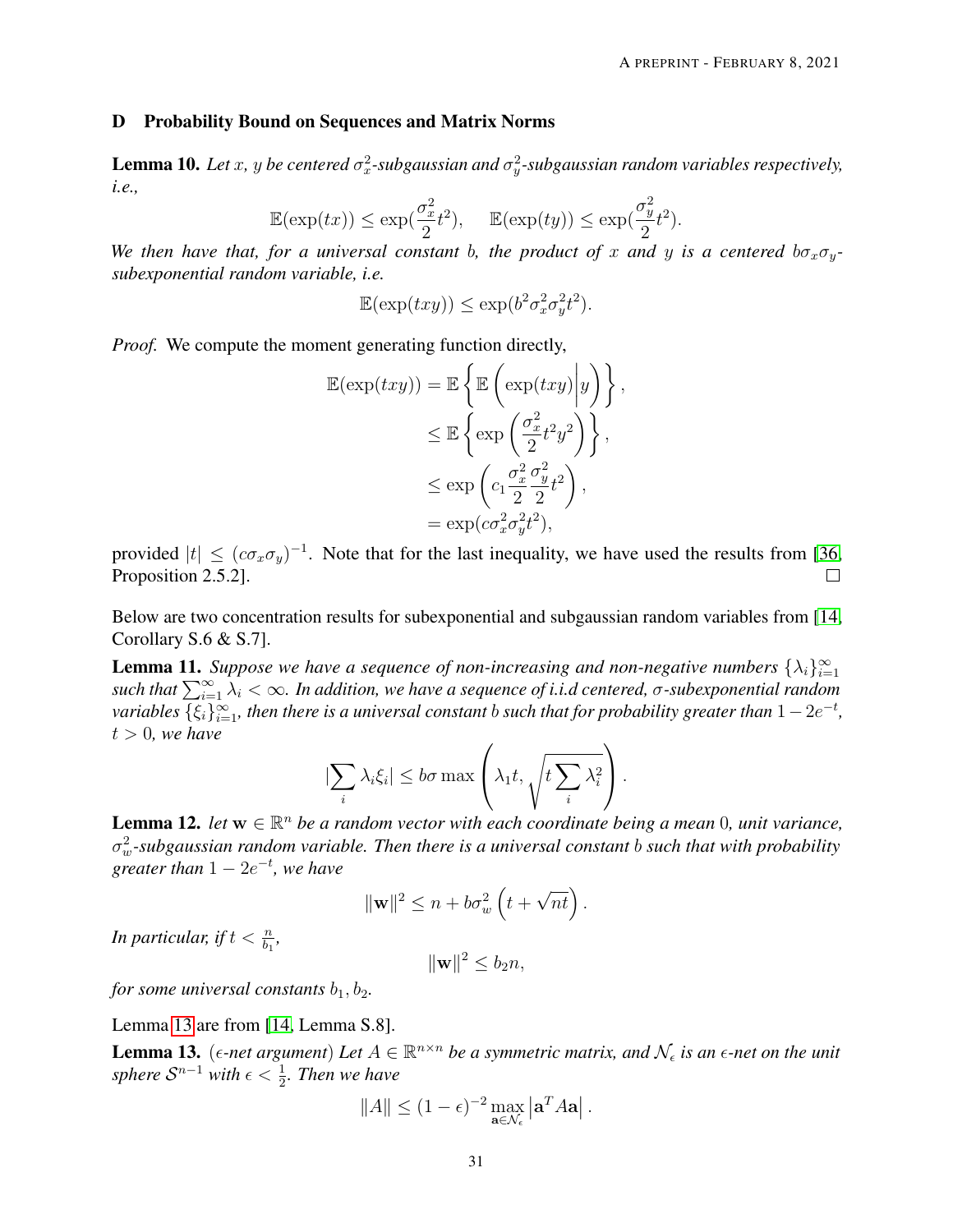## D Probability Bound on Sequences and Matrix Norms

**Lemma 10.** *Let $x$, $y$ be centered $\sigma_x^2$-subgaussian and $\sigma_y^2$-subgaussian random variables respectively, i.e.,*

$$\mathbb{E}(\exp(tx)) \leq \exp(\frac{\sigma_x^2}{2}t^2), \quad \mathbb{E}(\exp(ty)) \leq \exp(\frac{\sigma_y^2}{2}t^2).$$

*We then have that, for a universal constant $b$, the product of $x$ and $y$ is a centered $b\sigma_x\sigma_y$-subexponential random variable, i.e.*

$$\mathbb{E}(\exp(txy)) \leq \exp(b^2\sigma_x^2\sigma_y^2t^2).$$

*Proof.* We compute the moment generating function directly,

$$\begin{aligned}
\mathbb{E}(\exp(txy)) &= \mathbb{E}\left\{\mathbb{E}\left(\exp(txy)\middle| y\right)\right\}, \\
&\leq \mathbb{E}\left\{\exp\left(\frac{\sigma_x^2}{2}t^2y^2\right)\right\}, \\
&\leq \exp\left(c_1\frac{\sigma_x^2}{2}\frac{\sigma_y^2}{2}t^2\right), \\
&= \exp(c\sigma_x^2\sigma_y^2t^2),
\end{aligned}$$

provided $|t| \leq (c\sigma_x\sigma_y)^{-1}$. Note that for the last inequality, we have used the results from [36, Proposition 2.5.2]. ◻

Below are two concentration results for subexponential and subgaussian random variables from [14, Corollary S.6 & S.7].

**Lemma 11.** *Suppose we have a sequence of non-increasing and non-negative numbers $\{\lambda_i\}_{i=1}^\infty$ such that $\sum_{i=1}^\infty \lambda_i < \infty$. In addition, we have a sequence of i.i.d centered, $\sigma$-subexponential random variables $\{\xi_i\}_{i=1}^\infty$, then there is a universal constant $b$ such that for probability greater than $1-2e^{-t}$, $t > 0$, we have*

$$|\sum_i \lambda_i\xi_i| \leq b\sigma \max\left(\lambda_1 t, \sqrt{t\sum_i \lambda_i^2}\right).$$

**Lemma 12.** *let $\mathbf{w} \in \mathbb{R}^n$ be a random vector with each coordinate being a mean 0, unit variance, $\sigma_w^2$-subgaussian random variable. Then there is a universal constant $b$ such that with probability greater than $1-2e^{-t}$, we have*

$$\|\mathbf{w}\|^2 \leq n + b\sigma_w^2\left(t + \sqrt{nt}\right).$$

*In particular, if $t < \frac{n}{b_1}$,*

$$\|\mathbf{w}\|^2 \leq b_2 n,$$

*for some universal constants $b_1, b_2$.*

Lemma 13 are from [14, Lemma S.8].

**Lemma 13.** ($\epsilon$*-net argument*) *Let $A \in \mathbb{R}^{n\times n}$ be a symmetric matrix, and $\mathcal{N}_\epsilon$ is an $\epsilon$-net on the unit sphere $\mathcal{S}^{n-1}$ with $\epsilon < \frac{1}{2}$. Then we have*

$$\|A\| \leq (1-\epsilon)^{-2}\max_{\mathbf{a}\in\mathcal{N}_\epsilon}\left|\mathbf{a}^T A\mathbf{a}\right|.$$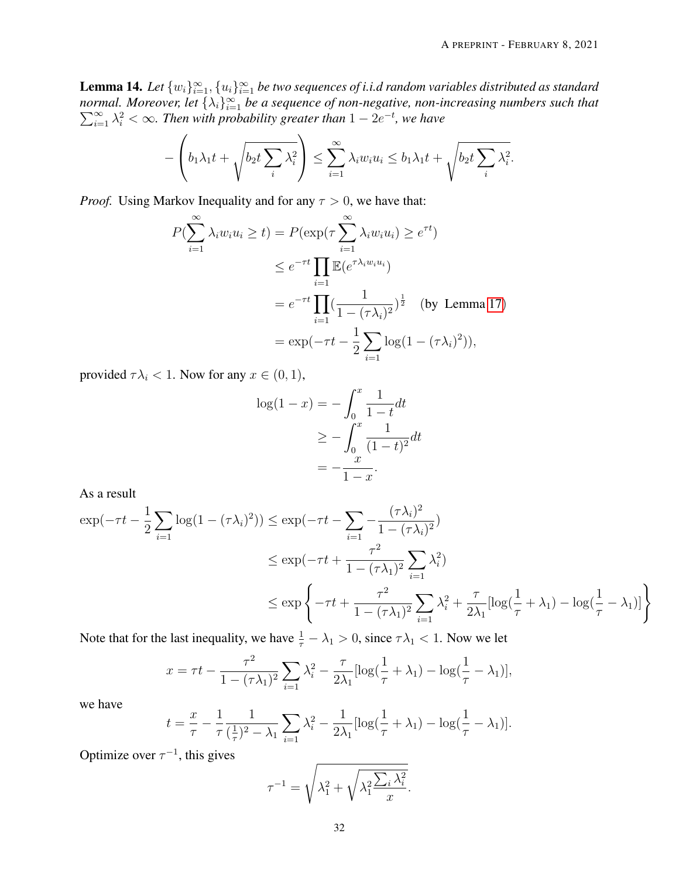**Lemma 14.** *Let $\{w_i\}_{i=1}^{\infty}, \{u_i\}_{i=1}^{\infty}$ be two sequences of i.i.d random variables distributed as standard normal. Moreover, let $\{\lambda_i\}_{i=1}^{\infty}$ be a sequence of non-negative, non-increasing numbers such that $\sum_{i=1}^{\infty} \lambda_i^2 < \infty$. Then with probability greater than $1 - 2e^{-t}$, we have*

$$-\left(b_1\lambda_1 t + \sqrt{b_2 t \sum_i \lambda_i^2}\right) \leq \sum_{i=1}^{\infty} \lambda_i w_i u_i \leq b_1 \lambda_1 t + \sqrt{b_2 t \sum_i \lambda_i^2}.$$

*Proof.* Using Markov Inequality and for any $\tau > 0$, we have that:

$$\begin{aligned}
P(\sum_{i=1}^{\infty} \lambda_i w_i u_i \geq t) &= P(\exp(\tau \sum_{i=1}^{\infty} \lambda_i w_i u_i) \geq e^{\tau t}) \\
&\leq e^{-\tau t} \prod_{i=1} \mathbb{E}(e^{\tau \lambda_i w_i u_i}) \\
&= e^{-\tau t} \prod_{i=1} (\frac{1}{1 - (\tau\lambda_i)^2})^{\frac{1}{2}} \quad \text{(by Lemma 17)} \\
&= \exp(-\tau t - \frac{1}{2} \sum_{i=1} \log(1 - (\tau\lambda_i)^2)),
\end{aligned}$$

provided $\tau \lambda_i < 1$. Now for any $x \in (0, 1)$,

$$\begin{aligned}
\log(1 - x) &= -\int_0^x \frac{1}{1-t} dt \\
&\geq -\int_0^x \frac{1}{(1-t)^2} dt \\
&= -\frac{x}{1-x}.
\end{aligned}$$

As a result

$$\begin{aligned}
\exp(-\tau t - \frac{1}{2} \sum_{i=1} \log(1 - (\tau\lambda_i)^2)) &\leq \exp(-\tau t - \sum_{i=1} -\frac{(\tau\lambda_i)^2}{1 - (\tau\lambda_i)^2}) \\
&\leq \exp(-\tau t + \frac{\tau^2}{1 - (\tau\lambda_1)^2} \sum_{i=1} \lambda_i^2) \\
&\leq \exp\left\{-\tau t + \frac{\tau^2}{1 - (\tau\lambda_1)^2} \sum_{i=1} \lambda_i^2 + \frac{\tau}{2\lambda_1}[\log(\frac{1}{\tau} + \lambda_1) - \log(\frac{1}{\tau} - \lambda_1)]\right\}
\end{aligned}$$

Note that for the last inequality, we have $\frac{1}{\tau} - \lambda_1 > 0$, since $\tau\lambda_1 < 1$. Now we let

$$x = \tau t - \frac{\tau^2}{1 - (\tau\lambda_1)^2} \sum_{i=1} \lambda_i^2 - \frac{\tau}{2\lambda_1}[\log(\frac{1}{\tau} + \lambda_1) - \log(\frac{1}{\tau} - \lambda_1)],$$

we have

$$t = \frac{x}{\tau} - \frac{1}{\tau} \frac{1}{(\frac{1}{\tau})^2 - \lambda_1} \sum_{i=1} \lambda_i^2 - \frac{1}{2\lambda_1}[\log(\frac{1}{\tau} + \lambda_1) - \log(\frac{1}{\tau} - \lambda_1)].$$

Optimize over $\tau^{-1}$, this gives

$$\tau^{-1} = \sqrt{\lambda_1^2 + \sqrt{\lambda_1^2 \frac{\sum_i \lambda_i^2}{x}}}.$$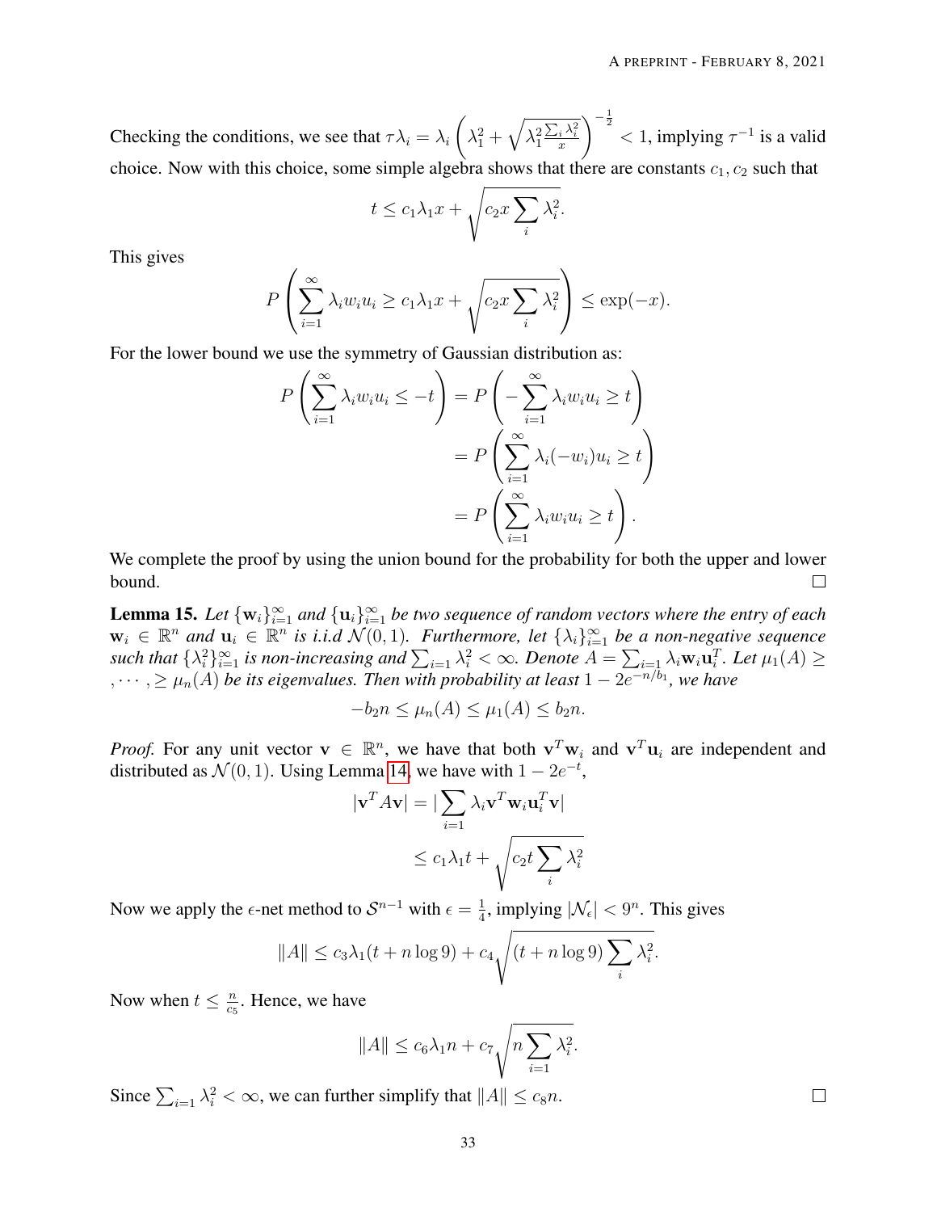Checking the conditions, we see that $\tau\lambda_i = \lambda_i \left(\lambda_1^2 + \sqrt{\lambda_1^2 \frac{\sum_i \lambda_i^2}{x}}\right)^{-\frac{1}{2}} < 1$, implying $\tau^{-1}$ is a valid choice. Now with this choice, some simple algebra shows that there are constants $c_1, c_2$ such that

$$t \leq c_1 \lambda_1 x + \sqrt{c_2 x \sum_i \lambda_i^2}.$$

This gives

$$P\left(\sum_{i=1}^{\infty} \lambda_i w_i u_i \geq c_1 \lambda_1 x + \sqrt{c_2 x \sum_i \lambda_i^2}\right) \leq \exp(-x).$$

For the lower bound we use the symmetry of Gaussian distribution as:

$$\begin{aligned}
P\left(\sum_{i=1}^{\infty} \lambda_i w_i u_i \leq -t\right) &= P\left(-\sum_{i=1}^{\infty} \lambda_i w_i u_i \geq t\right) \\
&= P\left(\sum_{i=1}^{\infty} \lambda_i (-w_i) u_i \geq t\right) \\
&= P\left(\sum_{i=1}^{\infty} \lambda_i w_i u_i \geq t\right).
\end{aligned}$$

We complete the proof by using the union bound for the probability for both the upper and lower bound. □

**Lemma 15.** *Let $\{\mathbf{w}_i\}_{i=1}^{\infty}$ and $\{\mathbf{u}_i\}_{i=1}^{\infty}$ be two sequence of random vectors where the entry of each $\mathbf{w}_i \in \mathbb{R}^n$ and $\mathbf{u}_i \in \mathbb{R}^n$ is i.i.d $\mathcal{N}(0,1)$. Furthermore, let $\{\lambda_i\}_{i=1}^{\infty}$ be a non-negative sequence such that $\{\lambda_i^2\}_{i=1}^{\infty}$ is non-increasing and $\sum_{i=1} \lambda_i^2 < \infty$. Denote $A = \sum_{i=1} \lambda_i \mathbf{w}_i \mathbf{u}_i^T$. Let $\mu_1(A) \geq, \cdots, \geq \mu_n(A)$ be its eigenvalues. Then with probability at least $1 - 2e^{-n/b_1}$, we have*

$$-b_2 n \leq \mu_n(A) \leq \mu_1(A) \leq b_2 n.$$

*Proof.* For any unit vector $\mathbf{v} \in \mathbb{R}^n$, we have that both $\mathbf{v}^T \mathbf{w}_i$ and $\mathbf{v}^T \mathbf{u}_i$ are independent and distributed as $\mathcal{N}(0,1)$. Using Lemma 14, we have with $1 - 2e^{-t}$,

$$\begin{aligned}
|\mathbf{v}^T A \mathbf{v}| &= |\sum_{i=1} \lambda_i \mathbf{v}^T \mathbf{w}_i \mathbf{u}_i^T \mathbf{v}| \\
&\leq c_1 \lambda_1 t + \sqrt{c_2 t \sum_i \lambda_i^2}
\end{aligned}$$

Now we apply the $\epsilon$-net method to $\mathcal{S}^{n-1}$ with $\epsilon = \frac{1}{4}$, implying $|\mathcal{N}_\epsilon| < 9^n$. This gives

$$\|A\| \leq c_3 \lambda_1 (t + n \log 9) + c_4 \sqrt{(t + n \log 9) \sum_i \lambda_i^2}.$$

Now when $t \leq \frac{n}{c_5}$. Hence, we have

$$\|A\| \leq c_6 \lambda_1 n + c_7 \sqrt{n \sum_{i=1} \lambda_i^2}.$$

Since $\sum_{i=1} \lambda_i^2 < \infty$, we can further simplify that $\|A\| \leq c_8 n$. □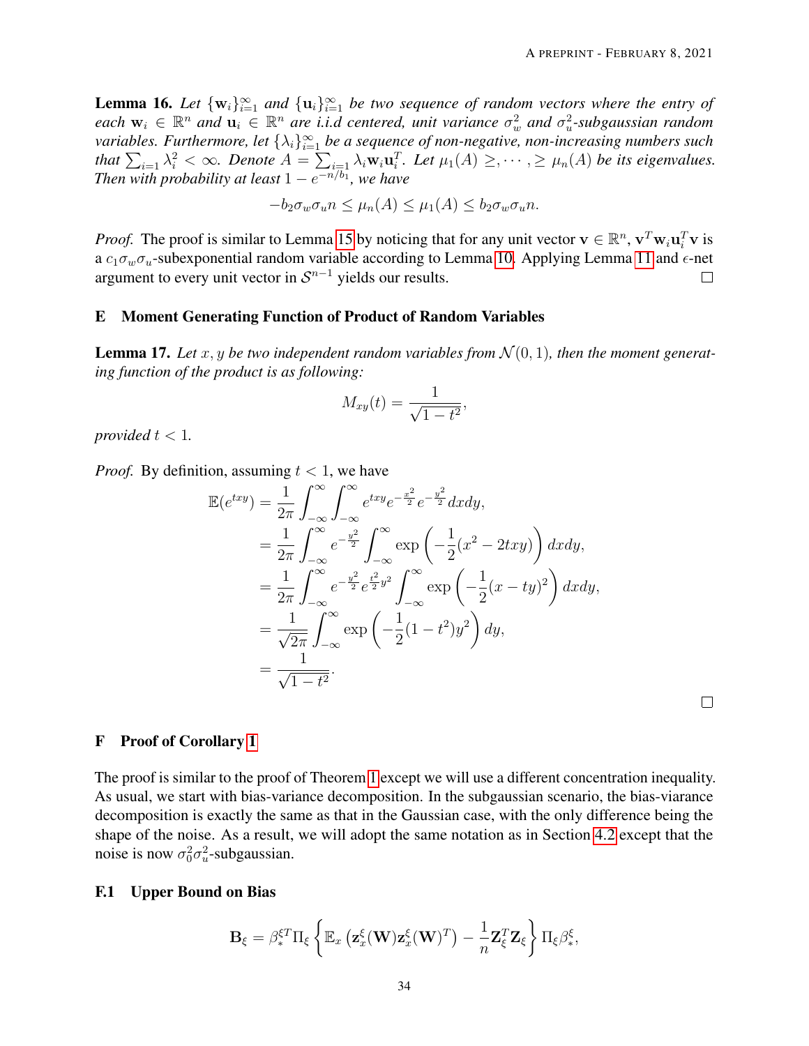**Lemma 16.** *Let $\{\mathbf{w}_i\}_{i=1}^{\infty}$ and $\{\mathbf{u}_i\}_{i=1}^{\infty}$ be two sequence of random vectors where the entry of each $\mathbf{w}_i \in \mathbb{R}^n$ and $\mathbf{u}_i \in \mathbb{R}^n$ are i.i.d centered, unit variance $\sigma_w^2$ and $\sigma_u^2$-subgaussian random variables. Furthermore, let $\{\lambda_i\}_{i=1}^{\infty}$ be a sequence of non-negative, non-increasing numbers such that $\sum_{i=1} \lambda_i^2 < \infty$. Denote $A = \sum_{i=1} \lambda_i \mathbf{w}_i \mathbf{u}_i^T$. Let $\mu_1(A) \geq, \cdots, \geq \mu_n(A)$ be its eigenvalues. Then with probability at least $1 - e^{-n/b_1}$, we have*

$$-b_2 \sigma_w \sigma_u n \leq \mu_n(A) \leq \mu_1(A) \leq b_2 \sigma_w \sigma_u n.$$

*Proof.* The proof is similar to Lemma 15 by noticing that for any unit vector $\mathbf{v} \in \mathbb{R}^n$, $\mathbf{v}^T \mathbf{w}_i \mathbf{u}_i^T \mathbf{v}$ is a $c_1 \sigma_w \sigma_u$-subexponential random variable according to Lemma 10. Applying Lemma 11 and $\epsilon$-net argument to every unit vector in $\mathcal{S}^{n-1}$ yields our results. □

## E Moment Generating Function of Product of Random Variables

**Lemma 17.** *Let $x, y$ be two independent random variables from $\mathcal{N}(0, 1)$, then the moment generating function of the product is as following:*

$$M_{xy}(t) = \frac{1}{\sqrt{1 - t^2}},$$

*provided $t < 1$.*

*Proof.* By definition, assuming $t < 1$, we have

$$\begin{aligned}
\mathbb{E}(e^{txy}) &= \frac{1}{2\pi} \int_{-\infty}^{\infty} \int_{-\infty}^{\infty} e^{txy} e^{-\frac{x^2}{2}} e^{-\frac{y^2}{2}} dx dy, \\
&= \frac{1}{2\pi} \int_{-\infty}^{\infty} e^{-\frac{y^2}{2}} \int_{-\infty}^{\infty} \exp\left(-\frac{1}{2}(x^2 - 2txy)\right) dx dy, \\
&= \frac{1}{2\pi} \int_{-\infty}^{\infty} e^{-\frac{y^2}{2}} e^{\frac{t^2}{2} y^2} \int_{-\infty}^{\infty} \exp\left(-\frac{1}{2}(x - ty)^2\right) dx dy, \\
&= \frac{1}{\sqrt{2\pi}} \int_{-\infty}^{\infty} \exp\left(-\frac{1}{2}(1 - t^2) y^2\right) dy, \\
&= \frac{1}{\sqrt{1 - t^2}}.
\end{aligned}$$

□

## F Proof of Corollary 1

The proof is similar to the proof of Theorem 1 except we will use a different concentration inequality. As usual, we start with bias-variance decomposition. In the subgaussian scenario, the bias-viarance decomposition is exactly the same as that in the Gaussian case, with the only difference being the shape of the noise. As a result, we will adopt the same notation as in Section 4.2 except that the noise is now $\sigma_0^2 \sigma_u^2$-subgaussian.

### F.1 Upper Bound on Bias

$$\mathbf{B}_\xi = \beta_*^{\xi T} \Pi_\xi \left\{ \mathbb{E}_x \left( \mathbf{z}_x^\xi(\mathbf{W}) \mathbf{z}_x^\xi(\mathbf{W})^T \right) - \frac{1}{n} \mathbf{Z}_\xi^T \mathbf{Z}_\xi \right\} \Pi_\xi \beta_*^\xi,$$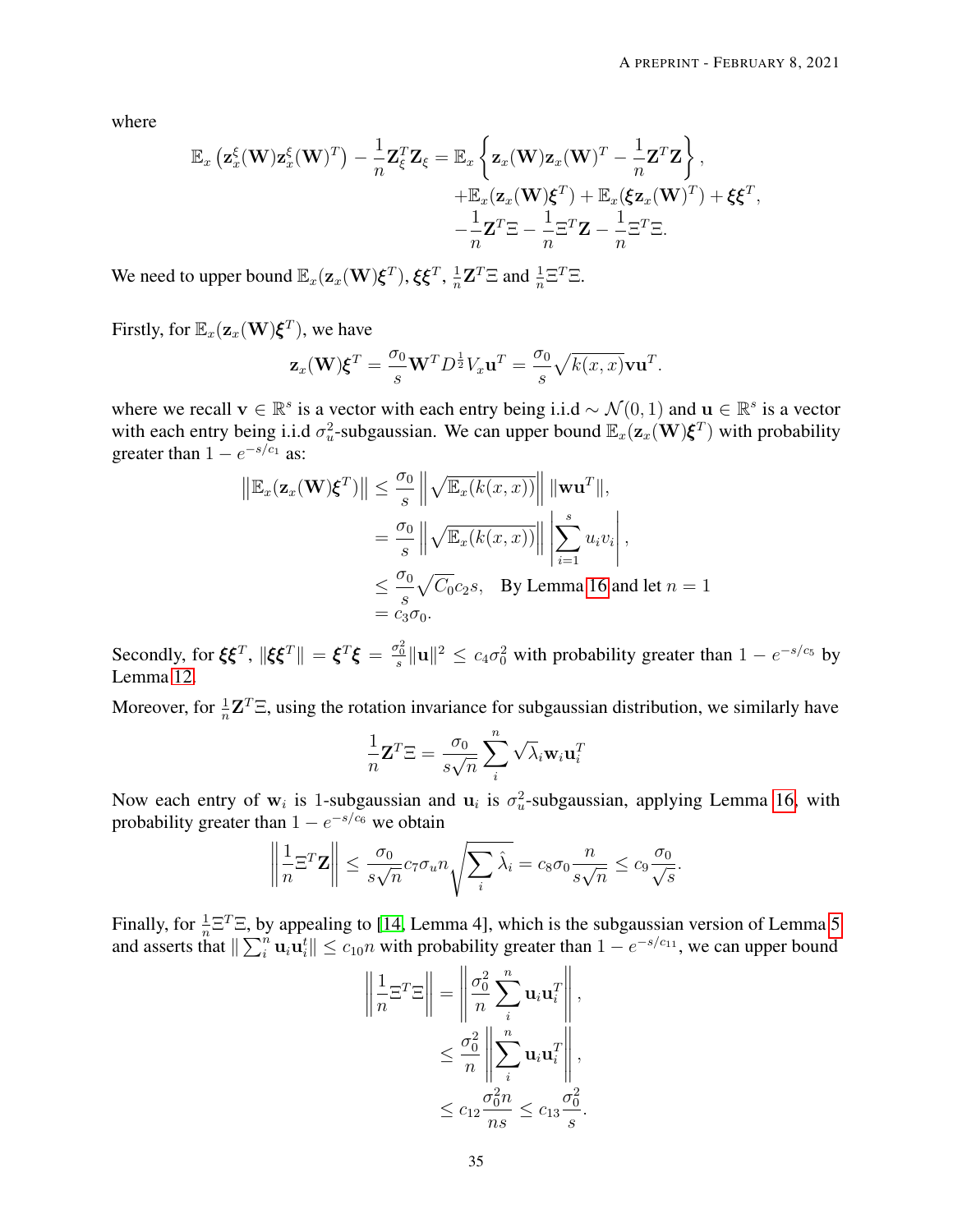where

$$
\begin{aligned}
\mathbb{E}_x \left( \mathbf{z}_x^{\xi}(\mathbf{W}) \mathbf{z}_x^{\xi}(\mathbf{W})^T \right) - \frac{1}{n} \mathbf{Z}_{\xi}^T \mathbf{Z}_{\xi} = \mathbb{E}_x \left\{ \mathbf{z}_x(\mathbf{W}) \mathbf{z}_x(\mathbf{W})^T - \frac{1}{n} \mathbf{Z}^T \mathbf{Z} \right\}, \\
+ \mathbb{E}_x(\mathbf{z}_x(\mathbf{W}) \boldsymbol{\xi}^T) + \mathbb{E}_x(\boldsymbol{\xi} \mathbf{z}_x(\mathbf{W})^T) + \boldsymbol{\xi} \boldsymbol{\xi}^T, \\
- \frac{1}{n} \mathbf{Z}^T \Xi - \frac{1}{n} \Xi^T \mathbf{Z} - \frac{1}{n} \Xi^T \Xi.
\end{aligned}
$$

We need to upper bound $\mathbb{E}_x(\mathbf{z}_x(\mathbf{W})\boldsymbol{\xi}^T)$, $\boldsymbol{\xi}\boldsymbol{\xi}^T$, $\frac{1}{n}\mathbf{Z}^T\Xi$ and $\frac{1}{n}\Xi^T\Xi$.

Firstly, for $\mathbb{E}_x(\mathbf{z}_x(\mathbf{W})\boldsymbol{\xi}^T)$, we have

$$
\mathbf{z}_x(\mathbf{W}) \boldsymbol{\xi}^T = \frac{\sigma_0}{s} \mathbf{W}^T D^{\frac{1}{2}} V_x \mathbf{u}^T = \frac{\sigma_0}{s} \sqrt{k(x,x)} \mathbf{v} \mathbf{u}^T.
$$

where we recall $\mathbf{v} \in \mathbb{R}^s$ is a vector with each entry being i.i.d $\sim \mathcal{N}(0,1)$ and $\mathbf{u} \in \mathbb{R}^s$ is a vector with each entry being i.i.d $\sigma_u^2$-subgaussian. We can upper bound $\mathbb{E}_x(\mathbf{z}_x(\mathbf{W})\boldsymbol{\xi}^T)$ with probability greater than $1 - e^{-s/c_1}$ as:

$$
\begin{aligned}
\left\| \mathbb{E}_x(\mathbf{z}_x(\mathbf{W}) \boldsymbol{\xi}^T) \right\| &\leq \frac{\sigma_0}{s} \left\| \sqrt{\mathbb{E}_x(k(x,x))} \right\| \|\mathbf{w}\mathbf{u}^T\|, \\
&= \frac{\sigma_0}{s} \left\| \sqrt{\mathbb{E}_x(k(x,x))} \right\| \left| \sum_{i=1}^{s} u_i v_i \right|, \\
&\leq \frac{\sigma_0}{s} \sqrt{C_0} c_2 s, \quad \text{By Lemma 16 and let } n = 1 \\
&= c_3 \sigma_0.
\end{aligned}
$$

Secondly, for $\boldsymbol{\xi}\boldsymbol{\xi}^T$, $\|\boldsymbol{\xi}\boldsymbol{\xi}^T\| = \boldsymbol{\xi}^T\boldsymbol{\xi} = \frac{\sigma_0^2}{s}\|\mathbf{u}\|^2 \leq c_4\sigma_0^2$ with probability greater than $1 - e^{-s/c_5}$ by Lemma 12.

Moreover, for $\frac{1}{n}\mathbf{Z}^T\Xi$, using the rotation invariance for subgaussian distribution, we similarly have

$$
\frac{1}{n} \mathbf{Z}^T \Xi = \frac{\sigma_0}{s\sqrt{n}} \sum_{i}^{n} \sqrt{\lambda_i} \mathbf{w}_i \mathbf{u}_i^T
$$

Now each entry of $\mathbf{w}_i$ is 1-subgaussian and $\mathbf{u}_i$ is $\sigma_u^2$-subgaussian, applying Lemma 16, with probability greater than $1 - e^{-s/c_6}$ we obtain

$$
\left\| \frac{1}{n} \Xi^T \mathbf{Z} \right\| \leq \frac{\sigma_0}{s\sqrt{n}} c_7 \sigma_u n \sqrt{\sum_i \hat{\lambda}_i} = c_8 \sigma_0 \frac{n}{s\sqrt{n}} \leq c_9 \frac{\sigma_0}{\sqrt{s}}.
$$

Finally, for $\frac{1}{n}\Xi^T\Xi$, by appealing to [14, Lemma 4], which is the subgaussian version of Lemma 5 and asserts that $\|\sum_i^n \mathbf{u}_i\mathbf{u}_i^t\| \leq c_{10}n$ with probability greater than $1 - e^{-s/c_{11}}$, we can upper bound

$$
\begin{aligned}
\left\| \frac{1}{n} \Xi^T \Xi \right\| &= \left\| \frac{\sigma_0^2}{n} \sum_{i}^{n} \mathbf{u}_i \mathbf{u}_i^T \right\|, \\
&\leq \frac{\sigma_0^2}{n} \left\| \sum_{i}^{n} \mathbf{u}_i \mathbf{u}_i^T \right\|, \\
&\leq c_{12} \frac{\sigma_0^2 n}{ns} \leq c_{13} \frac{\sigma_0^2}{s}.
\end{aligned}
$$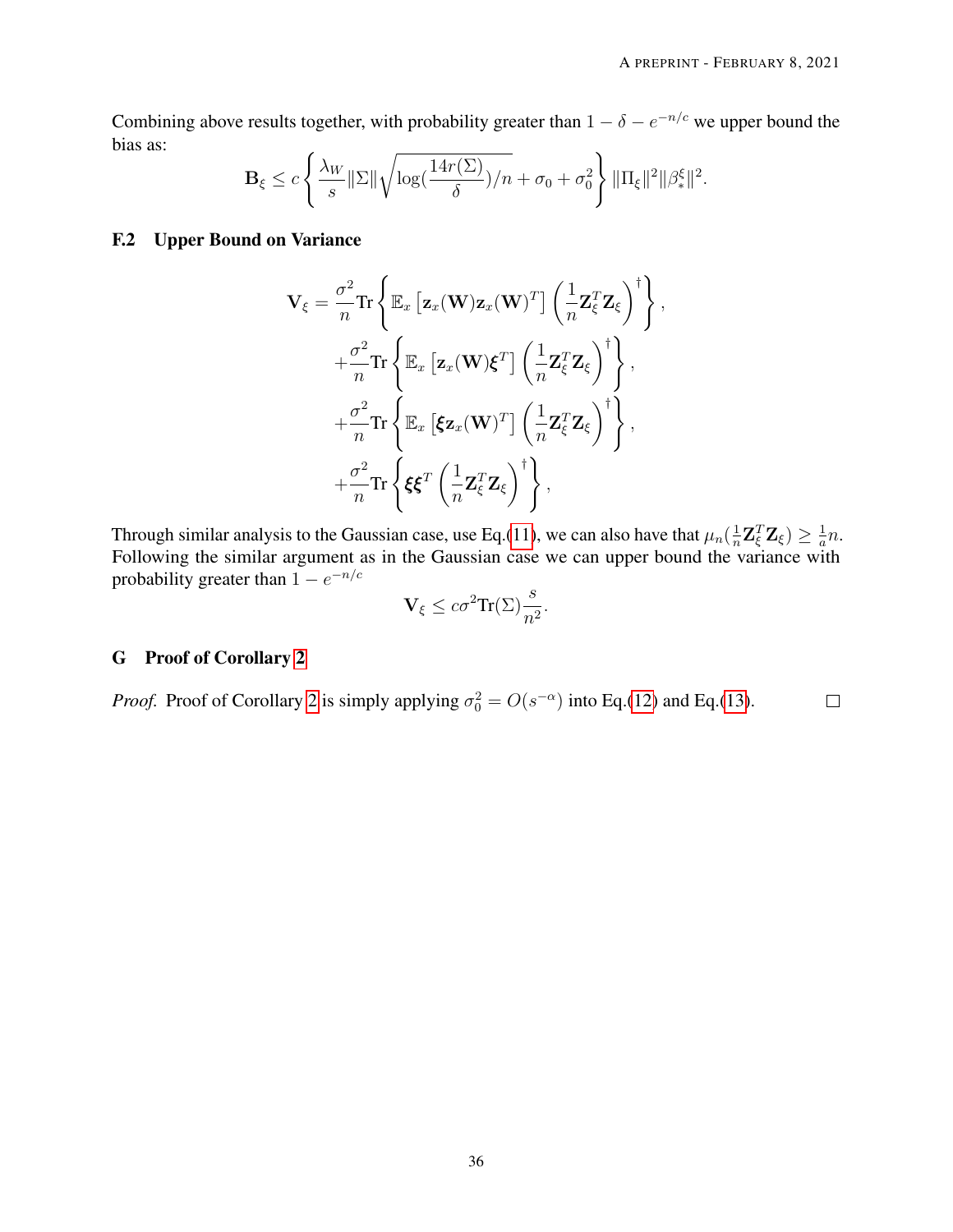Combining above results together, with probability greater than $1 - \delta - e^{-n/c}$ we upper bound the bias as:

$$\mathbf{B}_\xi \leq c \left\{ \frac{\lambda_W}{s} \|\Sigma\| \sqrt{\log(\frac{14r(\Sigma)}{\delta})/n} + \sigma_0 + \sigma_0^2 \right\} \|\Pi_\xi\|^2 \|\beta_*^\xi\|^2.$$

### F.2 Upper Bound on Variance

$$\begin{aligned}
\mathbf{V}_\xi = & \frac{\sigma^2}{n} \mathrm{Tr} \left\{ \mathbb{E}_x \left[ \mathbf{z}_x(\mathbf{W}) \mathbf{z}_x(\mathbf{W})^T \right] \left( \frac{1}{n} \mathbf{Z}_\xi^T \mathbf{Z}_\xi \right)^\dagger \right\}, \\
& + \frac{\sigma^2}{n} \mathrm{Tr} \left\{ \mathbb{E}_x \left[ \mathbf{z}_x(\mathbf{W}) \boldsymbol{\xi}^T \right] \left( \frac{1}{n} \mathbf{Z}_\xi^T \mathbf{Z}_\xi \right)^\dagger \right\}, \\
& + \frac{\sigma^2}{n} \mathrm{Tr} \left\{ \mathbb{E}_x \left[ \boldsymbol{\xi} \mathbf{z}_x(\mathbf{W})^T \right] \left( \frac{1}{n} \mathbf{Z}_\xi^T \mathbf{Z}_\xi \right)^\dagger \right\}, \\
& + \frac{\sigma^2}{n} \mathrm{Tr} \left\{ \boldsymbol{\xi} \boldsymbol{\xi}^T \left( \frac{1}{n} \mathbf{Z}_\xi^T \mathbf{Z}_\xi \right)^\dagger \right\},
\end{aligned}$$

Through similar analysis to the Gaussian case, use Eq.(11), we can also have that $\mu_n(\frac{1}{n}\mathbf{Z}_\xi^T \mathbf{Z}_\xi) \geq \frac{1}{a} n$. Following the similar argument as in the Gaussian case we can upper bound the variance with probability greater than $1 - e^{-n/c}$

$$\mathbf{V}_\xi \leq c\sigma^2 \mathrm{Tr}(\Sigma) \frac{s}{n^2}.$$

## G Proof of Corollary 2

*Proof.* Proof of Corollary 2 is simply applying $\sigma_0^2 = O(s^{-\alpha})$ into Eq.(12) and Eq.(13). □